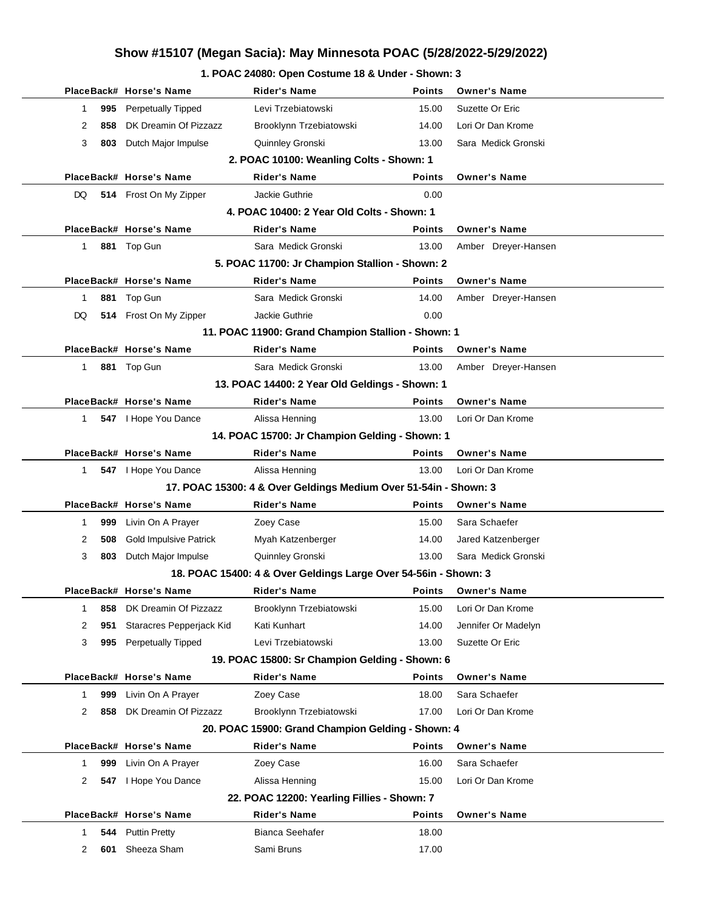# Show #15107 (Megan Sacia): May Minnesota POAC (5/28/2022-5/29/2022)

## 1. POAC 24080: Open Costume 18 & Under - Shown: 3

| Place | Back# | Horse's Name | Rider's Name | Points | Owner's Name |
|---|---|---|---|---|---|
| 1 | 995 | Perpetually Tipped | Levi Trzebiatowski | 15.00 | Suzette Or Eric |
| 2 | 858 | DK Dreamin Of Pizzazz | Brooklynn Trzebiatowski | 14.00 | Lori Or Dan Krome |
| 3 | 803 | Dutch Major Impulse | Quinnley Gronski | 13.00 | Sara Medick Gronski |

## 2. POAC 10100: Weanling Colts - Shown: 1

| Place | Back# | Horse's Name | Rider's Name | Points | Owner's Name |
|---|---|---|---|---|---|
| DQ | 514 | Frost On My Zipper | Jackie Guthrie | 0.00 | |

## 4. POAC 10400: 2 Year Old Colts - Shown: 1

| Place | Back# | Horse's Name | Rider's Name | Points | Owner's Name |
|---|---|---|---|---|---|
| 1 | 881 | Top Gun | Sara Medick Gronski | 13.00 | Amber Dreyer-Hansen |

## 5. POAC 11700: Jr Champion Stallion - Shown: 2

| Place | Back# | Horse's Name | Rider's Name | Points | Owner's Name |
|---|---|---|---|---|---|
| 1 | 881 | Top Gun | Sara Medick Gronski | 14.00 | Amber Dreyer-Hansen |
| DQ | 514 | Frost On My Zipper | Jackie Guthrie | 0.00 | |

## 11. POAC 11900: Grand Champion Stallion - Shown: 1

| Place | Back# | Horse's Name | Rider's Name | Points | Owner's Name |
|---|---|---|---|---|---|
| 1 | 881 | Top Gun | Sara Medick Gronski | 13.00 | Amber Dreyer-Hansen |

## 13. POAC 14400: 2 Year Old Geldings - Shown: 1

| Place | Back# | Horse's Name | Rider's Name | Points | Owner's Name |
|---|---|---|---|---|---|
| 1 | 547 | I Hope You Dance | Alissa Henning | 13.00 | Lori Or Dan Krome |

## 14. POAC 15700: Jr Champion Gelding - Shown: 1

| Place | Back# | Horse's Name | Rider's Name | Points | Owner's Name |
|---|---|---|---|---|---|
| 1 | 547 | I Hope You Dance | Alissa Henning | 13.00 | Lori Or Dan Krome |

## 17. POAC 15300: 4 & Over Geldings Medium Over 51-54in - Shown: 3

| Place | Back# | Horse's Name | Rider's Name | Points | Owner's Name |
|---|---|---|---|---|---|
| 1 | 999 | Livin On A Prayer | Zoey Case | 15.00 | Sara Schaefer |
| 2 | 508 | Gold Impulsive Patrick | Myah Katzenberger | 14.00 | Jared Katzenberger |
| 3 | 803 | Dutch Major Impulse | Quinnley Gronski | 13.00 | Sara Medick Gronski |

## 18. POAC 15400: 4 & Over Geldings Large Over 54-56in - Shown: 3

| Place | Back# | Horse's Name | Rider's Name | Points | Owner's Name |
|---|---|---|---|---|---|
| 1 | 858 | DK Dreamin Of Pizzazz | Brooklynn Trzebiatowski | 15.00 | Lori Or Dan Krome |
| 2 | 951 | Staracres Pepperjack Kid | Kati Kunhart | 14.00 | Jennifer Or Madelyn |
| 3 | 995 | Perpetually Tipped | Levi Trzebiatowski | 13.00 | Suzette Or Eric |

## 19. POAC 15800: Sr Champion Gelding - Shown: 6

| Place | Back# | Horse's Name | Rider's Name | Points | Owner's Name |
|---|---|---|---|---|---|
| 1 | 999 | Livin On A Prayer | Zoey Case | 18.00 | Sara Schaefer |
| 2 | 858 | DK Dreamin Of Pizzazz | Brooklynn Trzebiatowski | 17.00 | Lori Or Dan Krome |

## 20. POAC 15900: Grand Champion Gelding - Shown: 4

| Place | Back# | Horse's Name | Rider's Name | Points | Owner's Name |
|---|---|---|---|---|---|
| 1 | 999 | Livin On A Prayer | Zoey Case | 16.00 | Sara Schaefer |
| 2 | 547 | I Hope You Dance | Alissa Henning | 15.00 | Lori Or Dan Krome |

## 22. POAC 12200: Yearling Fillies - Shown: 7

| Place | Back# | Horse's Name | Rider's Name | Points | Owner's Name |
|---|---|---|---|---|---|
| 1 | 544 | Puttin Pretty | Bianca Seehafer | 18.00 | |
| 2 | 601 | Sheeza Sham | Sami Bruns | 17.00 | |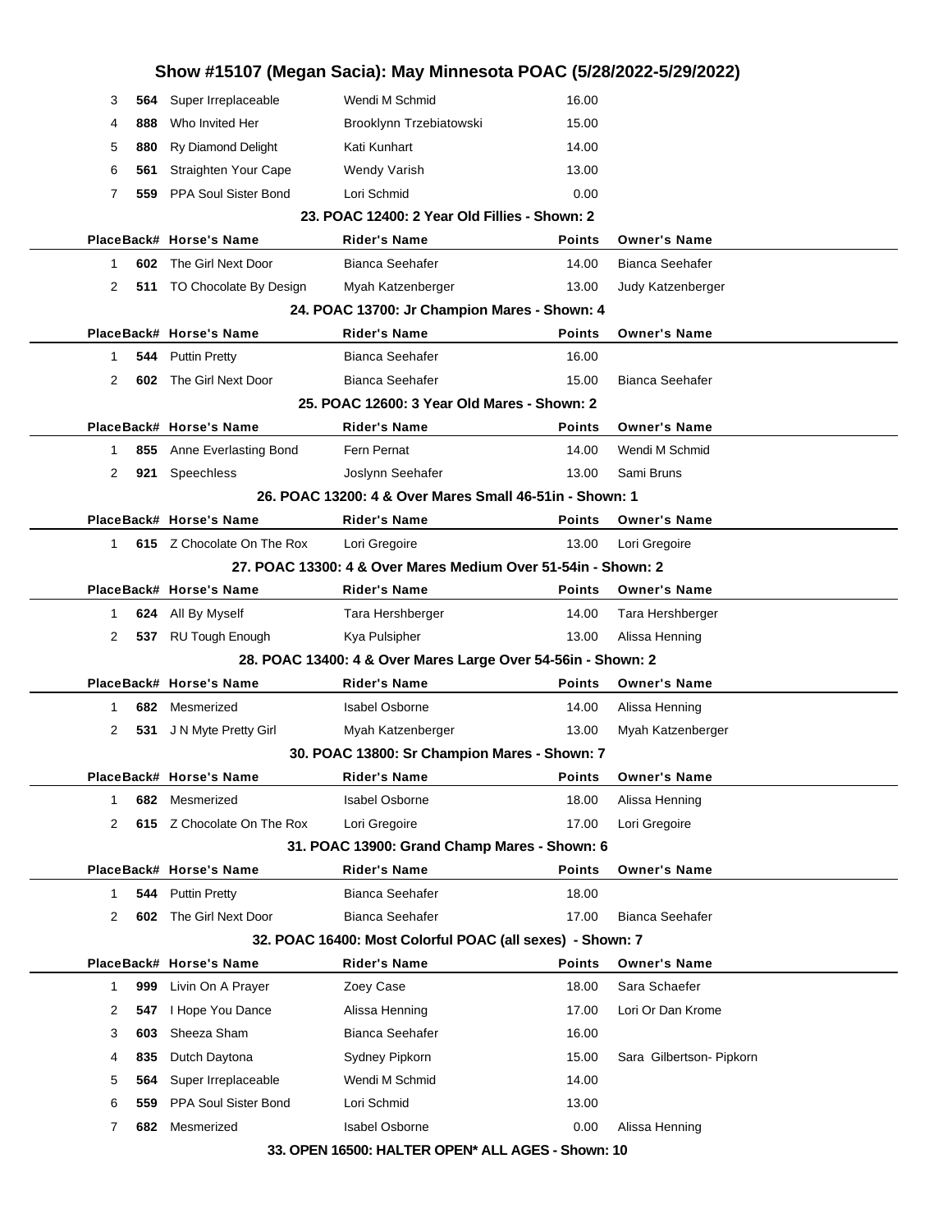| Place | Back# | Horse's Name | Rider's Name | Points | Owner's Name |
|---|---|---|---|---|---|
| 3 | 564 | Super Irreplaceable | Wendi M Schmid | 16.00 | |
| 4 | 888 | Who Invited Her | Brooklynn Trzebiatowski | 15.00 | |
| 5 | 880 | Ry Diamond Delight | Kati Kunhart | 14.00 | |
| 6 | 561 | Straighten Your Cape | Wendy Varish | 13.00 | |
| 7 | 559 | PPA Soul Sister Bond | Lori Schmid | 0.00 | |

### 23. POAC 12400: 2 Year Old Fillies - Shown: 2

| Place | Back# | Horse's Name | Rider's Name | Points | Owner's Name |
|---|---|---|---|---|---|
| 1 | 602 | The Girl Next Door | Bianca Seehafer | 14.00 | Bianca Seehafer |
| 2 | 511 | TO Chocolate By Design | Myah Katzenberger | 13.00 | Judy Katzenberger |

### 24. POAC 13700: Jr Champion Mares - Shown: 4

| Place | Back# | Horse's Name | Rider's Name | Points | Owner's Name |
|---|---|---|---|---|---|
| 1 | 544 | Puttin Pretty | Bianca Seehafer | 16.00 | |
| 2 | 602 | The Girl Next Door | Bianca Seehafer | 15.00 | Bianca Seehafer |

### 25. POAC 12600: 3 Year Old Mares - Shown: 2

| Place | Back# | Horse's Name | Rider's Name | Points | Owner's Name |
|---|---|---|---|---|---|
| 1 | 855 | Anne Everlasting Bond | Fern Pernat | 14.00 | Wendi M Schmid |
| 2 | 921 | Speechless | Joslynn Seehafer | 13.00 | Sami Bruns |

### 26. POAC 13200: 4 & Over Mares Small 46-51in - Shown: 1

| Place | Back# | Horse's Name | Rider's Name | Points | Owner's Name |
|---|---|---|---|---|---|
| 1 | 615 | Z Chocolate On The Rox | Lori Gregoire | 13.00 | Lori Gregoire |

### 27. POAC 13300: 4 & Over Mares Medium Over 51-54in - Shown: 2

| Place | Back# | Horse's Name | Rider's Name | Points | Owner's Name |
|---|---|---|---|---|---|
| 1 | 624 | All By Myself | Tara Hershberger | 14.00 | Tara Hershberger |
| 2 | 537 | RU Tough Enough | Kya Pulsipher | 13.00 | Alissa Henning |

### 28. POAC 13400: 4 & Over Mares Large Over 54-56in - Shown: 2

| Place | Back# | Horse's Name | Rider's Name | Points | Owner's Name |
|---|---|---|---|---|---|
| 1 | 682 | Mesmerized | Isabel Osborne | 14.00 | Alissa Henning |
| 2 | 531 | J N Myte Pretty Girl | Myah Katzenberger | 13.00 | Myah Katzenberger |

### 30. POAC 13800: Sr Champion Mares - Shown: 7

| Place | Back# | Horse's Name | Rider's Name | Points | Owner's Name |
|---|---|---|---|---|---|
| 1 | 682 | Mesmerized | Isabel Osborne | 18.00 | Alissa Henning |
| 2 | 615 | Z Chocolate On The Rox | Lori Gregoire | 17.00 | Lori Gregoire |

### 31. POAC 13900: Grand Champ Mares - Shown: 6

| Place | Back# | Horse's Name | Rider's Name | Points | Owner's Name |
|---|---|---|---|---|---|
| 1 | 544 | Puttin Pretty | Bianca Seehafer | 18.00 | |
| 2 | 602 | The Girl Next Door | Bianca Seehafer | 17.00 | Bianca Seehafer |

### 32. POAC 16400: Most Colorful POAC (all sexes) - Shown: 7

| Place | Back# | Horse's Name | Rider's Name | Points | Owner's Name |
|---|---|---|---|---|---|
| 1 | 999 | Livin On A Prayer | Zoey Case | 18.00 | Sara Schaefer |
| 2 | 547 | I Hope You Dance | Alissa Henning | 17.00 | Lori Or Dan Krome |
| 3 | 603 | Sheeza Sham | Bianca Seehafer | 16.00 | |
| 4 | 835 | Dutch Daytona | Sydney Pipkorn | 15.00 | Sara Gilbertson- Pipkorn |
| 5 | 564 | Super Irreplaceable | Wendi M Schmid | 14.00 | |
| 6 | 559 | PPA Soul Sister Bond | Lori Schmid | 13.00 | |
| 7 | 682 | Mesmerized | Isabel Osborne | 0.00 | Alissa Henning |

### 33. OPEN 16500: HALTER OPEN* ALL AGES - Shown: 10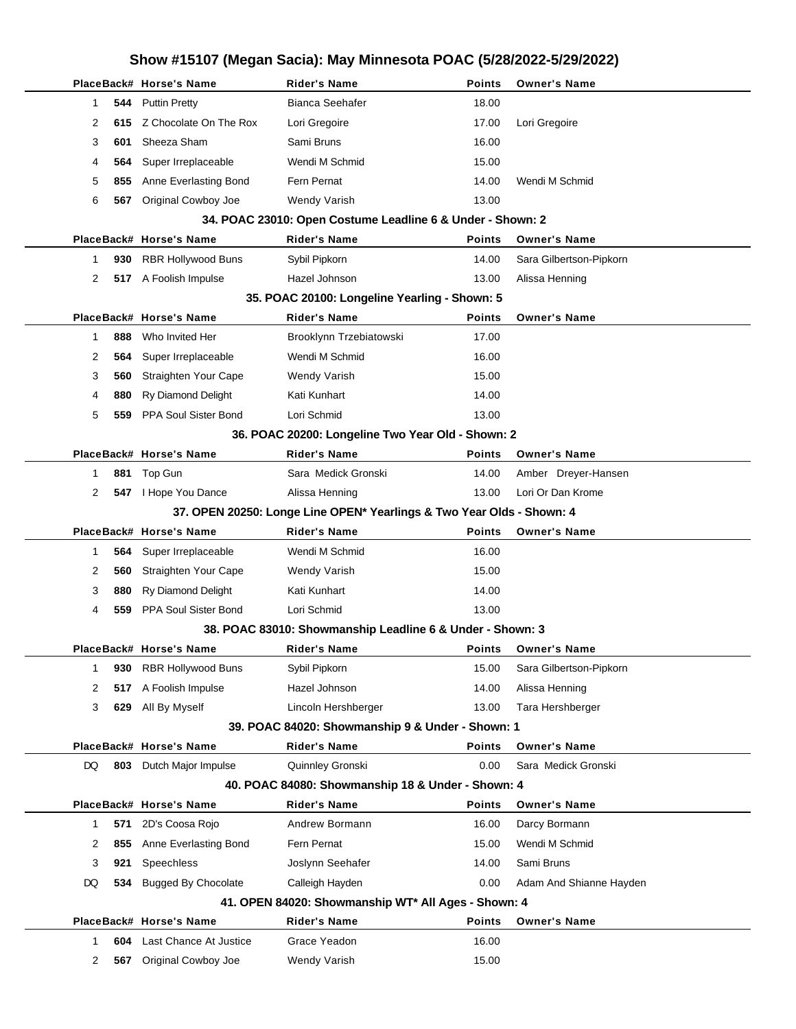# Show #15107 (Megan Sacia): May Minnesota POAC (5/28/2022-5/29/2022)

| Place | Back# | Horse's Name | Rider's Name | Points | Owner's Name |
|---|---|---|---|---|---|
| 1 | 544 | Puttin Pretty | Bianca Seehafer | 18.00 | |
| 2 | 615 | Z Chocolate On The Rox | Lori Gregoire | 17.00 | Lori Gregoire |
| 3 | 601 | Sheeza Sham | Sami Bruns | 16.00 | |
| 4 | 564 | Super Irreplaceable | Wendi M Schmid | 15.00 | |
| 5 | 855 | Anne Everlasting Bond | Fern Pernat | 14.00 | Wendi M Schmid |
| 6 | 567 | Original Cowboy Joe | Wendy Varish | 13.00 | |

### 34. POAC 23010: Open Costume Leadline 6 & Under - Shown: 2

| Place | Back# | Horse's Name | Rider's Name | Points | Owner's Name |
|---|---|---|---|---|---|
| 1 | 930 | RBR Hollywood Buns | Sybil Pipkorn | 14.00 | Sara Gilbertson-Pipkorn |
| 2 | 517 | A Foolish Impulse | Hazel Johnson | 13.00 | Alissa Henning |

### 35. POAC 20100: Longeline Yearling - Shown: 5

| Place | Back# | Horse's Name | Rider's Name | Points | Owner's Name |
|---|---|---|---|---|---|
| 1 | 888 | Who Invited Her | Brooklynn Trzebiatowski | 17.00 | |
| 2 | 564 | Super Irreplaceable | Wendi M Schmid | 16.00 | |
| 3 | 560 | Straighten Your Cape | Wendy Varish | 15.00 | |
| 4 | 880 | Ry Diamond Delight | Kati Kunhart | 14.00 | |
| 5 | 559 | PPA Soul Sister Bond | Lori Schmid | 13.00 | |

### 36. POAC 20200: Longeline Two Year Old - Shown: 2

| Place | Back# | Horse's Name | Rider's Name | Points | Owner's Name |
|---|---|---|---|---|---|
| 1 | 881 | Top Gun | Sara Medick Gronski | 14.00 | Amber Dreyer-Hansen |
| 2 | 547 | I Hope You Dance | Alissa Henning | 13.00 | Lori Or Dan Krome |

### 37. OPEN 20250: Longe Line OPEN* Yearlings & Two Year Olds - Shown: 4

| Place | Back# | Horse's Name | Rider's Name | Points | Owner's Name |
|---|---|---|---|---|---|
| 1 | 564 | Super Irreplaceable | Wendi M Schmid | 16.00 | |
| 2 | 560 | Straighten Your Cape | Wendy Varish | 15.00 | |
| 3 | 880 | Ry Diamond Delight | Kati Kunhart | 14.00 | |
| 4 | 559 | PPA Soul Sister Bond | Lori Schmid | 13.00 | |

### 38. POAC 83010: Showmanship Leadline 6 & Under - Shown: 3

| Place | Back# | Horse's Name | Rider's Name | Points | Owner's Name |
|---|---|---|---|---|---|
| 1 | 930 | RBR Hollywood Buns | Sybil Pipkorn | 15.00 | Sara Gilbertson-Pipkorn |
| 2 | 517 | A Foolish Impulse | Hazel Johnson | 14.00 | Alissa Henning |
| 3 | 629 | All By Myself | Lincoln Hershberger | 13.00 | Tara Hershberger |

### 39. POAC 84020: Showmanship 9 & Under - Shown: 1

| Place | Back# | Horse's Name | Rider's Name | Points | Owner's Name |
|---|---|---|---|---|---|
| DQ | 803 | Dutch Major Impulse | Quinnley Gronski | 0.00 | Sara Medick Gronski |

### 40. POAC 84080: Showmanship 18 & Under - Shown: 4

| Place | Back# | Horse's Name | Rider's Name | Points | Owner's Name |
|---|---|---|---|---|---|
| 1 | 571 | 2D's Coosa Rojo | Andrew Bormann | 16.00 | Darcy Bormann |
| 2 | 855 | Anne Everlasting Bond | Fern Pernat | 15.00 | Wendi M Schmid |
| 3 | 921 | Speechless | Joslynn Seehafer | 14.00 | Sami Bruns |
| DQ | 534 | Bugged By Chocolate | Calleigh Hayden | 0.00 | Adam And Shianne Hayden |

### 41. OPEN 84020: Showmanship WT* All Ages - Shown: 4

| Place | Back# | Horse's Name | Rider's Name | Points | Owner's Name |
|---|---|---|---|---|---|
| 1 | 604 | Last Chance At Justice | Grace Yeadon | 16.00 | |
| 2 | 567 | Original Cowboy Joe | Wendy Varish | 15.00 | |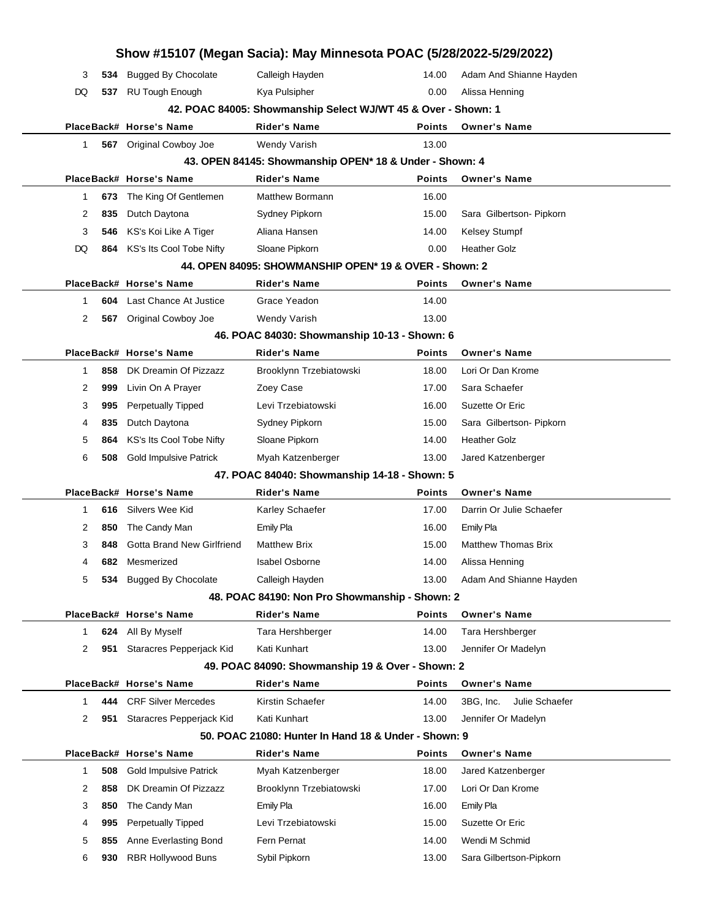| Place | Back# | Horse's Name | Rider's Name | Points | Owner's Name |
|---|---|---|---|---|---|
| 3 | 534 | Bugged By Chocolate | Calleigh Hayden | 14.00 | Adam And Shianne Hayden |
| DQ | 537 | RU Tough Enough | Kya Pulsipher | 0.00 | Alissa Henning |

### 42. POAC 84005: Showmanship Select WJ/WT 45 & Over - Shown: 1

| Place | Back# | Horse's Name | Rider's Name | Points | Owner's Name |
|---|---|---|---|---|---|
| 1 | 567 | Original Cowboy Joe | Wendy Varish | 13.00 | |

### 43. OPEN 84145: Showmanship OPEN* 18 & Under - Shown: 4

| Place | Back# | Horse's Name | Rider's Name | Points | Owner's Name |
|---|---|---|---|---|---|
| 1 | 673 | The King Of Gentlemen | Matthew Bormann | 16.00 | |
| 2 | 835 | Dutch Daytona | Sydney Pipkorn | 15.00 | Sara Gilbertson- Pipkorn |
| 3 | 546 | KS's Koi Like A Tiger | Aliana Hansen | 14.00 | Kelsey Stumpf |
| DQ | 864 | KS's Its Cool Tobe Nifty | Sloane Pipkorn | 0.00 | Heather Golz |

### 44. OPEN 84095: SHOWMANSHIP OPEN* 19 & OVER - Shown: 2

| Place | Back# | Horse's Name | Rider's Name | Points | Owner's Name |
|---|---|---|---|---|---|
| 1 | 604 | Last Chance At Justice | Grace Yeadon | 14.00 | |
| 2 | 567 | Original Cowboy Joe | Wendy Varish | 13.00 | |

### 46. POAC 84030: Showmanship 10-13 - Shown: 6

| Place | Back# | Horse's Name | Rider's Name | Points | Owner's Name |
|---|---|---|---|---|---|
| 1 | 858 | DK Dreamin Of Pizzazz | Brooklynn Trzebiatowski | 18.00 | Lori Or Dan Krome |
| 2 | 999 | Livin On A Prayer | Zoey Case | 17.00 | Sara Schaefer |
| 3 | 995 | Perpetually Tipped | Levi Trzebiatowski | 16.00 | Suzette Or Eric |
| 4 | 835 | Dutch Daytona | Sydney Pipkorn | 15.00 | Sara Gilbertson- Pipkorn |
| 5 | 864 | KS's Its Cool Tobe Nifty | Sloane Pipkorn | 14.00 | Heather Golz |
| 6 | 508 | Gold Impulsive Patrick | Myah Katzenberger | 13.00 | Jared Katzenberger |

### 47. POAC 84040: Showmanship 14-18 - Shown: 5

| Place | Back# | Horse's Name | Rider's Name | Points | Owner's Name |
|---|---|---|---|---|---|
| 1 | 616 | Silvers Wee Kid | Karley Schaefer | 17.00 | Darrin Or Julie Schaefer |
| 2 | 850 | The Candy Man | Emily Pla | 16.00 | Emily Pla |
| 3 | 848 | Gotta Brand New Girlfriend | Matthew Brix | 15.00 | Matthew Thomas Brix |
| 4 | 682 | Mesmerized | Isabel Osborne | 14.00 | Alissa Henning |
| 5 | 534 | Bugged By Chocolate | Calleigh Hayden | 13.00 | Adam And Shianne Hayden |

### 48. POAC 84190: Non Pro Showmanship - Shown: 2

| Place | Back# | Horse's Name | Rider's Name | Points | Owner's Name |
|---|---|---|---|---|---|
| 1 | 624 | All By Myself | Tara Hershberger | 14.00 | Tara Hershberger |
| 2 | 951 | Staracres Pepperjack Kid | Kati Kunhart | 13.00 | Jennifer Or Madelyn |

### 49. POAC 84090: Showmanship 19 & Over - Shown: 2

| Place | Back# | Horse's Name | Rider's Name | Points | Owner's Name |
|---|---|---|---|---|---|
| 1 | 444 | CRF Silver Mercedes | Kirstin Schaefer | 14.00 | 3BG, Inc. Julie Schaefer |
| 2 | 951 | Staracres Pepperjack Kid | Kati Kunhart | 13.00 | Jennifer Or Madelyn |

### 50. POAC 21080: Hunter In Hand 18 & Under - Shown: 9

| Place | Back# | Horse's Name | Rider's Name | Points | Owner's Name |
|---|---|---|---|---|---|
| 1 | 508 | Gold Impulsive Patrick | Myah Katzenberger | 18.00 | Jared Katzenberger |
| 2 | 858 | DK Dreamin Of Pizzazz | Brooklynn Trzebiatowski | 17.00 | Lori Or Dan Krome |
| 3 | 850 | The Candy Man | Emily Pla | 16.00 | Emily Pla |
| 4 | 995 | Perpetually Tipped | Levi Trzebiatowski | 15.00 | Suzette Or Eric |
| 5 | 855 | Anne Everlasting Bond | Fern Pernat | 14.00 | Wendi M Schmid |
| 6 | 930 | RBR Hollywood Buns | Sybil Pipkorn | 13.00 | Sara Gilbertson-Pipkorn |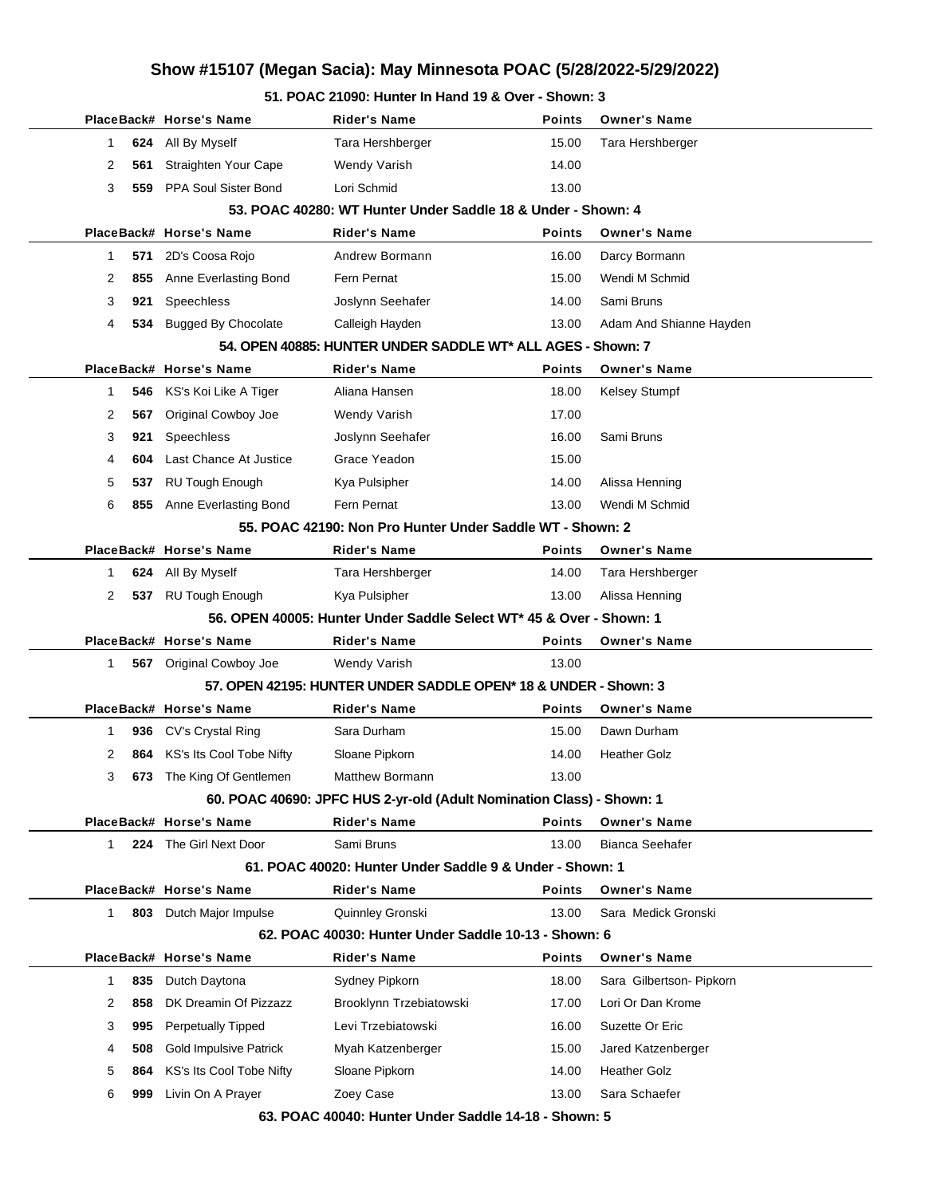# Show #15107 (Megan Sacia): May Minnesota POAC (5/28/2022-5/29/2022)

### 51. POAC 21090: Hunter In Hand 19 & Over - Shown: 3

| Place | Back# | Horse's Name | Rider's Name | Points | Owner's Name |
|---|---|---|---|---|---|
| 1 | 624 | All By Myself | Tara Hershberger | 15.00 | Tara Hershberger |
| 2 | 561 | Straighten Your Cape | Wendy Varish | 14.00 | |
| 3 | 559 | PPA Soul Sister Bond | Lori Schmid | 13.00 | |

### 53. POAC 40280: WT Hunter Under Saddle 18 & Under - Shown: 4

| Place | Back# | Horse's Name | Rider's Name | Points | Owner's Name |
|---|---|---|---|---|---|
| 1 | 571 | 2D's Coosa Rojo | Andrew Bormann | 16.00 | Darcy Bormann |
| 2 | 855 | Anne Everlasting Bond | Fern Pernat | 15.00 | Wendi M Schmid |
| 3 | 921 | Speechless | Joslynn Seehafer | 14.00 | Sami Bruns |
| 4 | 534 | Bugged By Chocolate | Calleigh Hayden | 13.00 | Adam And Shianne Hayden |

### 54. OPEN 40885: HUNTER UNDER SADDLE WT* ALL AGES - Shown: 7

| Place | Back# | Horse's Name | Rider's Name | Points | Owner's Name |
|---|---|---|---|---|---|
| 1 | 546 | KS's Koi Like A Tiger | Aliana Hansen | 18.00 | Kelsey Stumpf |
| 2 | 567 | Original Cowboy Joe | Wendy Varish | 17.00 | |
| 3 | 921 | Speechless | Joslynn Seehafer | 16.00 | Sami Bruns |
| 4 | 604 | Last Chance At Justice | Grace Yeadon | 15.00 | |
| 5 | 537 | RU Tough Enough | Kya Pulsipher | 14.00 | Alissa Henning |
| 6 | 855 | Anne Everlasting Bond | Fern Pernat | 13.00 | Wendi M Schmid |

### 55. POAC 42190: Non Pro Hunter Under Saddle WT - Shown: 2

| Place | Back# | Horse's Name | Rider's Name | Points | Owner's Name |
|---|---|---|---|---|---|
| 1 | 624 | All By Myself | Tara Hershberger | 14.00 | Tara Hershberger |
| 2 | 537 | RU Tough Enough | Kya Pulsipher | 13.00 | Alissa Henning |

### 56. OPEN 40005: Hunter Under Saddle Select WT* 45 & Over - Shown: 1

| Place | Back# | Horse's Name | Rider's Name | Points | Owner's Name |
|---|---|---|---|---|---|
| 1 | 567 | Original Cowboy Joe | Wendy Varish | 13.00 | |

### 57. OPEN 42195: HUNTER UNDER SADDLE OPEN* 18 & UNDER - Shown: 3

| Place | Back# | Horse's Name | Rider's Name | Points | Owner's Name |
|---|---|---|---|---|---|
| 1 | 936 | CV's Crystal Ring | Sara Durham | 15.00 | Dawn Durham |
| 2 | 864 | KS's Its Cool Tobe Nifty | Sloane Pipkorn | 14.00 | Heather Golz |
| 3 | 673 | The King Of Gentlemen | Matthew Bormann | 13.00 | |

### 60. POAC 40690: JPFC HUS 2-yr-old (Adult Nomination Class) - Shown: 1

| Place | Back# | Horse's Name | Rider's Name | Points | Owner's Name |
|---|---|---|---|---|---|
| 1 | 224 | The Girl Next Door | Sami Bruns | 13.00 | Bianca Seehafer |

### 61. POAC 40020: Hunter Under Saddle 9 & Under - Shown: 1

| Place | Back# | Horse's Name | Rider's Name | Points | Owner's Name |
|---|---|---|---|---|---|
| 1 | 803 | Dutch Major Impulse | Quinnley Gronski | 13.00 | Sara Medick Gronski |

### 62. POAC 40030: Hunter Under Saddle 10-13 - Shown: 6

| Place | Back# | Horse's Name | Rider's Name | Points | Owner's Name |
|---|---|---|---|---|---|
| 1 | 835 | Dutch Daytona | Sydney Pipkorn | 18.00 | Sara Gilbertson- Pipkorn |
| 2 | 858 | DK Dreamin Of Pizzazz | Brooklynn Trzebiatowski | 17.00 | Lori Or Dan Krome |
| 3 | 995 | Perpetually Tipped | Levi Trzebiatowski | 16.00 | Suzette Or Eric |
| 4 | 508 | Gold Impulsive Patrick | Myah Katzenberger | 15.00 | Jared Katzenberger |
| 5 | 864 | KS's Its Cool Tobe Nifty | Sloane Pipkorn | 14.00 | Heather Golz |
| 6 | 999 | Livin On A Prayer | Zoey Case | 13.00 | Sara Schaefer |

### 63. POAC 40040: Hunter Under Saddle 14-18 - Shown: 5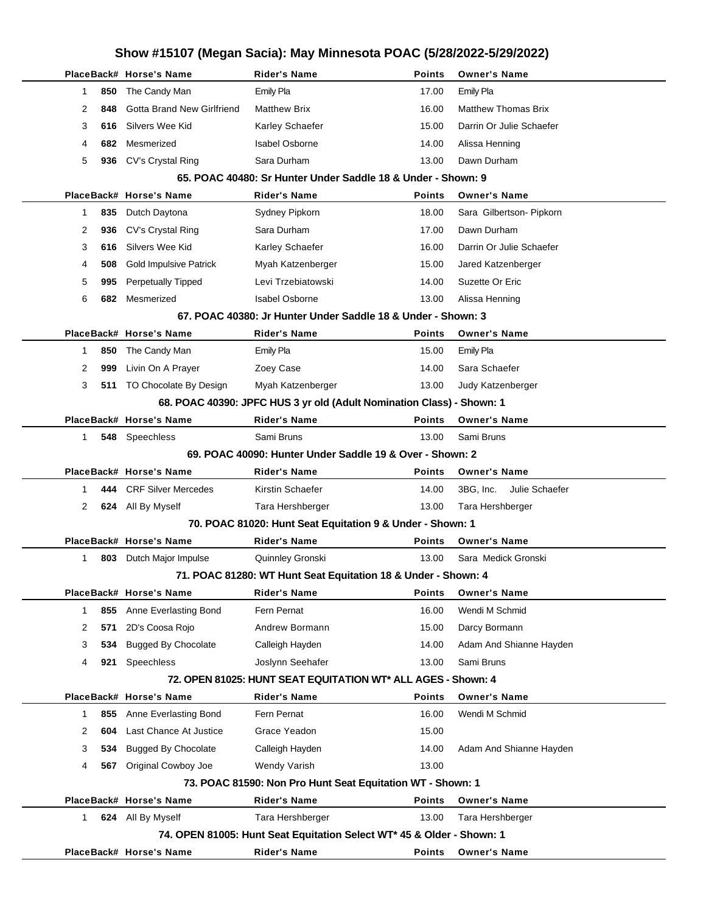# Show #15107 (Megan Sacia): May Minnesota POAC (5/28/2022-5/29/2022)

| Place | Back# | Horse's Name | Rider's Name | Points | Owner's Name |
|---|---|---|---|---|---|
| 1 | 850 | The Candy Man | Emily Pla | 17.00 | Emily Pla |
| 2 | 848 | Gotta Brand New Girlfriend | Matthew Brix | 16.00 | Matthew Thomas Brix |
| 3 | 616 | Silvers Wee Kid | Karley Schaefer | 15.00 | Darrin Or Julie Schaefer |
| 4 | 682 | Mesmerized | Isabel Osborne | 14.00 | Alissa Henning |
| 5 | 936 | CV's Crystal Ring | Sara Durham | 13.00 | Dawn Durham |

### 65. POAC 40480: Sr Hunter Under Saddle 18 & Under - Shown: 9

| Place | Back# | Horse's Name | Rider's Name | Points | Owner's Name |
|---|---|---|---|---|---|
| 1 | 835 | Dutch Daytona | Sydney Pipkorn | 18.00 | Sara Gilbertson- Pipkorn |
| 2 | 936 | CV's Crystal Ring | Sara Durham | 17.00 | Dawn Durham |
| 3 | 616 | Silvers Wee Kid | Karley Schaefer | 16.00 | Darrin Or Julie Schaefer |
| 4 | 508 | Gold Impulsive Patrick | Myah Katzenberger | 15.00 | Jared Katzenberger |
| 5 | 995 | Perpetually Tipped | Levi Trzebiatowski | 14.00 | Suzette Or Eric |
| 6 | 682 | Mesmerized | Isabel Osborne | 13.00 | Alissa Henning |

### 67. POAC 40380: Jr Hunter Under Saddle 18 & Under - Shown: 3

| Place | Back# | Horse's Name | Rider's Name | Points | Owner's Name |
|---|---|---|---|---|---|
| 1 | 850 | The Candy Man | Emily Pla | 15.00 | Emily Pla |
| 2 | 999 | Livin On A Prayer | Zoey Case | 14.00 | Sara Schaefer |
| 3 | 511 | TO Chocolate By Design | Myah Katzenberger | 13.00 | Judy Katzenberger |

### 68. POAC 40390: JPFC HUS 3 yr old (Adult Nomination Class) - Shown: 1

| Place | Back# | Horse's Name | Rider's Name | Points | Owner's Name |
|---|---|---|---|---|---|
| 1 | 548 | Speechless | Sami Bruns | 13.00 | Sami Bruns |

### 69. POAC 40090: Hunter Under Saddle 19 & Over - Shown: 2

| Place | Back# | Horse's Name | Rider's Name | Points | Owner's Name |
|---|---|---|---|---|---|
| 1 | 444 | CRF Silver Mercedes | Kirstin Schaefer | 14.00 | 3BG, Inc. Julie Schaefer |
| 2 | 624 | All By Myself | Tara Hershberger | 13.00 | Tara Hershberger |

### 70. POAC 81020: Hunt Seat Equitation 9 & Under - Shown: 1

| Place | Back# | Horse's Name | Rider's Name | Points | Owner's Name |
|---|---|---|---|---|---|
| 1 | 803 | Dutch Major Impulse | Quinnley Gronski | 13.00 | Sara Medick Gronski |

### 71. POAC 81280: WT Hunt Seat Equitation 18 & Under - Shown: 4

| Place | Back# | Horse's Name | Rider's Name | Points | Owner's Name |
|---|---|---|---|---|---|
| 1 | 855 | Anne Everlasting Bond | Fern Pernat | 16.00 | Wendi M Schmid |
| 2 | 571 | 2D's Coosa Rojo | Andrew Bormann | 15.00 | Darcy Bormann |
| 3 | 534 | Bugged By Chocolate | Calleigh Hayden | 14.00 | Adam And Shianne Hayden |
| 4 | 921 | Speechless | Joslynn Seehafer | 13.00 | Sami Bruns |

### 72. OPEN 81025: HUNT SEAT EQUITATION WT* ALL AGES - Shown: 4

| Place | Back# | Horse's Name | Rider's Name | Points | Owner's Name |
|---|---|---|---|---|---|
| 1 | 855 | Anne Everlasting Bond | Fern Pernat | 16.00 | Wendi M Schmid |
| 2 | 604 | Last Chance At Justice | Grace Yeadon | 15.00 | |
| 3 | 534 | Bugged By Chocolate | Calleigh Hayden | 14.00 | Adam And Shianne Hayden |
| 4 | 567 | Original Cowboy Joe | Wendy Varish | 13.00 | |

### 73. POAC 81590: Non Pro Hunt Seat Equitation WT - Shown: 1

| Place | Back# | Horse's Name | Rider's Name | Points | Owner's Name |
|---|---|---|---|---|---|
| 1 | 624 | All By Myself | Tara Hershberger | 13.00 | Tara Hershberger |

### 74. OPEN 81005: Hunt Seat Equitation Select WT* 45 & Older - Shown: 1

| Place | Back# | Horse's Name | Rider's Name | Points | Owner's Name |
|---|---|---|---|---|---|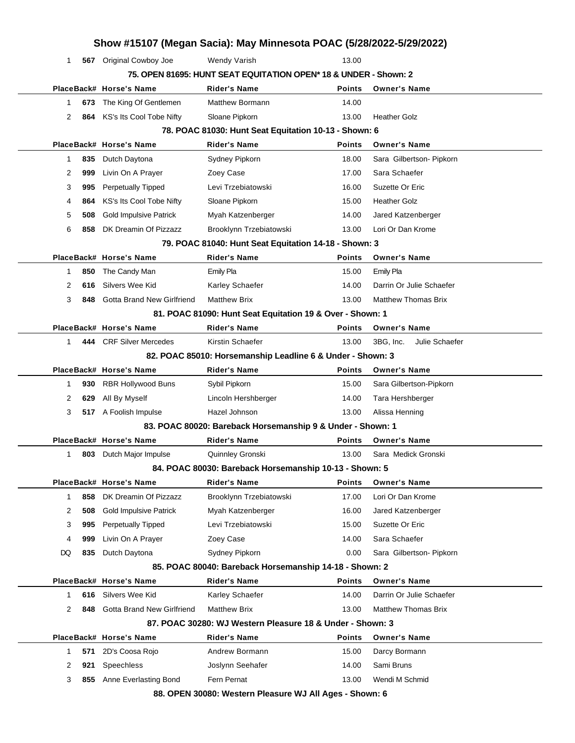# Show #15107 (Megan Sacia): May Minnesota POAC (5/28/2022-5/29/2022)

| Place | Back# | Horse's Name | Rider's Name | Points | Owner's Name |
|---|---|---|---|---|---|
| 1 | 567 | Original Cowboy Joe | Wendy Varish | 13.00 | |

### 75. OPEN 81695: HUNT SEAT EQUITATION OPEN* 18 & UNDER - Shown: 2

| Place | Back# | Horse's Name | Rider's Name | Points | Owner's Name |
|---|---|---|---|---|---|
| 1 | 673 | The King Of Gentlemen | Matthew Bormann | 14.00 | |
| 2 | 864 | KS's Its Cool Tobe Nifty | Sloane Pipkorn | 13.00 | Heather Golz |

### 78. POAC 81030: Hunt Seat Equitation 10-13 - Shown: 6

| Place | Back# | Horse's Name | Rider's Name | Points | Owner's Name |
|---|---|---|---|---|---|
| 1 | 835 | Dutch Daytona | Sydney Pipkorn | 18.00 | Sara Gilbertson- Pipkorn |
| 2 | 999 | Livin On A Prayer | Zoey Case | 17.00 | Sara Schaefer |
| 3 | 995 | Perpetually Tipped | Levi Trzebiatowski | 16.00 | Suzette Or Eric |
| 4 | 864 | KS's Its Cool Tobe Nifty | Sloane Pipkorn | 15.00 | Heather Golz |
| 5 | 508 | Gold Impulsive Patrick | Myah Katzenberger | 14.00 | Jared Katzenberger |
| 6 | 858 | DK Dreamin Of Pizzazz | Brooklynn Trzebiatowski | 13.00 | Lori Or Dan Krome |

### 79. POAC 81040: Hunt Seat Equitation 14-18 - Shown: 3

| Place | Back# | Horse's Name | Rider's Name | Points | Owner's Name |
|---|---|---|---|---|---|
| 1 | 850 | The Candy Man | Emily Pla | 15.00 | Emily Pla |
| 2 | 616 | Silvers Wee Kid | Karley Schaefer | 14.00 | Darrin Or Julie Schaefer |
| 3 | 848 | Gotta Brand New Girlfriend | Matthew Brix | 13.00 | Matthew Thomas Brix |

### 81. POAC 81090: Hunt Seat Equitation 19 & Over - Shown: 1

| Place | Back# | Horse's Name | Rider's Name | Points | Owner's Name |
|---|---|---|---|---|---|
| 1 | 444 | CRF Silver Mercedes | Kirstin Schaefer | 13.00 | 3BG, Inc. Julie Schaefer |

### 82. POAC 85010: Horsemanship Leadline 6 & Under - Shown: 3

| Place | Back# | Horse's Name | Rider's Name | Points | Owner's Name |
|---|---|---|---|---|---|
| 1 | 930 | RBR Hollywood Buns | Sybil Pipkorn | 15.00 | Sara Gilbertson-Pipkorn |
| 2 | 629 | All By Myself | Lincoln Hershberger | 14.00 | Tara Hershberger |
| 3 | 517 | A Foolish Impulse | Hazel Johnson | 13.00 | Alissa Henning |

### 83. POAC 80020: Bareback Horsemanship 9 & Under - Shown: 1

| Place | Back# | Horse's Name | Rider's Name | Points | Owner's Name |
|---|---|---|---|---|---|
| 1 | 803 | Dutch Major Impulse | Quinnley Gronski | 13.00 | Sara Medick Gronski |

### 84. POAC 80030: Bareback Horsemanship 10-13 - Shown: 5

| Place | Back# | Horse's Name | Rider's Name | Points | Owner's Name |
|---|---|---|---|---|---|
| 1 | 858 | DK Dreamin Of Pizzazz | Brooklynn Trzebiatowski | 17.00 | Lori Or Dan Krome |
| 2 | 508 | Gold Impulsive Patrick | Myah Katzenberger | 16.00 | Jared Katzenberger |
| 3 | 995 | Perpetually Tipped | Levi Trzebiatowski | 15.00 | Suzette Or Eric |
| 4 | 999 | Livin On A Prayer | Zoey Case | 14.00 | Sara Schaefer |
| DQ | 835 | Dutch Daytona | Sydney Pipkorn | 0.00 | Sara Gilbertson- Pipkorn |

### 85. POAC 80040: Bareback Horsemanship 14-18 - Shown: 2

| Place | Back# | Horse's Name | Rider's Name | Points | Owner's Name |
|---|---|---|---|---|---|
| 1 | 616 | Silvers Wee Kid | Karley Schaefer | 14.00 | Darrin Or Julie Schaefer |
| 2 | 848 | Gotta Brand New Girlfriend | Matthew Brix | 13.00 | Matthew Thomas Brix |

### 87. POAC 30280: WJ Western Pleasure 18 & Under - Shown: 3

| Place | Back# | Horse's Name | Rider's Name | Points | Owner's Name |
|---|---|---|---|---|---|
| 1 | 571 | 2D's Coosa Rojo | Andrew Bormann | 15.00 | Darcy Bormann |
| 2 | 921 | Speechless | Joslynn Seehafer | 14.00 | Sami Bruns |
| 3 | 855 | Anne Everlasting Bond | Fern Pernat | 13.00 | Wendi M Schmid |

### 88. OPEN 30080: Western Pleasure WJ All Ages - Shown: 6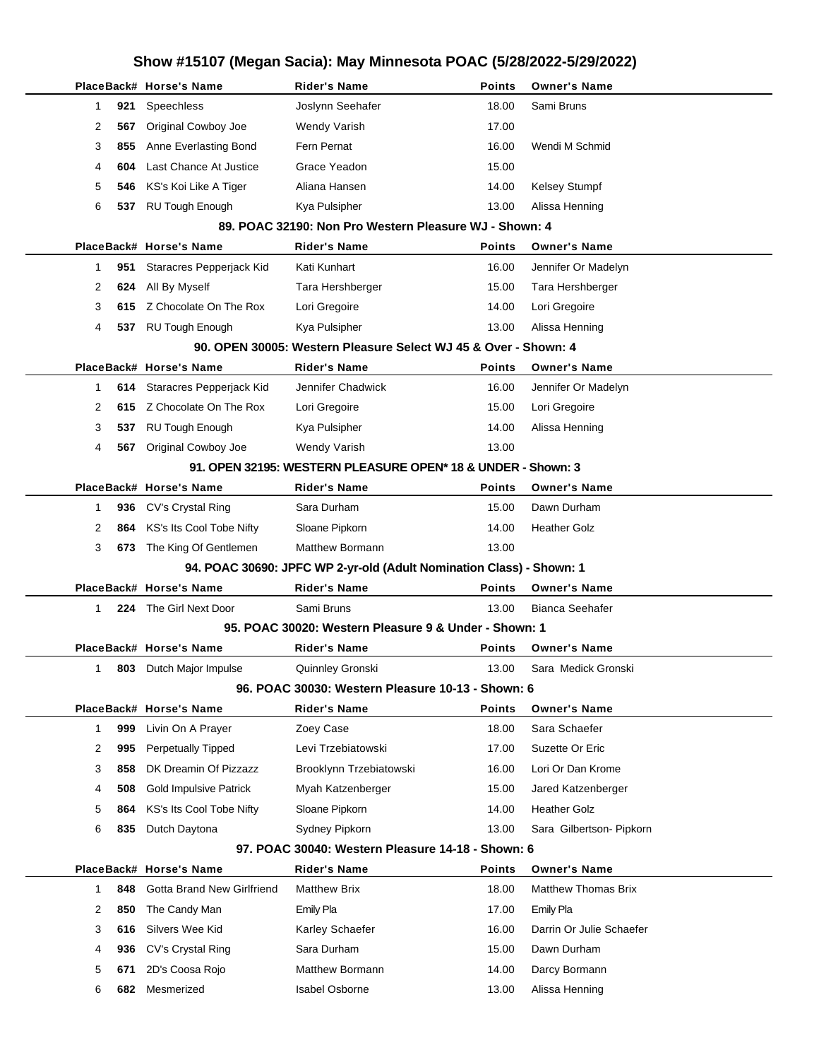# Show #15107 (Megan Sacia): May Minnesota POAC (5/28/2022-5/29/2022)

| Place | Back# | Horse's Name | Rider's Name | Points | Owner's Name |
|---|---|---|---|---|---|
| 1 | 921 | Speechless | Joslynn Seehafer | 18.00 | Sami Bruns |
| 2 | 567 | Original Cowboy Joe | Wendy Varish | 17.00 | |
| 3 | 855 | Anne Everlasting Bond | Fern Pernat | 16.00 | Wendi M Schmid |
| 4 | 604 | Last Chance At Justice | Grace Yeadon | 15.00 | |
| 5 | 546 | KS's Koi Like A Tiger | Aliana Hansen | 14.00 | Kelsey Stumpf |
| 6 | 537 | RU Tough Enough | Kya Pulsipher | 13.00 | Alissa Henning |

### 89. POAC 32190: Non Pro Western Pleasure WJ - Shown: 4

| Place | Back# | Horse's Name | Rider's Name | Points | Owner's Name |
|---|---|---|---|---|---|
| 1 | 951 | Staracres Pepperjack Kid | Kati Kunhart | 16.00 | Jennifer Or Madelyn |
| 2 | 624 | All By Myself | Tara Hershberger | 15.00 | Tara Hershberger |
| 3 | 615 | Z Chocolate On The Rox | Lori Gregoire | 14.00 | Lori Gregoire |
| 4 | 537 | RU Tough Enough | Kya Pulsipher | 13.00 | Alissa Henning |

### 90. OPEN 30005: Western Pleasure Select WJ 45 & Over - Shown: 4

| Place | Back# | Horse's Name | Rider's Name | Points | Owner's Name |
|---|---|---|---|---|---|
| 1 | 614 | Staracres Pepperjack Kid | Jennifer Chadwick | 16.00 | Jennifer Or Madelyn |
| 2 | 615 | Z Chocolate On The Rox | Lori Gregoire | 15.00 | Lori Gregoire |
| 3 | 537 | RU Tough Enough | Kya Pulsipher | 14.00 | Alissa Henning |
| 4 | 567 | Original Cowboy Joe | Wendy Varish | 13.00 | |

### 91. OPEN 32195: WESTERN PLEASURE OPEN* 18 & UNDER - Shown: 3

| Place | Back# | Horse's Name | Rider's Name | Points | Owner's Name |
|---|---|---|---|---|---|
| 1 | 936 | CV's Crystal Ring | Sara Durham | 15.00 | Dawn Durham |
| 2 | 864 | KS's Its Cool Tobe Nifty | Sloane Pipkorn | 14.00 | Heather Golz |
| 3 | 673 | The King Of Gentlemen | Matthew Bormann | 13.00 | |

### 94. POAC 30690: JPFC WP 2-yr-old (Adult Nomination Class) - Shown: 1

| Place | Back# | Horse's Name | Rider's Name | Points | Owner's Name |
|---|---|---|---|---|---|
| 1 | 224 | The Girl Next Door | Sami Bruns | 13.00 | Bianca Seehafer |

### 95. POAC 30020: Western Pleasure 9 & Under - Shown: 1

| Place | Back# | Horse's Name | Rider's Name | Points | Owner's Name |
|---|---|---|---|---|---|
| 1 | 803 | Dutch Major Impulse | Quinnley Gronski | 13.00 | Sara Medick Gronski |

### 96. POAC 30030: Western Pleasure 10-13 - Shown: 6

| Place | Back# | Horse's Name | Rider's Name | Points | Owner's Name |
|---|---|---|---|---|---|
| 1 | 999 | Livin On A Prayer | Zoey Case | 18.00 | Sara Schaefer |
| 2 | 995 | Perpetually Tipped | Levi Trzebiatowski | 17.00 | Suzette Or Eric |
| 3 | 858 | DK Dreamin Of Pizzazz | Brooklynn Trzebiatowski | 16.00 | Lori Or Dan Krome |
| 4 | 508 | Gold Impulsive Patrick | Myah Katzenberger | 15.00 | Jared Katzenberger |
| 5 | 864 | KS's Its Cool Tobe Nifty | Sloane Pipkorn | 14.00 | Heather Golz |
| 6 | 835 | Dutch Daytona | Sydney Pipkorn | 13.00 | Sara Gilbertson- Pipkorn |

### 97. POAC 30040: Western Pleasure 14-18 - Shown: 6

| Place | Back# | Horse's Name | Rider's Name | Points | Owner's Name |
|---|---|---|---|---|---|
| 1 | 848 | Gotta Brand New Girlfriend | Matthew Brix | 18.00 | Matthew Thomas Brix |
| 2 | 850 | The Candy Man | Emily Pla | 17.00 | Emily Pla |
| 3 | 616 | Silvers Wee Kid | Karley Schaefer | 16.00 | Darrin Or Julie Schaefer |
| 4 | 936 | CV's Crystal Ring | Sara Durham | 15.00 | Dawn Durham |
| 5 | 671 | 2D's Coosa Rojo | Matthew Bormann | 14.00 | Darcy Bormann |
| 6 | 682 | Mesmerized | Isabel Osborne | 13.00 | Alissa Henning |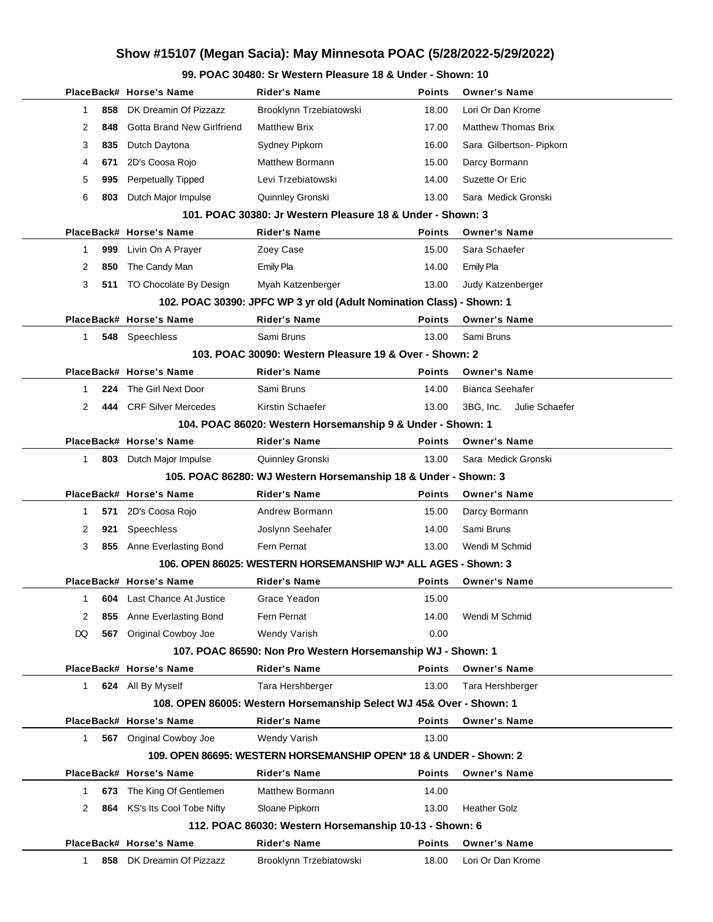# Show #15107 (Megan Sacia): May Minnesota POAC (5/28/2022-5/29/2022)

### 99. POAC 30480: Sr Western Pleasure 18 & Under - Shown: 10

| Place | Back# | Horse's Name | Rider's Name | Points | Owner's Name |
|---|---|---|---|---|---|
| 1 | 858 | DK Dreamin Of Pizzazz | Brooklynn Trzebiatowski | 18.00 | Lori Or Dan Krome |
| 2 | 848 | Gotta Brand New Girlfriend | Matthew Brix | 17.00 | Matthew Thomas Brix |
| 3 | 835 | Dutch Daytona | Sydney Pipkorn | 16.00 | Sara Gilbertson- Pipkorn |
| 4 | 671 | 2D's Coosa Rojo | Matthew Bormann | 15.00 | Darcy Bormann |
| 5 | 995 | Perpetually Tipped | Levi Trzebiatowski | 14.00 | Suzette Or Eric |
| 6 | 803 | Dutch Major Impulse | Quinnley Gronski | 13.00 | Sara Medick Gronski |

### 101. POAC 30380: Jr Western Pleasure 18 & Under - Shown: 3

| Place | Back# | Horse's Name | Rider's Name | Points | Owner's Name |
|---|---|---|---|---|---|
| 1 | 999 | Livin On A Prayer | Zoey Case | 15.00 | Sara Schaefer |
| 2 | 850 | The Candy Man | Emily Pla | 14.00 | Emily Pla |
| 3 | 511 | TO Chocolate By Design | Myah Katzenberger | 13.00 | Judy Katzenberger |

### 102. POAC 30390: JPFC WP 3 yr old (Adult Nomination Class) - Shown: 1

| Place | Back# | Horse's Name | Rider's Name | Points | Owner's Name |
|---|---|---|---|---|---|
| 1 | 548 | Speechless | Sami Bruns | 13.00 | Sami Bruns |

### 103. POAC 30090: Western Pleasure 19 & Over - Shown: 2

| Place | Back# | Horse's Name | Rider's Name | Points | Owner's Name |
|---|---|---|---|---|---|
| 1 | 224 | The Girl Next Door | Sami Bruns | 14.00 | Bianca Seehafer |
| 2 | 444 | CRF Silver Mercedes | Kirstin Schaefer | 13.00 | 3BG, Inc. Julie Schaefer |

### 104. POAC 86020: Western Horsemanship 9 & Under - Shown: 1

| Place | Back# | Horse's Name | Rider's Name | Points | Owner's Name |
|---|---|---|---|---|---|
| 1 | 803 | Dutch Major Impulse | Quinnley Gronski | 13.00 | Sara Medick Gronski |

### 105. POAC 86280: WJ Western Horsemanship 18 & Under - Shown: 3

| Place | Back# | Horse's Name | Rider's Name | Points | Owner's Name |
|---|---|---|---|---|---|
| 1 | 571 | 2D's Coosa Rojo | Andrew Bormann | 15.00 | Darcy Bormann |
| 2 | 921 | Speechless | Joslynn Seehafer | 14.00 | Sami Bruns |
| 3 | 855 | Anne Everlasting Bond | Fern Pernat | 13.00 | Wendi M Schmid |

### 106. OPEN 86025: WESTERN HORSEMANSHIP WJ* ALL AGES - Shown: 3

| Place | Back# | Horse's Name | Rider's Name | Points | Owner's Name |
|---|---|---|---|---|---|
| 1 | 604 | Last Chance At Justice | Grace Yeadon | 15.00 | |
| 2 | 855 | Anne Everlasting Bond | Fern Pernat | 14.00 | Wendi M Schmid |
| DQ | 567 | Original Cowboy Joe | Wendy Varish | 0.00 | |

### 107. POAC 86590: Non Pro Western Horsemanship WJ - Shown: 1

| Place | Back# | Horse's Name | Rider's Name | Points | Owner's Name |
|---|---|---|---|---|---|
| 1 | 624 | All By Myself | Tara Hershberger | 13.00 | Tara Hershberger |

### 108. OPEN 86005: Western Horsemanship Select WJ 45& Over - Shown: 1

| Place | Back# | Horse's Name | Rider's Name | Points | Owner's Name |
|---|---|---|---|---|---|
| 1 | 567 | Original Cowboy Joe | Wendy Varish | 13.00 | |

### 109. OPEN 86695: WESTERN HORSEMANSHIP OPEN* 18 & UNDER - Shown: 2

| Place | Back# | Horse's Name | Rider's Name | Points | Owner's Name |
|---|---|---|---|---|---|
| 1 | 673 | The King Of Gentlemen | Matthew Bormann | 14.00 | |
| 2 | 864 | KS's Its Cool Tobe Nifty | Sloane Pipkorn | 13.00 | Heather Golz |

### 112. POAC 86030: Western Horsemanship 10-13 - Shown: 6

| Place | Back# | Horse's Name | Rider's Name | Points | Owner's Name |
|---|---|---|---|---|---|
| 1 | 858 | DK Dreamin Of Pizzazz | Brooklynn Trzebiatowski | 18.00 | Lori Or Dan Krome |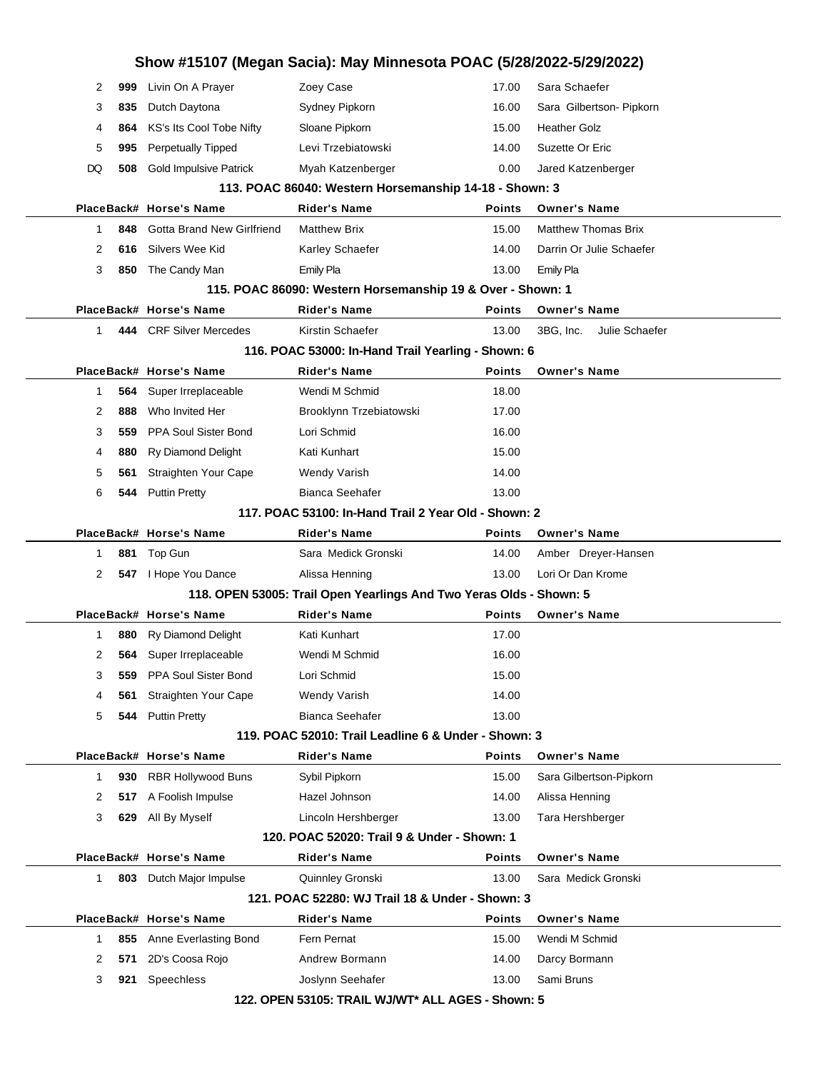# Show #15107 (Megan Sacia): May Minnesota POAC (5/28/2022-5/29/2022)

| Place | Back# | Horse's Name | Rider's Name | Points | Owner's Name |
|---|---|---|---|---|---|
| 2 | **999** | Livin On A Prayer | Zoey Case | 17.00 | Sara Schaefer |
| 3 | **835** | Dutch Daytona | Sydney Pipkorn | 16.00 | Sara Gilbertson- Pipkorn |
| 4 | **864** | KS's Its Cool Tobe Nifty | Sloane Pipkorn | 15.00 | Heather Golz |
| 5 | **995** | Perpetually Tipped | Levi Trzebiatowski | 14.00 | Suzette Or Eric |
| DQ | **508** | Gold Impulsive Patrick | Myah Katzenberger | 0.00 | Jared Katzenberger |

### 113. POAC 86040: Western Horsemanship 14-18 - Shown: 3

| Place | Back# | Horse's Name | Rider's Name | Points | Owner's Name |
|---|---|---|---|---|---|
| 1 | **848** | Gotta Brand New Girlfriend | Matthew Brix | 15.00 | Matthew Thomas Brix |
| 2 | **616** | Silvers Wee Kid | Karley Schaefer | 14.00 | Darrin Or Julie Schaefer |
| 3 | **850** | The Candy Man | Emily Pla | 13.00 | Emily Pla |

### 115. POAC 86090: Western Horsemanship 19 & Over - Shown: 1

| Place | Back# | Horse's Name | Rider's Name | Points | Owner's Name |
|---|---|---|---|---|---|
| 1 | **444** | CRF Silver Mercedes | Kirstin Schaefer | 13.00 | 3BG, Inc. Julie Schaefer |

### 116. POAC 53000: In-Hand Trail Yearling - Shown: 6

| Place | Back# | Horse's Name | Rider's Name | Points | Owner's Name |
|---|---|---|---|---|---|
| 1 | **564** | Super Irreplaceable | Wendi M Schmid | 18.00 | |
| 2 | **888** | Who Invited Her | Brooklynn Trzebiatowski | 17.00 | |
| 3 | **559** | PPA Soul Sister Bond | Lori Schmid | 16.00 | |
| 4 | **880** | Ry Diamond Delight | Kati Kunhart | 15.00 | |
| 5 | **561** | Straighten Your Cape | Wendy Varish | 14.00 | |
| 6 | **544** | Puttin Pretty | Bianca Seehafer | 13.00 | |

### 117. POAC 53100: In-Hand Trail 2 Year Old - Shown: 2

| Place | Back# | Horse's Name | Rider's Name | Points | Owner's Name |
|---|---|---|---|---|---|
| 1 | **881** | Top Gun | Sara Medick Gronski | 14.00 | Amber Dreyer-Hansen |
| 2 | **547** | I Hope You Dance | Alissa Henning | 13.00 | Lori Or Dan Krome |

### 118. OPEN 53005: Trail Open Yearlings And Two Yeras Olds - Shown: 5

| Place | Back# | Horse's Name | Rider's Name | Points | Owner's Name |
|---|---|---|---|---|---|
| 1 | **880** | Ry Diamond Delight | Kati Kunhart | 17.00 | |
| 2 | **564** | Super Irreplaceable | Wendi M Schmid | 16.00 | |
| 3 | **559** | PPA Soul Sister Bond | Lori Schmid | 15.00 | |
| 4 | **561** | Straighten Your Cape | Wendy Varish | 14.00 | |
| 5 | **544** | Puttin Pretty | Bianca Seehafer | 13.00 | |

### 119. POAC 52010: Trail Leadline 6 & Under - Shown: 3

| Place | Back# | Horse's Name | Rider's Name | Points | Owner's Name |
|---|---|---|---|---|---|
| 1 | **930** | RBR Hollywood Buns | Sybil Pipkorn | 15.00 | Sara Gilbertson-Pipkorn |
| 2 | **517** | A Foolish Impulse | Hazel Johnson | 14.00 | Alissa Henning |
| 3 | **629** | All By Myself | Lincoln Hershberger | 13.00 | Tara Hershberger |

### 120. POAC 52020: Trail 9 & Under - Shown: 1

| Place | Back# | Horse's Name | Rider's Name | Points | Owner's Name |
|---|---|---|---|---|---|
| 1 | **803** | Dutch Major Impulse | Quinnley Gronski | 13.00 | Sara Medick Gronski |

### 121. POAC 52280: WJ Trail 18 & Under - Shown: 3

| Place | Back# | Horse's Name | Rider's Name | Points | Owner's Name |
|---|---|---|---|---|---|
| 1 | **855** | Anne Everlasting Bond | Fern Pernat | 15.00 | Wendi M Schmid |
| 2 | **571** | 2D's Coosa Rojo | Andrew Bormann | 14.00 | Darcy Bormann |
| 3 | **921** | Speechless | Joslynn Seehafer | 13.00 | Sami Bruns |

### 122. OPEN 53105: TRAIL WJ/WT* ALL AGES - Shown: 5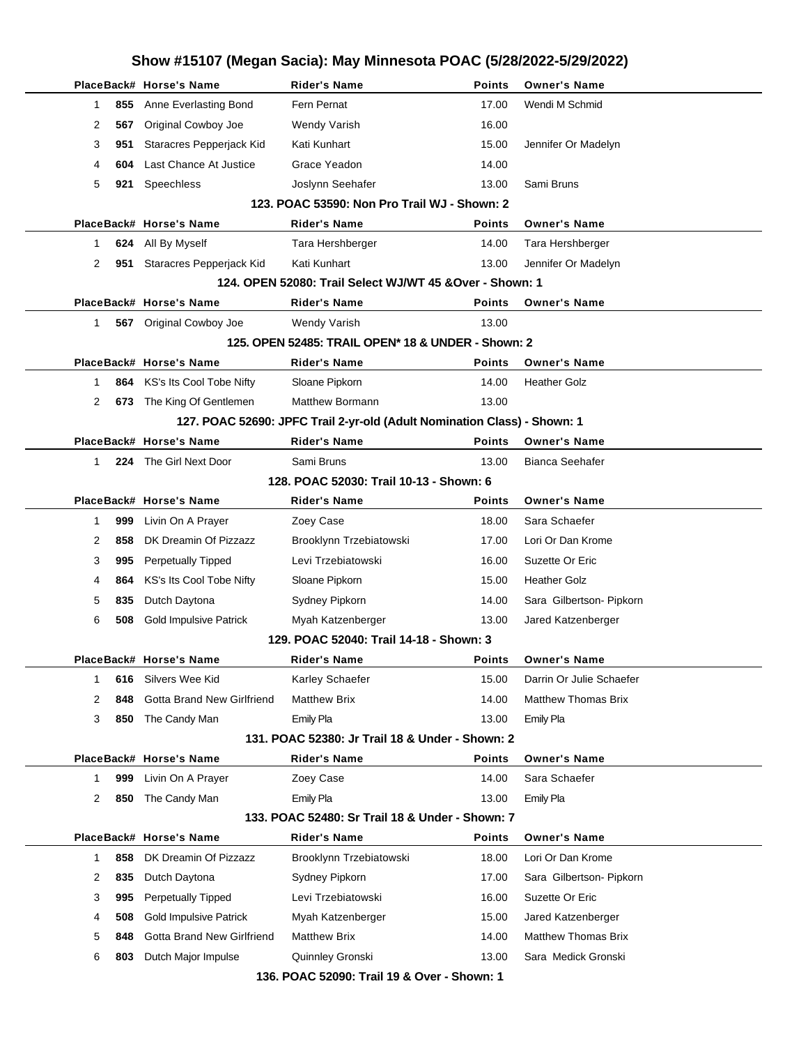# Show #15107 (Megan Sacia): May Minnesota POAC (5/28/2022-5/29/2022)

| Place | Back# | Horse's Name | Rider's Name | Points | Owner's Name |
|---|---|---|---|---|---|
| 1 | 855 | Anne Everlasting Bond | Fern Pernat | 17.00 | Wendi M Schmid |
| 2 | 567 | Original Cowboy Joe | Wendy Varish | 16.00 | |
| 3 | 951 | Staracres Pepperjack Kid | Kati Kunhart | 15.00 | Jennifer Or Madelyn |
| 4 | 604 | Last Chance At Justice | Grace Yeadon | 14.00 | |
| 5 | 921 | Speechless | Joslynn Seehafer | 13.00 | Sami Bruns |

### 123. POAC 53590: Non Pro Trail WJ - Shown: 2

| Place | Back# | Horse's Name | Rider's Name | Points | Owner's Name |
|---|---|---|---|---|---|
| 1 | 624 | All By Myself | Tara Hershberger | 14.00 | Tara Hershberger |
| 2 | 951 | Staracres Pepperjack Kid | Kati Kunhart | 13.00 | Jennifer Or Madelyn |

### 124. OPEN 52080: Trail Select WJ/WT 45 &Over - Shown: 1

| Place | Back# | Horse's Name | Rider's Name | Points | Owner's Name |
|---|---|---|---|---|---|
| 1 | 567 | Original Cowboy Joe | Wendy Varish | 13.00 | |

### 125. OPEN 52485: TRAIL OPEN* 18 & UNDER - Shown: 2

| Place | Back# | Horse's Name | Rider's Name | Points | Owner's Name |
|---|---|---|---|---|---|
| 1 | 864 | KS's Its Cool Tobe Nifty | Sloane Pipkorn | 14.00 | Heather Golz |
| 2 | 673 | The King Of Gentlemen | Matthew Bormann | 13.00 | |

### 127. POAC 52690: JPFC Trail 2-yr-old (Adult Nomination Class) - Shown: 1

| Place | Back# | Horse's Name | Rider's Name | Points | Owner's Name |
|---|---|---|---|---|---|
| 1 | 224 | The Girl Next Door | Sami Bruns | 13.00 | Bianca Seehafer |

### 128. POAC 52030: Trail 10-13 - Shown: 6

| Place | Back# | Horse's Name | Rider's Name | Points | Owner's Name |
|---|---|---|---|---|---|
| 1 | 999 | Livin On A Prayer | Zoey Case | 18.00 | Sara Schaefer |
| 2 | 858 | DK Dreamin Of Pizzazz | Brooklynn Trzebiatowski | 17.00 | Lori Or Dan Krome |
| 3 | 995 | Perpetually Tipped | Levi Trzebiatowski | 16.00 | Suzette Or Eric |
| 4 | 864 | KS's Its Cool Tobe Nifty | Sloane Pipkorn | 15.00 | Heather Golz |
| 5 | 835 | Dutch Daytona | Sydney Pipkorn | 14.00 | Sara Gilbertson- Pipkorn |
| 6 | 508 | Gold Impulsive Patrick | Myah Katzenberger | 13.00 | Jared Katzenberger |

### 129. POAC 52040: Trail 14-18 - Shown: 3

| Place | Back# | Horse's Name | Rider's Name | Points | Owner's Name |
|---|---|---|---|---|---|
| 1 | 616 | Silvers Wee Kid | Karley Schaefer | 15.00 | Darrin Or Julie Schaefer |
| 2 | 848 | Gotta Brand New Girlfriend | Matthew Brix | 14.00 | Matthew Thomas Brix |
| 3 | 850 | The Candy Man | Emily Pla | 13.00 | Emily Pla |

### 131. POAC 52380: Jr Trail 18 & Under - Shown: 2

| Place | Back# | Horse's Name | Rider's Name | Points | Owner's Name |
|---|---|---|---|---|---|
| 1 | 999 | Livin On A Prayer | Zoey Case | 14.00 | Sara Schaefer |
| 2 | 850 | The Candy Man | Emily Pla | 13.00 | Emily Pla |

### 133. POAC 52480: Sr Trail 18 & Under - Shown: 7

| Place | Back# | Horse's Name | Rider's Name | Points | Owner's Name |
|---|---|---|---|---|---|
| 1 | 858 | DK Dreamin Of Pizzazz | Brooklynn Trzebiatowski | 18.00 | Lori Or Dan Krome |
| 2 | 835 | Dutch Daytona | Sydney Pipkorn | 17.00 | Sara Gilbertson- Pipkorn |
| 3 | 995 | Perpetually Tipped | Levi Trzebiatowski | 16.00 | Suzette Or Eric |
| 4 | 508 | Gold Impulsive Patrick | Myah Katzenberger | 15.00 | Jared Katzenberger |
| 5 | 848 | Gotta Brand New Girlfriend | Matthew Brix | 14.00 | Matthew Thomas Brix |
| 6 | 803 | Dutch Major Impulse | Quinnley Gronski | 13.00 | Sara Medick Gronski |

### 136. POAC 52090: Trail 19 & Over - Shown: 1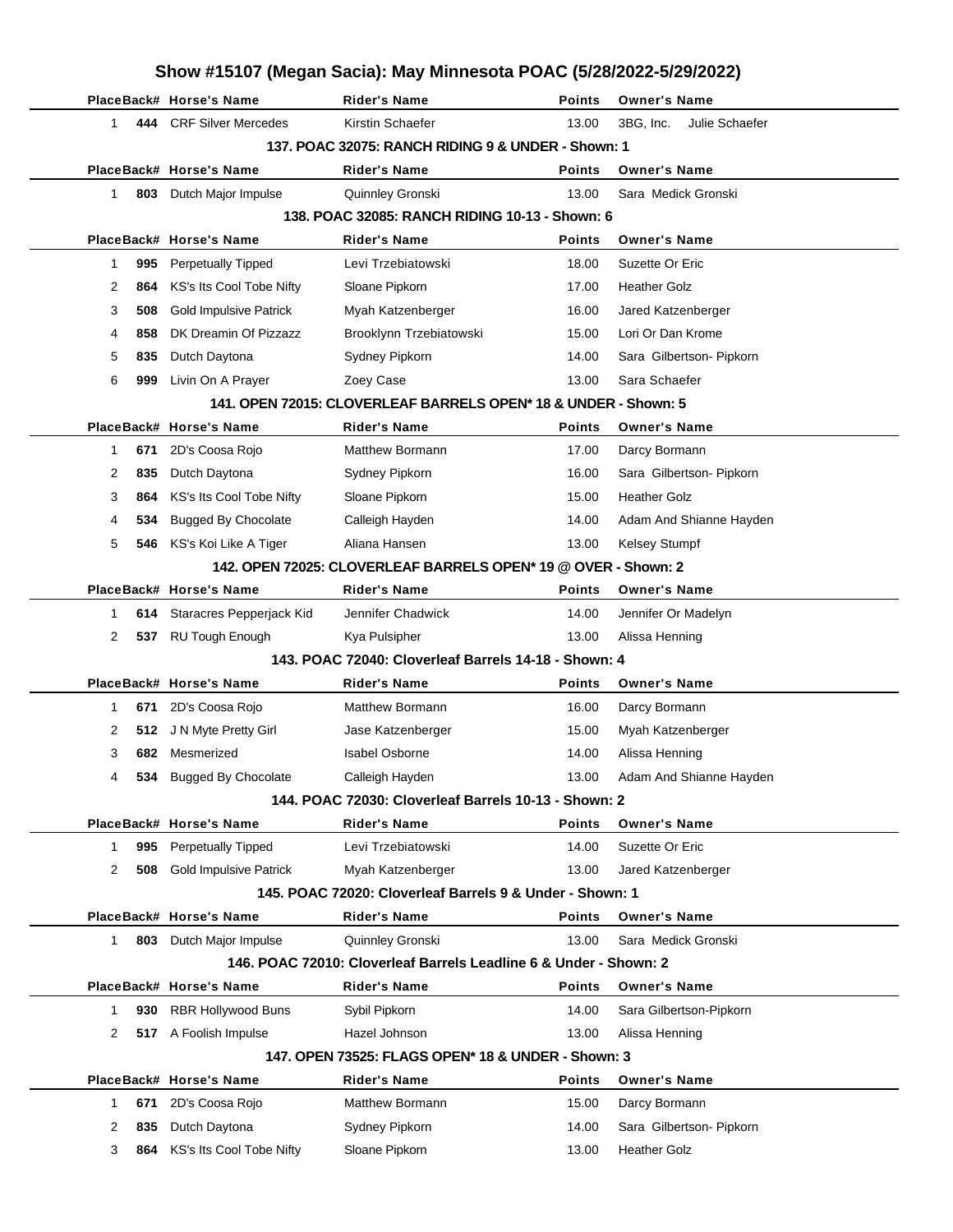# Show #15107 (Megan Sacia): May Minnesota POAC (5/28/2022-5/29/2022)

| Place | Back# | Horse's Name | Rider's Name | Points | Owner's Name |
|---|---|---|---|---|---|
| 1 | 444 | CRF Silver Mercedes | Kirstin Schaefer | 13.00 | 3BG, Inc. Julie Schaefer |

### 137. POAC 32075: RANCH RIDING 9 & UNDER - Shown: 1

| Place | Back# | Horse's Name | Rider's Name | Points | Owner's Name |
|---|---|---|---|---|---|
| 1 | 803 | Dutch Major Impulse | Quinnley Gronski | 13.00 | Sara Medick Gronski |

### 138. POAC 32085: RANCH RIDING 10-13 - Shown: 6

| Place | Back# | Horse's Name | Rider's Name | Points | Owner's Name |
|---|---|---|---|---|---|
| 1 | 995 | Perpetually Tipped | Levi Trzebiatowski | 18.00 | Suzette Or Eric |
| 2 | 864 | KS's Its Cool Tobe Nifty | Sloane Pipkorn | 17.00 | Heather Golz |
| 3 | 508 | Gold Impulsive Patrick | Myah Katzenberger | 16.00 | Jared Katzenberger |
| 4 | 858 | DK Dreamin Of Pizzazz | Brooklynn Trzebiatowski | 15.00 | Lori Or Dan Krome |
| 5 | 835 | Dutch Daytona | Sydney Pipkorn | 14.00 | Sara Gilbertson- Pipkorn |
| 6 | 999 | Livin On A Prayer | Zoey Case | 13.00 | Sara Schaefer |

### 141. OPEN 72015: CLOVERLEAF BARRELS OPEN* 18 & UNDER - Shown: 5

| Place | Back# | Horse's Name | Rider's Name | Points | Owner's Name |
|---|---|---|---|---|---|
| 1 | 671 | 2D's Coosa Rojo | Matthew Bormann | 17.00 | Darcy Bormann |
| 2 | 835 | Dutch Daytona | Sydney Pipkorn | 16.00 | Sara Gilbertson- Pipkorn |
| 3 | 864 | KS's Its Cool Tobe Nifty | Sloane Pipkorn | 15.00 | Heather Golz |
| 4 | 534 | Bugged By Chocolate | Calleigh Hayden | 14.00 | Adam And Shianne Hayden |
| 5 | 546 | KS's Koi Like A Tiger | Aliana Hansen | 13.00 | Kelsey Stumpf |

### 142. OPEN 72025: CLOVERLEAF BARRELS OPEN* 19 @ OVER - Shown: 2

| Place | Back# | Horse's Name | Rider's Name | Points | Owner's Name |
|---|---|---|---|---|---|
| 1 | 614 | Staracres Pepperjack Kid | Jennifer Chadwick | 14.00 | Jennifer Or Madelyn |
| 2 | 537 | RU Tough Enough | Kya Pulsipher | 13.00 | Alissa Henning |

### 143. POAC 72040: Cloverleaf Barrels 14-18 - Shown: 4

| Place | Back# | Horse's Name | Rider's Name | Points | Owner's Name |
|---|---|---|---|---|---|
| 1 | 671 | 2D's Coosa Rojo | Matthew Bormann | 16.00 | Darcy Bormann |
| 2 | 512 | J N Myte Pretty Girl | Jase Katzenberger | 15.00 | Myah Katzenberger |
| 3 | 682 | Mesmerized | Isabel Osborne | 14.00 | Alissa Henning |
| 4 | 534 | Bugged By Chocolate | Calleigh Hayden | 13.00 | Adam And Shianne Hayden |

### 144. POAC 72030: Cloverleaf Barrels 10-13 - Shown: 2

| Place | Back# | Horse's Name | Rider's Name | Points | Owner's Name |
|---|---|---|---|---|---|
| 1 | 995 | Perpetually Tipped | Levi Trzebiatowski | 14.00 | Suzette Or Eric |
| 2 | 508 | Gold Impulsive Patrick | Myah Katzenberger | 13.00 | Jared Katzenberger |

### 145. POAC 72020: Cloverleaf Barrels 9 & Under - Shown: 1

| Place | Back# | Horse's Name | Rider's Name | Points | Owner's Name |
|---|---|---|---|---|---|
| 1 | 803 | Dutch Major Impulse | Quinnley Gronski | 13.00 | Sara Medick Gronski |

### 146. POAC 72010: Cloverleaf Barrels Leadline 6 & Under - Shown: 2

| Place | Back# | Horse's Name | Rider's Name | Points | Owner's Name |
|---|---|---|---|---|---|
| 1 | 930 | RBR Hollywood Buns | Sybil Pipkorn | 14.00 | Sara Gilbertson-Pipkorn |
| 2 | 517 | A Foolish Impulse | Hazel Johnson | 13.00 | Alissa Henning |

### 147. OPEN 73525: FLAGS OPEN* 18 & UNDER - Shown: 3

| Place | Back# | Horse's Name | Rider's Name | Points | Owner's Name |
|---|---|---|---|---|---|
| 1 | 671 | 2D's Coosa Rojo | Matthew Bormann | 15.00 | Darcy Bormann |
| 2 | 835 | Dutch Daytona | Sydney Pipkorn | 14.00 | Sara Gilbertson- Pipkorn |
| 3 | 864 | KS's Its Cool Tobe Nifty | Sloane Pipkorn | 13.00 | Heather Golz |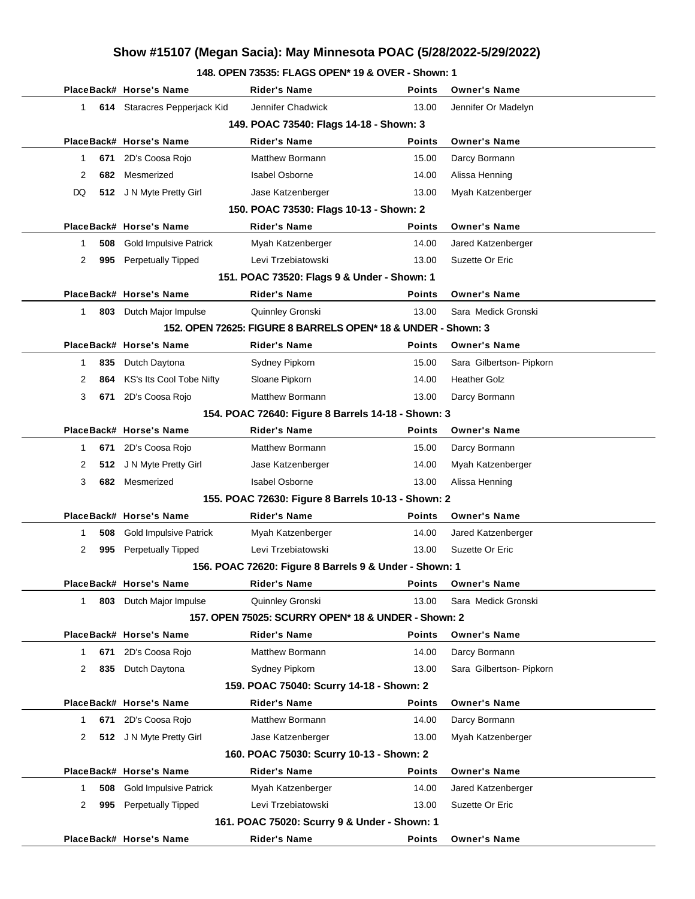# Show #15107 (Megan Sacia): May Minnesota POAC (5/28/2022-5/29/2022)

### 148. OPEN 73535: FLAGS OPEN* 19 & OVER - Shown: 1

| Place | Back# | Horse's Name | Rider's Name | Points | Owner's Name |
|---|---|---|---|---|---|
| 1 | 614 | Staracres Pepperjack Kid | Jennifer Chadwick | 13.00 | Jennifer Or Madelyn |

### 149. POAC 73540: Flags 14-18 - Shown: 3

| Place | Back# | Horse's Name | Rider's Name | Points | Owner's Name |
|---|---|---|---|---|---|
| 1 | 671 | 2D's Coosa Rojo | Matthew Bormann | 15.00 | Darcy Bormann |
| 2 | 682 | Mesmerized | Isabel Osborne | 14.00 | Alissa Henning |
| DQ | 512 | J N Myte Pretty Girl | Jase Katzenberger | 13.00 | Myah Katzenberger |

### 150. POAC 73530: Flags 10-13 - Shown: 2

| Place | Back# | Horse's Name | Rider's Name | Points | Owner's Name |
|---|---|---|---|---|---|
| 1 | 508 | Gold Impulsive Patrick | Myah Katzenberger | 14.00 | Jared Katzenberger |
| 2 | 995 | Perpetually Tipped | Levi Trzebiatowski | 13.00 | Suzette Or Eric |

### 151. POAC 73520: Flags 9 & Under - Shown: 1

| Place | Back# | Horse's Name | Rider's Name | Points | Owner's Name |
|---|---|---|---|---|---|
| 1 | 803 | Dutch Major Impulse | Quinnley Gronski | 13.00 | Sara Medick Gronski |

### 152. OPEN 72625: FIGURE 8 BARRELS OPEN* 18 & UNDER - Shown: 3

| Place | Back# | Horse's Name | Rider's Name | Points | Owner's Name |
|---|---|---|---|---|---|
| 1 | 835 | Dutch Daytona | Sydney Pipkorn | 15.00 | Sara Gilbertson- Pipkorn |
| 2 | 864 | KS's Its Cool Tobe Nifty | Sloane Pipkorn | 14.00 | Heather Golz |
| 3 | 671 | 2D's Coosa Rojo | Matthew Bormann | 13.00 | Darcy Bormann |

### 154. POAC 72640: Figure 8 Barrels 14-18 - Shown: 3

| Place | Back# | Horse's Name | Rider's Name | Points | Owner's Name |
|---|---|---|---|---|---|
| 1 | 671 | 2D's Coosa Rojo | Matthew Bormann | 15.00 | Darcy Bormann |
| 2 | 512 | J N Myte Pretty Girl | Jase Katzenberger | 14.00 | Myah Katzenberger |
| 3 | 682 | Mesmerized | Isabel Osborne | 13.00 | Alissa Henning |

### 155. POAC 72630: Figure 8 Barrels 10-13 - Shown: 2

| Place | Back# | Horse's Name | Rider's Name | Points | Owner's Name |
|---|---|---|---|---|---|
| 1 | 508 | Gold Impulsive Patrick | Myah Katzenberger | 14.00 | Jared Katzenberger |
| 2 | 995 | Perpetually Tipped | Levi Trzebiatowski | 13.00 | Suzette Or Eric |

### 156. POAC 72620: Figure 8 Barrels 9 & Under - Shown: 1

| Place | Back# | Horse's Name | Rider's Name | Points | Owner's Name |
|---|---|---|---|---|---|
| 1 | 803 | Dutch Major Impulse | Quinnley Gronski | 13.00 | Sara Medick Gronski |

### 157. OPEN 75025: SCURRY OPEN* 18 & UNDER - Shown: 2

| Place | Back# | Horse's Name | Rider's Name | Points | Owner's Name |
|---|---|---|---|---|---|
| 1 | 671 | 2D's Coosa Rojo | Matthew Bormann | 14.00 | Darcy Bormann |
| 2 | 835 | Dutch Daytona | Sydney Pipkorn | 13.00 | Sara Gilbertson- Pipkorn |

### 159. POAC 75040: Scurry 14-18 - Shown: 2

| Place | Back# | Horse's Name | Rider's Name | Points | Owner's Name |
|---|---|---|---|---|---|
| 1 | 671 | 2D's Coosa Rojo | Matthew Bormann | 14.00 | Darcy Bormann |
| 2 | 512 | J N Myte Pretty Girl | Jase Katzenberger | 13.00 | Myah Katzenberger |

### 160. POAC 75030: Scurry 10-13 - Shown: 2

| Place | Back# | Horse's Name | Rider's Name | Points | Owner's Name |
|---|---|---|---|---|---|
| 1 | 508 | Gold Impulsive Patrick | Myah Katzenberger | 14.00 | Jared Katzenberger |
| 2 | 995 | Perpetually Tipped | Levi Trzebiatowski | 13.00 | Suzette Or Eric |

### 161. POAC 75020: Scurry 9 & Under - Shown: 1

| Place | Back# | Horse's Name | Rider's Name | Points | Owner's Name |
|---|---|---|---|---|---|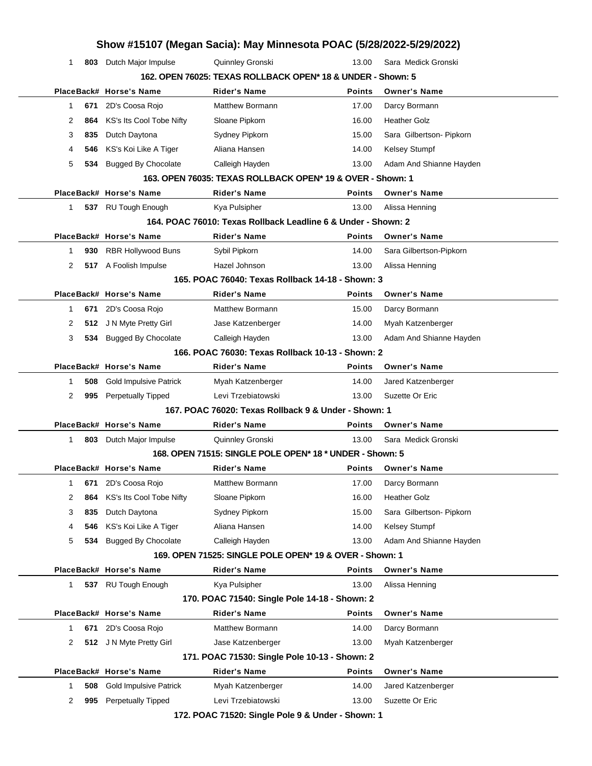# Show #15107 (Megan Sacia): May Minnesota POAC (5/28/2022-5/29/2022)

| Place | Back# | Horse's Name | Rider's Name | Points | Owner's Name |
|---|---|---|---|---|---|
| 1 | 803 | Dutch Major Impulse | Quinnley Gronski | 13.00 | Sara Medick Gronski |

### 162. OPEN 76025: TEXAS ROLLBACK OPEN* 18 & UNDER - Shown: 5

| Place | Back# | Horse's Name | Rider's Name | Points | Owner's Name |
|---|---|---|---|---|---|
| 1 | 671 | 2D's Coosa Rojo | Matthew Bormann | 17.00 | Darcy Bormann |
| 2 | 864 | KS's Its Cool Tobe Nifty | Sloane Pipkorn | 16.00 | Heather Golz |
| 3 | 835 | Dutch Daytona | Sydney Pipkorn | 15.00 | Sara Gilbertson- Pipkorn |
| 4 | 546 | KS's Koi Like A Tiger | Aliana Hansen | 14.00 | Kelsey Stumpf |
| 5 | 534 | Bugged By Chocolate | Calleigh Hayden | 13.00 | Adam And Shianne Hayden |

### 163. OPEN 76035: TEXAS ROLLBACK OPEN* 19 & OVER - Shown: 1

| Place | Back# | Horse's Name | Rider's Name | Points | Owner's Name |
|---|---|---|---|---|---|
| 1 | 537 | RU Tough Enough | Kya Pulsipher | 13.00 | Alissa Henning |

### 164. POAC 76010: Texas Rollback Leadline 6 & Under - Shown: 2

| Place | Back# | Horse's Name | Rider's Name | Points | Owner's Name |
|---|---|---|---|---|---|
| 1 | 930 | RBR Hollywood Buns | Sybil Pipkorn | 14.00 | Sara Gilbertson-Pipkorn |
| 2 | 517 | A Foolish Impulse | Hazel Johnson | 13.00 | Alissa Henning |

### 165. POAC 76040: Texas Rollback 14-18 - Shown: 3

| Place | Back# | Horse's Name | Rider's Name | Points | Owner's Name |
|---|---|---|---|---|---|
| 1 | 671 | 2D's Coosa Rojo | Matthew Bormann | 15.00 | Darcy Bormann |
| 2 | 512 | J N Myte Pretty Girl | Jase Katzenberger | 14.00 | Myah Katzenberger |
| 3 | 534 | Bugged By Chocolate | Calleigh Hayden | 13.00 | Adam And Shianne Hayden |

### 166. POAC 76030: Texas Rollback 10-13 - Shown: 2

| Place | Back# | Horse's Name | Rider's Name | Points | Owner's Name |
|---|---|---|---|---|---|
| 1 | 508 | Gold Impulsive Patrick | Myah Katzenberger | 14.00 | Jared Katzenberger |
| 2 | 995 | Perpetually Tipped | Levi Trzebiatowski | 13.00 | Suzette Or Eric |

### 167. POAC 76020: Texas Rollback 9 & Under - Shown: 1

| Place | Back# | Horse's Name | Rider's Name | Points | Owner's Name |
|---|---|---|---|---|---|
| 1 | 803 | Dutch Major Impulse | Quinnley Gronski | 13.00 | Sara Medick Gronski |

### 168. OPEN 71515: SINGLE POLE OPEN* 18 * UNDER - Shown: 5

| Place | Back# | Horse's Name | Rider's Name | Points | Owner's Name |
|---|---|---|---|---|---|
| 1 | 671 | 2D's Coosa Rojo | Matthew Bormann | 17.00 | Darcy Bormann |
| 2 | 864 | KS's Its Cool Tobe Nifty | Sloane Pipkorn | 16.00 | Heather Golz |
| 3 | 835 | Dutch Daytona | Sydney Pipkorn | 15.00 | Sara Gilbertson- Pipkorn |
| 4 | 546 | KS's Koi Like A Tiger | Aliana Hansen | 14.00 | Kelsey Stumpf |
| 5 | 534 | Bugged By Chocolate | Calleigh Hayden | 13.00 | Adam And Shianne Hayden |

### 169. OPEN 71525: SINGLE POLE OPEN* 19 & OVER - Shown: 1

| Place | Back# | Horse's Name | Rider's Name | Points | Owner's Name |
|---|---|---|---|---|---|
| 1 | 537 | RU Tough Enough | Kya Pulsipher | 13.00 | Alissa Henning |

### 170. POAC 71540: Single Pole 14-18 - Shown: 2

| Place | Back# | Horse's Name | Rider's Name | Points | Owner's Name |
|---|---|---|---|---|---|
| 1 | 671 | 2D's Coosa Rojo | Matthew Bormann | 14.00 | Darcy Bormann |
| 2 | 512 | J N Myte Pretty Girl | Jase Katzenberger | 13.00 | Myah Katzenberger |

### 171. POAC 71530: Single Pole 10-13 - Shown: 2

| Place | Back# | Horse's Name | Rider's Name | Points | Owner's Name |
|---|---|---|---|---|---|
| 1 | 508 | Gold Impulsive Patrick | Myah Katzenberger | 14.00 | Jared Katzenberger |
| 2 | 995 | Perpetually Tipped | Levi Trzebiatowski | 13.00 | Suzette Or Eric |

### 172. POAC 71520: Single Pole 9 & Under - Shown: 1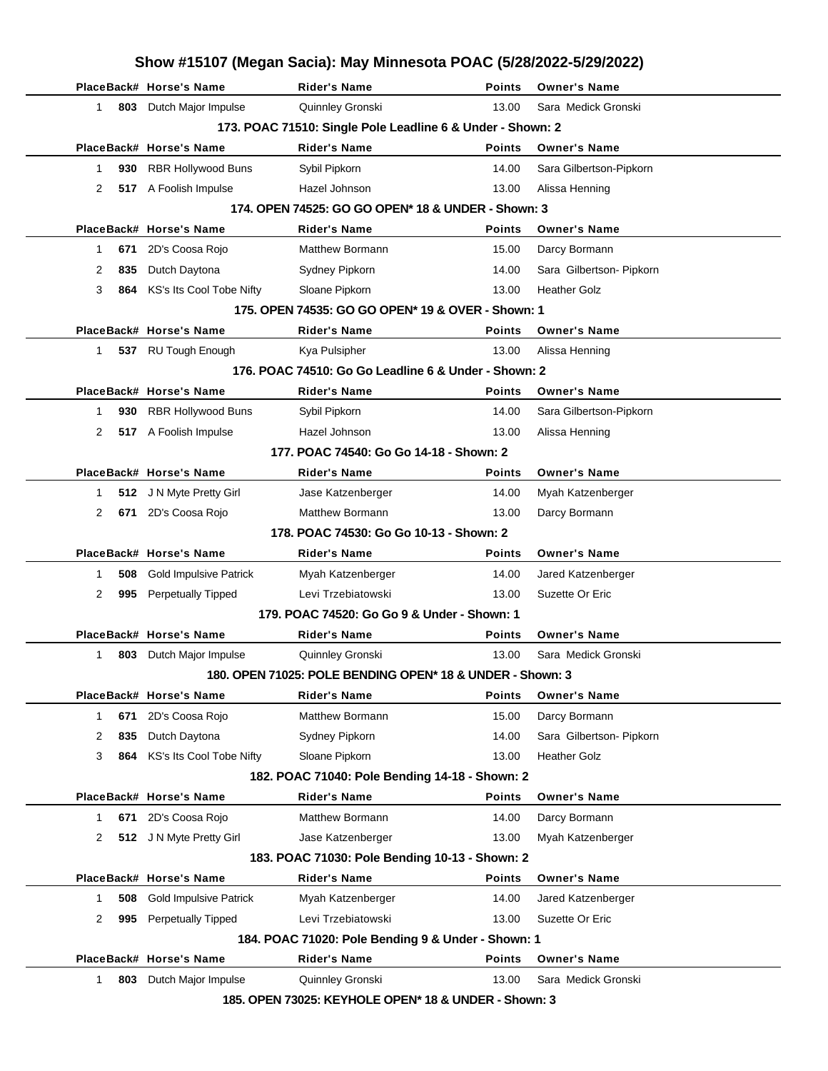# Show #15107 (Megan Sacia): May Minnesota POAC (5/28/2022-5/29/2022)

| Place | Back# | Horse's Name | Rider's Name | Points | Owner's Name |
|---|---|---|---|---|---|
| 1 | 803 | Dutch Major Impulse | Quinnley Gronski | 13.00 | Sara Medick Gronski |

### 173. POAC 71510: Single Pole Leadline 6 & Under - Shown: 2

| Place | Back# | Horse's Name | Rider's Name | Points | Owner's Name |
|---|---|---|---|---|---|
| 1 | 930 | RBR Hollywood Buns | Sybil Pipkorn | 14.00 | Sara Gilbertson-Pipkorn |
| 2 | 517 | A Foolish Impulse | Hazel Johnson | 13.00 | Alissa Henning |

### 174. OPEN 74525: GO GO OPEN* 18 & UNDER - Shown: 3

| Place | Back# | Horse's Name | Rider's Name | Points | Owner's Name |
|---|---|---|---|---|---|
| 1 | 671 | 2D's Coosa Rojo | Matthew Bormann | 15.00 | Darcy Bormann |
| 2 | 835 | Dutch Daytona | Sydney Pipkorn | 14.00 | Sara Gilbertson- Pipkorn |
| 3 | 864 | KS's Its Cool Tobe Nifty | Sloane Pipkorn | 13.00 | Heather Golz |

### 175. OPEN 74535: GO GO OPEN* 19 & OVER - Shown: 1

| Place | Back# | Horse's Name | Rider's Name | Points | Owner's Name |
|---|---|---|---|---|---|
| 1 | 537 | RU Tough Enough | Kya Pulsipher | 13.00 | Alissa Henning |

### 176. POAC 74510: Go Go Leadline 6 & Under - Shown: 2

| Place | Back# | Horse's Name | Rider's Name | Points | Owner's Name |
|---|---|---|---|---|---|
| 1 | 930 | RBR Hollywood Buns | Sybil Pipkorn | 14.00 | Sara Gilbertson-Pipkorn |
| 2 | 517 | A Foolish Impulse | Hazel Johnson | 13.00 | Alissa Henning |

### 177. POAC 74540: Go Go 14-18 - Shown: 2

| Place | Back# | Horse's Name | Rider's Name | Points | Owner's Name |
|---|---|---|---|---|---|
| 1 | 512 | J N Myte Pretty Girl | Jase Katzenberger | 14.00 | Myah Katzenberger |
| 2 | 671 | 2D's Coosa Rojo | Matthew Bormann | 13.00 | Darcy Bormann |

### 178. POAC 74530: Go Go 10-13 - Shown: 2

| Place | Back# | Horse's Name | Rider's Name | Points | Owner's Name |
|---|---|---|---|---|---|
| 1 | 508 | Gold Impulsive Patrick | Myah Katzenberger | 14.00 | Jared Katzenberger |
| 2 | 995 | Perpetually Tipped | Levi Trzebiatowski | 13.00 | Suzette Or Eric |

### 179. POAC 74520: Go Go 9 & Under - Shown: 1

| Place | Back# | Horse's Name | Rider's Name | Points | Owner's Name |
|---|---|---|---|---|---|
| 1 | 803 | Dutch Major Impulse | Quinnley Gronski | 13.00 | Sara Medick Gronski |

### 180. OPEN 71025: POLE BENDING OPEN* 18 & UNDER - Shown: 3

| Place | Back# | Horse's Name | Rider's Name | Points | Owner's Name |
|---|---|---|---|---|---|
| 1 | 671 | 2D's Coosa Rojo | Matthew Bormann | 15.00 | Darcy Bormann |
| 2 | 835 | Dutch Daytona | Sydney Pipkorn | 14.00 | Sara Gilbertson- Pipkorn |
| 3 | 864 | KS's Its Cool Tobe Nifty | Sloane Pipkorn | 13.00 | Heather Golz |

### 182. POAC 71040: Pole Bending 14-18 - Shown: 2

| Place | Back# | Horse's Name | Rider's Name | Points | Owner's Name |
|---|---|---|---|---|---|
| 1 | 671 | 2D's Coosa Rojo | Matthew Bormann | 14.00 | Darcy Bormann |
| 2 | 512 | J N Myte Pretty Girl | Jase Katzenberger | 13.00 | Myah Katzenberger |

### 183. POAC 71030: Pole Bending 10-13 - Shown: 2

| Place | Back# | Horse's Name | Rider's Name | Points | Owner's Name |
|---|---|---|---|---|---|
| 1 | 508 | Gold Impulsive Patrick | Myah Katzenberger | 14.00 | Jared Katzenberger |
| 2 | 995 | Perpetually Tipped | Levi Trzebiatowski | 13.00 | Suzette Or Eric |

### 184. POAC 71020: Pole Bending 9 & Under - Shown: 1

| Place | Back# | Horse's Name | Rider's Name | Points | Owner's Name |
|---|---|---|---|---|---|
| 1 | 803 | Dutch Major Impulse | Quinnley Gronski | 13.00 | Sara Medick Gronski |

### 185. OPEN 73025: KEYHOLE OPEN* 18 & UNDER - Shown: 3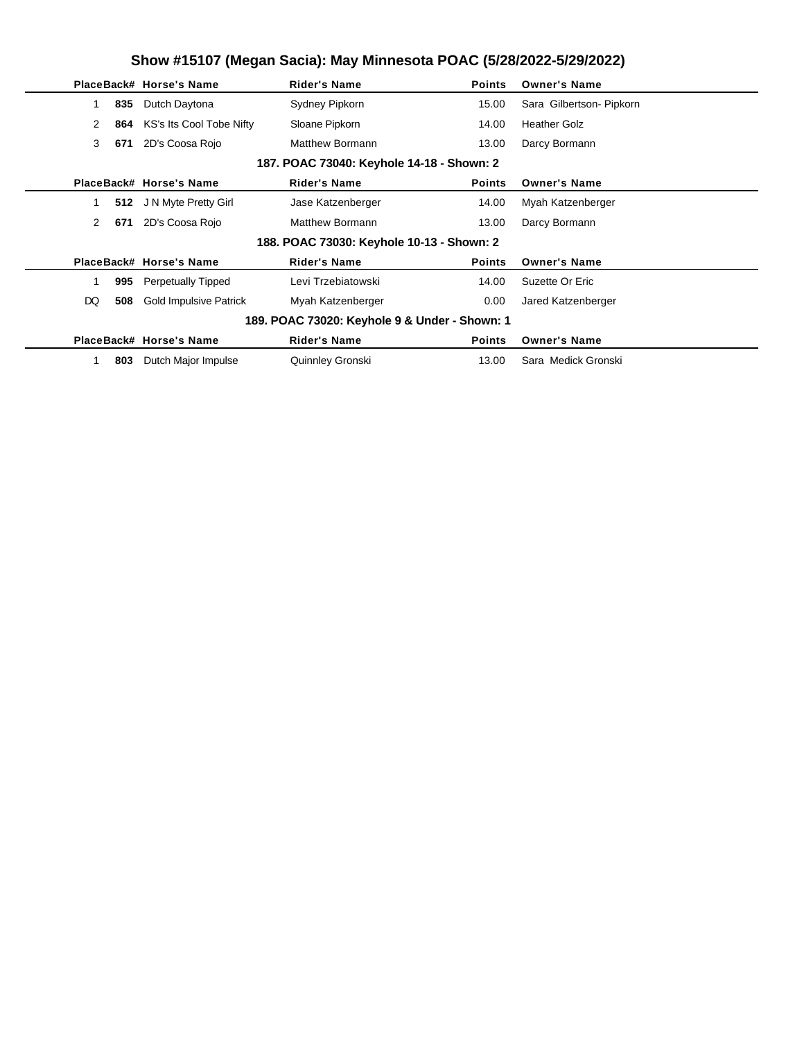# Show #15107 (Megan Sacia): May Minnesota POAC (5/28/2022-5/29/2022)

| Place | Back# | Horse's Name | Rider's Name | Points | Owner's Name |
|---|---|---|---|---|---|
| 1 | 835 | Dutch Daytona | Sydney Pipkorn | 15.00 | Sara Gilbertson- Pipkorn |
| 2 | 864 | KS's Its Cool Tobe Nifty | Sloane Pipkorn | 14.00 | Heather Golz |
| 3 | 671 | 2D's Coosa Rojo | Matthew Bormann | 13.00 | Darcy Bormann |

### 187. POAC 73040: Keyhole 14-18 - Shown: 2

| Place | Back# | Horse's Name | Rider's Name | Points | Owner's Name |
|---|---|---|---|---|---|
| 1 | 512 | J N Myte Pretty Girl | Jase Katzenberger | 14.00 | Myah Katzenberger |
| 2 | 671 | 2D's Coosa Rojo | Matthew Bormann | 13.00 | Darcy Bormann |

### 188. POAC 73030: Keyhole 10-13 - Shown: 2

| Place | Back# | Horse's Name | Rider's Name | Points | Owner's Name |
|---|---|---|---|---|---|
| 1 | 995 | Perpetually Tipped | Levi Trzebiatowski | 14.00 | Suzette Or Eric |
| DQ | 508 | Gold Impulsive Patrick | Myah Katzenberger | 0.00 | Jared Katzenberger |

### 189. POAC 73020: Keyhole 9 & Under - Shown: 1

| Place | Back# | Horse's Name | Rider's Name | Points | Owner's Name |
|---|---|---|---|---|---|
| 1 | 803 | Dutch Major Impulse | Quinnley Gronski | 13.00 | Sara Medick Gronski |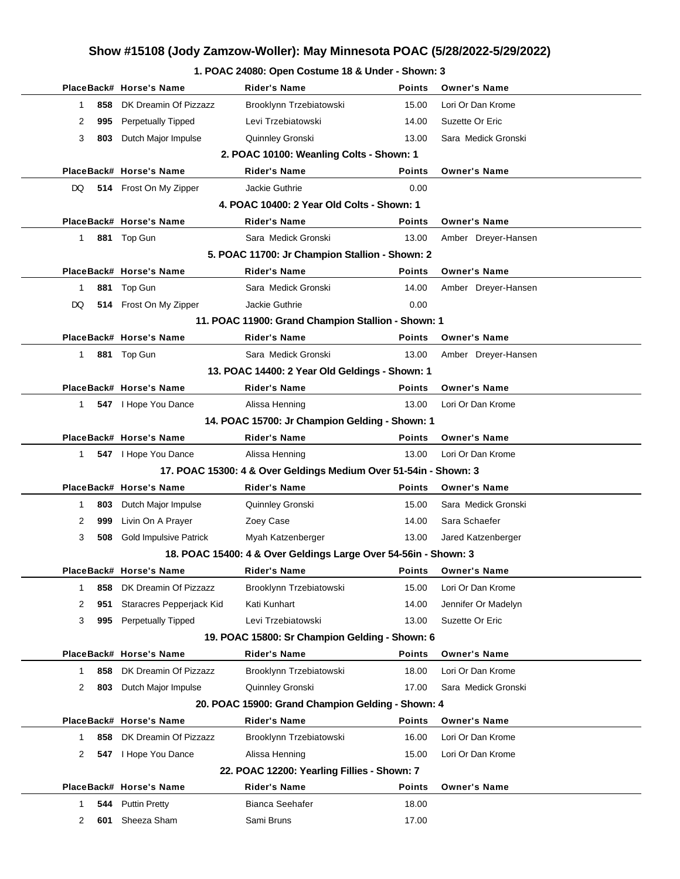## Show #15108 (Jody Zamzow-Woller): May Minnesota POAC (5/28/2022-5/29/2022)

### 1. POAC 24080: Open Costume 18 & Under - Shown: 3

| Place | Back# | Horse's Name | Rider's Name | Points | Owner's Name |
|---|---|---|---|---|---|
| 1 | 858 | DK Dreamin Of Pizzazz | Brooklynn Trzebiatowski | 15.00 | Lori Or Dan Krome |
| 2 | 995 | Perpetually Tipped | Levi Trzebiatowski | 14.00 | Suzette Or Eric |
| 3 | 803 | Dutch Major Impulse | Quinnley Gronski | 13.00 | Sara Medick Gronski |

### 2. POAC 10100: Weanling Colts - Shown: 1

| Place | Back# | Horse's Name | Rider's Name | Points | Owner's Name |
|---|---|---|---|---|---|
| DQ | 514 | Frost On My Zipper | Jackie Guthrie | 0.00 | |

### 4. POAC 10400: 2 Year Old Colts - Shown: 1

| Place | Back# | Horse's Name | Rider's Name | Points | Owner's Name |
|---|---|---|---|---|---|
| 1 | 881 | Top Gun | Sara Medick Gronski | 13.00 | Amber Dreyer-Hansen |

### 5. POAC 11700: Jr Champion Stallion - Shown: 2

| Place | Back# | Horse's Name | Rider's Name | Points | Owner's Name |
|---|---|---|---|---|---|
| 1 | 881 | Top Gun | Sara Medick Gronski | 14.00 | Amber Dreyer-Hansen |
| DQ | 514 | Frost On My Zipper | Jackie Guthrie | 0.00 | |

### 11. POAC 11900: Grand Champion Stallion - Shown: 1

| Place | Back# | Horse's Name | Rider's Name | Points | Owner's Name |
|---|---|---|---|---|---|
| 1 | 881 | Top Gun | Sara Medick Gronski | 13.00 | Amber Dreyer-Hansen |

### 13. POAC 14400: 2 Year Old Geldings - Shown: 1

| Place | Back# | Horse's Name | Rider's Name | Points | Owner's Name |
|---|---|---|---|---|---|
| 1 | 547 | I Hope You Dance | Alissa Henning | 13.00 | Lori Or Dan Krome |

### 14. POAC 15700: Jr Champion Gelding - Shown: 1

| Place | Back# | Horse's Name | Rider's Name | Points | Owner's Name |
|---|---|---|---|---|---|
| 1 | 547 | I Hope You Dance | Alissa Henning | 13.00 | Lori Or Dan Krome |

### 17. POAC 15300: 4 & Over Geldings Medium Over 51-54in - Shown: 3

| Place | Back# | Horse's Name | Rider's Name | Points | Owner's Name |
|---|---|---|---|---|---|
| 1 | 803 | Dutch Major Impulse | Quinnley Gronski | 15.00 | Sara Medick Gronski |
| 2 | 999 | Livin On A Prayer | Zoey Case | 14.00 | Sara Schaefer |
| 3 | 508 | Gold Impulsive Patrick | Myah Katzenberger | 13.00 | Jared Katzenberger |

### 18. POAC 15400: 4 & Over Geldings Large Over 54-56in - Shown: 3

| Place | Back# | Horse's Name | Rider's Name | Points | Owner's Name |
|---|---|---|---|---|---|
| 1 | 858 | DK Dreamin Of Pizzazz | Brooklynn Trzebiatowski | 15.00 | Lori Or Dan Krome |
| 2 | 951 | Staracres Pepperjack Kid | Kati Kunhart | 14.00 | Jennifer Or Madelyn |
| 3 | 995 | Perpetually Tipped | Levi Trzebiatowski | 13.00 | Suzette Or Eric |

### 19. POAC 15800: Sr Champion Gelding - Shown: 6

| Place | Back# | Horse's Name | Rider's Name | Points | Owner's Name |
|---|---|---|---|---|---|
| 1 | 858 | DK Dreamin Of Pizzazz | Brooklynn Trzebiatowski | 18.00 | Lori Or Dan Krome |
| 2 | 803 | Dutch Major Impulse | Quinnley Gronski | 17.00 | Sara Medick Gronski |

### 20. POAC 15900: Grand Champion Gelding - Shown: 4

| Place | Back# | Horse's Name | Rider's Name | Points | Owner's Name |
|---|---|---|---|---|---|
| 1 | 858 | DK Dreamin Of Pizzazz | Brooklynn Trzebiatowski | 16.00 | Lori Or Dan Krome |
| 2 | 547 | I Hope You Dance | Alissa Henning | 15.00 | Lori Or Dan Krome |

### 22. POAC 12200: Yearling Fillies - Shown: 7

| Place | Back# | Horse's Name | Rider's Name | Points | Owner's Name |
|---|---|---|---|---|---|
| 1 | 544 | Puttin Pretty | Bianca Seehafer | 18.00 | |
| 2 | 601 | Sheeza Sham | Sami Bruns | 17.00 | |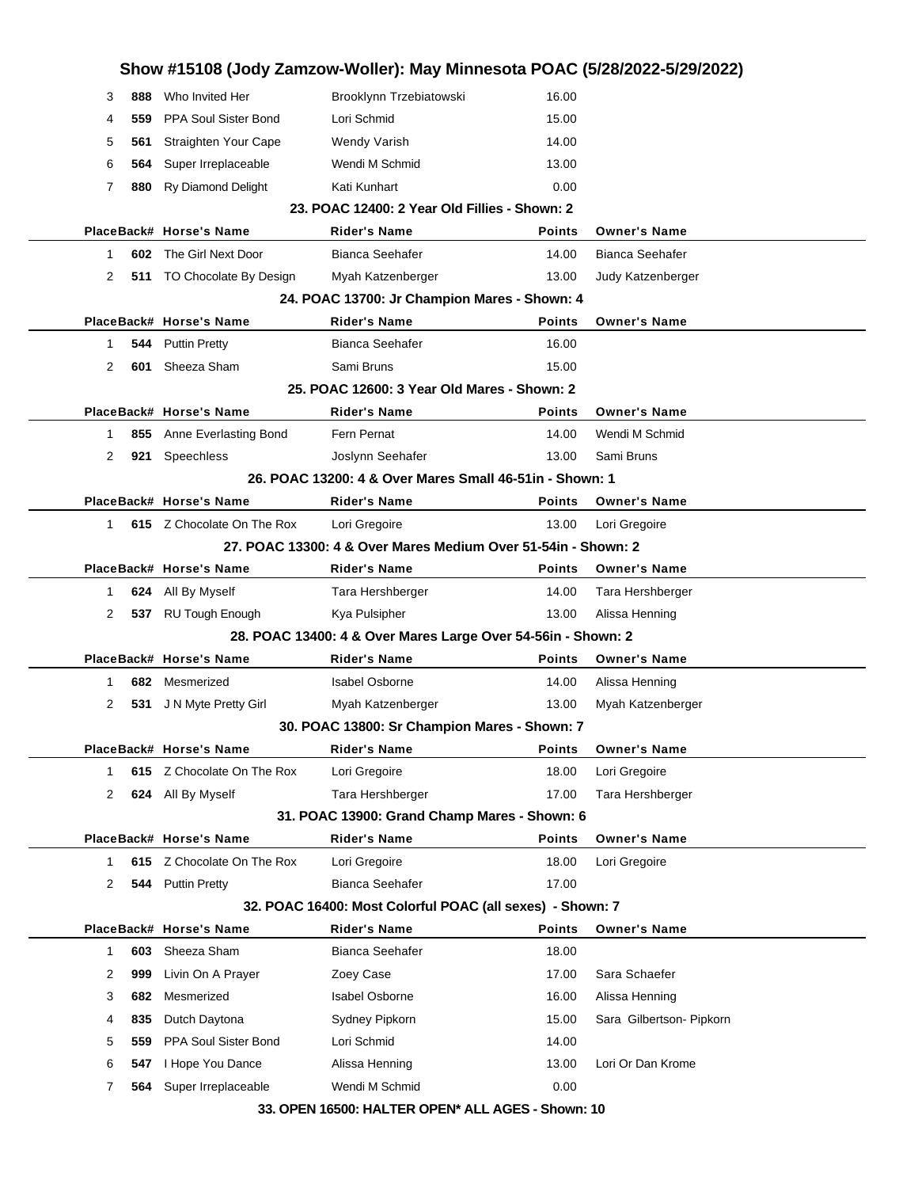## Show #15108 (Jody Zamzow-Woller): May Minnesota POAC (5/28/2022-5/29/2022)

| Place | Back# | Horse's Name | Rider's Name | Points | Owner's Name |
|---|---|---|---|---|---|
| 3 | 888 | Who Invited Her | Brooklynn Trzebiatowski | 16.00 | |
| 4 | 559 | PPA Soul Sister Bond | Lori Schmid | 15.00 | |
| 5 | 561 | Straighten Your Cape | Wendy Varish | 14.00 | |
| 6 | 564 | Super Irreplaceable | Wendi M Schmid | 13.00 | |
| 7 | 880 | Ry Diamond Delight | Kati Kunhart | 0.00 | |

### 23. POAC 12400: 2 Year Old Fillies - Shown: 2

| Place | Back# | Horse's Name | Rider's Name | Points | Owner's Name |
|---|---|---|---|---|---|
| 1 | 602 | The Girl Next Door | Bianca Seehafer | 14.00 | Bianca Seehafer |
| 2 | 511 | TO Chocolate By Design | Myah Katzenberger | 13.00 | Judy Katzenberger |

### 24. POAC 13700: Jr Champion Mares - Shown: 4

| Place | Back# | Horse's Name | Rider's Name | Points | Owner's Name |
|---|---|---|---|---|---|
| 1 | 544 | Puttin Pretty | Bianca Seehafer | 16.00 | |
| 2 | 601 | Sheeza Sham | Sami Bruns | 15.00 | |

### 25. POAC 12600: 3 Year Old Mares - Shown: 2

| Place | Back# | Horse's Name | Rider's Name | Points | Owner's Name |
|---|---|---|---|---|---|
| 1 | 855 | Anne Everlasting Bond | Fern Pernat | 14.00 | Wendi M Schmid |
| 2 | 921 | Speechless | Joslynn Seehafer | 13.00 | Sami Bruns |

### 26. POAC 13200: 4 & Over Mares Small 46-51in - Shown: 1

| Place | Back# | Horse's Name | Rider's Name | Points | Owner's Name |
|---|---|---|---|---|---|
| 1 | 615 | Z Chocolate On The Rox | Lori Gregoire | 13.00 | Lori Gregoire |

### 27. POAC 13300: 4 & Over Mares Medium Over 51-54in - Shown: 2

| Place | Back# | Horse's Name | Rider's Name | Points | Owner's Name |
|---|---|---|---|---|---|
| 1 | 624 | All By Myself | Tara Hershberger | 14.00 | Tara Hershberger |
| 2 | 537 | RU Tough Enough | Kya Pulsipher | 13.00 | Alissa Henning |

### 28. POAC 13400: 4 & Over Mares Large Over 54-56in - Shown: 2

| Place | Back# | Horse's Name | Rider's Name | Points | Owner's Name |
|---|---|---|---|---|---|
| 1 | 682 | Mesmerized | Isabel Osborne | 14.00 | Alissa Henning |
| 2 | 531 | J N Myte Pretty Girl | Myah Katzenberger | 13.00 | Myah Katzenberger |

### 30. POAC 13800: Sr Champion Mares - Shown: 7

| Place | Back# | Horse's Name | Rider's Name | Points | Owner's Name |
|---|---|---|---|---|---|
| 1 | 615 | Z Chocolate On The Rox | Lori Gregoire | 18.00 | Lori Gregoire |
| 2 | 624 | All By Myself | Tara Hershberger | 17.00 | Tara Hershberger |

### 31. POAC 13900: Grand Champ Mares - Shown: 6

| Place | Back# | Horse's Name | Rider's Name | Points | Owner's Name |
|---|---|---|---|---|---|
| 1 | 615 | Z Chocolate On The Rox | Lori Gregoire | 18.00 | Lori Gregoire |
| 2 | 544 | Puttin Pretty | Bianca Seehafer | 17.00 | |

### 32. POAC 16400: Most Colorful POAC (all sexes) - Shown: 7

| Place | Back# | Horse's Name | Rider's Name | Points | Owner's Name |
|---|---|---|---|---|---|
| 1 | 603 | Sheeza Sham | Bianca Seehafer | 18.00 | |
| 2 | 999 | Livin On A Prayer | Zoey Case | 17.00 | Sara Schaefer |
| 3 | 682 | Mesmerized | Isabel Osborne | 16.00 | Alissa Henning |
| 4 | 835 | Dutch Daytona | Sydney Pipkorn | 15.00 | Sara Gilbertson- Pipkorn |
| 5 | 559 | PPA Soul Sister Bond | Lori Schmid | 14.00 | |
| 6 | 547 | I Hope You Dance | Alissa Henning | 13.00 | Lori Or Dan Krome |
| 7 | 564 | Super Irreplaceable | Wendi M Schmid | 0.00 | |

### 33. OPEN 16500: HALTER OPEN* ALL AGES - Shown: 10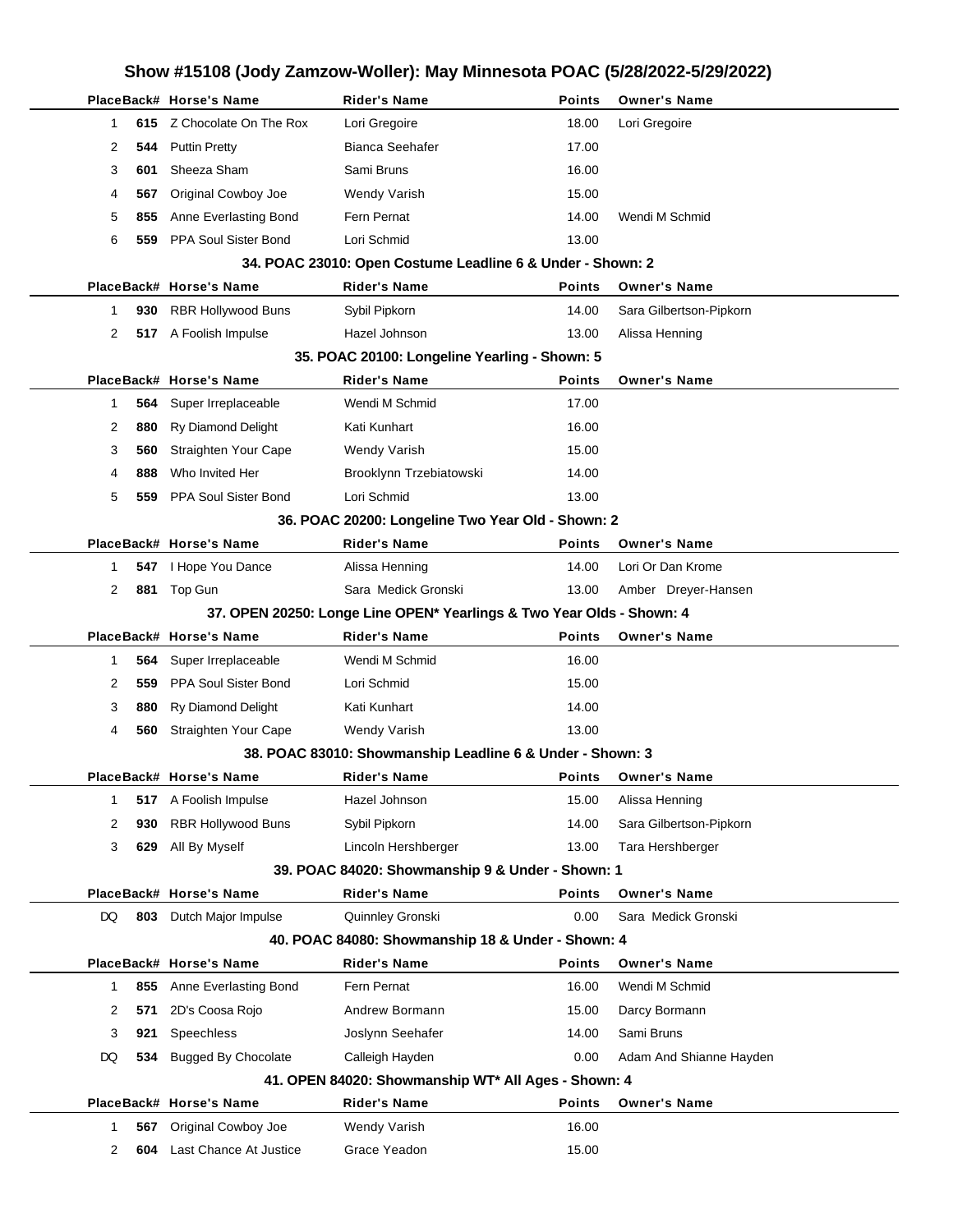# Show #15108 (Jody Zamzow-Woller): May Minnesota POAC (5/28/2022-5/29/2022)

| Place | Back# | Horse's Name | Rider's Name | Points | Owner's Name |
|---|---|---|---|---|---|
| 1 | 615 | Z Chocolate On The Rox | Lori Gregoire | 18.00 | Lori Gregoire |
| 2 | 544 | Puttin Pretty | Bianca Seehafer | 17.00 | |
| 3 | 601 | Sheeza Sham | Sami Bruns | 16.00 | |
| 4 | 567 | Original Cowboy Joe | Wendy Varish | 15.00 | |
| 5 | 855 | Anne Everlasting Bond | Fern Pernat | 14.00 | Wendi M Schmid |
| 6 | 559 | PPA Soul Sister Bond | Lori Schmid | 13.00 | |

### 34. POAC 23010: Open Costume Leadline 6 & Under - Shown: 2

| Place | Back# | Horse's Name | Rider's Name | Points | Owner's Name |
|---|---|---|---|---|---|
| 1 | 930 | RBR Hollywood Buns | Sybil Pipkorn | 14.00 | Sara Gilbertson-Pipkorn |
| 2 | 517 | A Foolish Impulse | Hazel Johnson | 13.00 | Alissa Henning |

### 35. POAC 20100: Longeline Yearling - Shown: 5

| Place | Back# | Horse's Name | Rider's Name | Points | Owner's Name |
|---|---|---|---|---|---|
| 1 | 564 | Super Irreplaceable | Wendi M Schmid | 17.00 | |
| 2 | 880 | Ry Diamond Delight | Kati Kunhart | 16.00 | |
| 3 | 560 | Straighten Your Cape | Wendy Varish | 15.00 | |
| 4 | 888 | Who Invited Her | Brooklynn Trzebiatowski | 14.00 | |
| 5 | 559 | PPA Soul Sister Bond | Lori Schmid | 13.00 | |

### 36. POAC 20200: Longeline Two Year Old - Shown: 2

| Place | Back# | Horse's Name | Rider's Name | Points | Owner's Name |
|---|---|---|---|---|---|
| 1 | 547 | I Hope You Dance | Alissa Henning | 14.00 | Lori Or Dan Krome |
| 2 | 881 | Top Gun | Sara Medick Gronski | 13.00 | Amber Dreyer-Hansen |

### 37. OPEN 20250: Longe Line OPEN* Yearlings & Two Year Olds - Shown: 4

| Place | Back# | Horse's Name | Rider's Name | Points | Owner's Name |
|---|---|---|---|---|---|
| 1 | 564 | Super Irreplaceable | Wendi M Schmid | 16.00 | |
| 2 | 559 | PPA Soul Sister Bond | Lori Schmid | 15.00 | |
| 3 | 880 | Ry Diamond Delight | Kati Kunhart | 14.00 | |
| 4 | 560 | Straighten Your Cape | Wendy Varish | 13.00 | |

### 38. POAC 83010: Showmanship Leadline 6 & Under - Shown: 3

| Place | Back# | Horse's Name | Rider's Name | Points | Owner's Name |
|---|---|---|---|---|---|
| 1 | 517 | A Foolish Impulse | Hazel Johnson | 15.00 | Alissa Henning |
| 2 | 930 | RBR Hollywood Buns | Sybil Pipkorn | 14.00 | Sara Gilbertson-Pipkorn |
| 3 | 629 | All By Myself | Lincoln Hershberger | 13.00 | Tara Hershberger |

### 39. POAC 84020: Showmanship 9 & Under - Shown: 1

| Place | Back# | Horse's Name | Rider's Name | Points | Owner's Name |
|---|---|---|---|---|---|
| DQ | 803 | Dutch Major Impulse | Quinnley Gronski | 0.00 | Sara Medick Gronski |

### 40. POAC 84080: Showmanship 18 & Under - Shown: 4

| Place | Back# | Horse's Name | Rider's Name | Points | Owner's Name |
|---|---|---|---|---|---|
| 1 | 855 | Anne Everlasting Bond | Fern Pernat | 16.00 | Wendi M Schmid |
| 2 | 571 | 2D's Coosa Rojo | Andrew Bormann | 15.00 | Darcy Bormann |
| 3 | 921 | Speechless | Joslynn Seehafer | 14.00 | Sami Bruns |
| DQ | 534 | Bugged By Chocolate | Calleigh Hayden | 0.00 | Adam And Shianne Hayden |

### 41. OPEN 84020: Showmanship WT* All Ages - Shown: 4

| Place | Back# | Horse's Name | Rider's Name | Points | Owner's Name |
|---|---|---|---|---|---|
| 1 | 567 | Original Cowboy Joe | Wendy Varish | 16.00 | |
| 2 | 604 | Last Chance At Justice | Grace Yeadon | 15.00 | |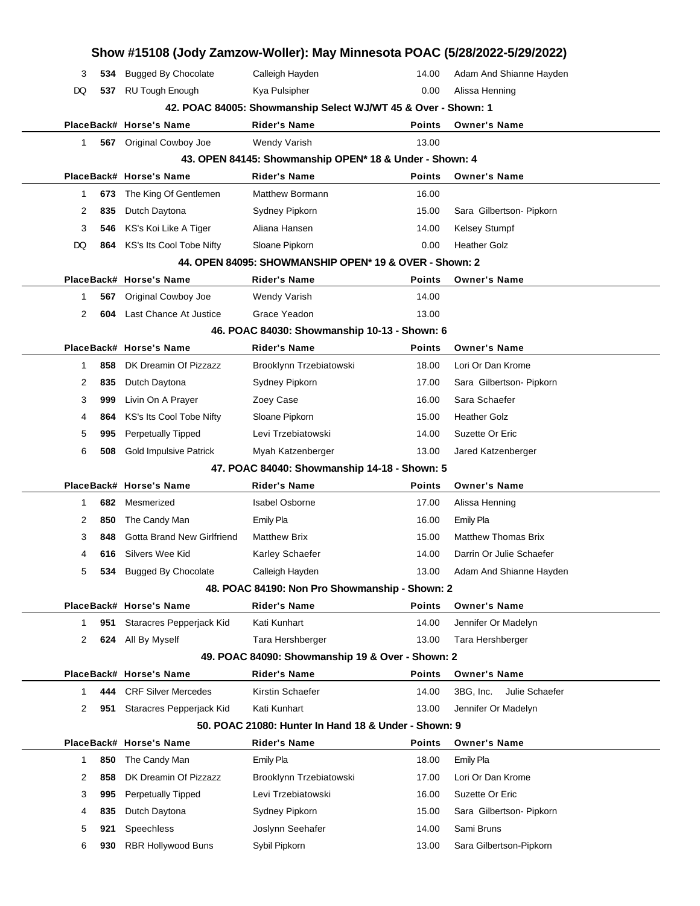| Place | Back# | Horse's Name | Rider's Name | Points | Owner's Name |
|---|---|---|---|---|---|
| 3 | 534 | Bugged By Chocolate | Calleigh Hayden | 14.00 | Adam And Shianne Hayden |
| DQ | 537 | RU Tough Enough | Kya Pulsipher | 0.00 | Alissa Henning |

### 42. POAC 84005: Showmanship Select WJ/WT 45 & Over - Shown: 1

| Place | Back# | Horse's Name | Rider's Name | Points | Owner's Name |
|---|---|---|---|---|---|
| 1 | 567 | Original Cowboy Joe | Wendy Varish | 13.00 | |

### 43. OPEN 84145: Showmanship OPEN* 18 & Under - Shown: 4

| Place | Back# | Horse's Name | Rider's Name | Points | Owner's Name |
|---|---|---|---|---|---|
| 1 | 673 | The King Of Gentlemen | Matthew Bormann | 16.00 | |
| 2 | 835 | Dutch Daytona | Sydney Pipkorn | 15.00 | Sara Gilbertson- Pipkorn |
| 3 | 546 | KS's Koi Like A Tiger | Aliana Hansen | 14.00 | Kelsey Stumpf |
| DQ | 864 | KS's Its Cool Tobe Nifty | Sloane Pipkorn | 0.00 | Heather Golz |

### 44. OPEN 84095: SHOWMANSHIP OPEN* 19 & OVER - Shown: 2

| Place | Back# | Horse's Name | Rider's Name | Points | Owner's Name |
|---|---|---|---|---|---|
| 1 | 567 | Original Cowboy Joe | Wendy Varish | 14.00 | |
| 2 | 604 | Last Chance At Justice | Grace Yeadon | 13.00 | |

### 46. POAC 84030: Showmanship 10-13 - Shown: 6

| Place | Back# | Horse's Name | Rider's Name | Points | Owner's Name |
|---|---|---|---|---|---|
| 1 | 858 | DK Dreamin Of Pizzazz | Brooklynn Trzebiatowski | 18.00 | Lori Or Dan Krome |
| 2 | 835 | Dutch Daytona | Sydney Pipkorn | 17.00 | Sara Gilbertson- Pipkorn |
| 3 | 999 | Livin On A Prayer | Zoey Case | 16.00 | Sara Schaefer |
| 4 | 864 | KS's Its Cool Tobe Nifty | Sloane Pipkorn | 15.00 | Heather Golz |
| 5 | 995 | Perpetually Tipped | Levi Trzebiatowski | 14.00 | Suzette Or Eric |
| 6 | 508 | Gold Impulsive Patrick | Myah Katzenberger | 13.00 | Jared Katzenberger |

### 47. POAC 84040: Showmanship 14-18 - Shown: 5

| Place | Back# | Horse's Name | Rider's Name | Points | Owner's Name |
|---|---|---|---|---|---|
| 1 | 682 | Mesmerized | Isabel Osborne | 17.00 | Alissa Henning |
| 2 | 850 | The Candy Man | Emily Pla | 16.00 | Emily Pla |
| 3 | 848 | Gotta Brand New Girlfriend | Matthew Brix | 15.00 | Matthew Thomas Brix |
| 4 | 616 | Silvers Wee Kid | Karley Schaefer | 14.00 | Darrin Or Julie Schaefer |
| 5 | 534 | Bugged By Chocolate | Calleigh Hayden | 13.00 | Adam And Shianne Hayden |

### 48. POAC 84190: Non Pro Showmanship - Shown: 2

| Place | Back# | Horse's Name | Rider's Name | Points | Owner's Name |
|---|---|---|---|---|---|
| 1 | 951 | Staracres Pepperjack Kid | Kati Kunhart | 14.00 | Jennifer Or Madelyn |
| 2 | 624 | All By Myself | Tara Hershberger | 13.00 | Tara Hershberger |

### 49. POAC 84090: Showmanship 19 & Over - Shown: 2

| Place | Back# | Horse's Name | Rider's Name | Points | Owner's Name |
|---|---|---|---|---|---|
| 1 | 444 | CRF Silver Mercedes | Kirstin Schaefer | 14.00 | 3BG, Inc. Julie Schaefer |
| 2 | 951 | Staracres Pepperjack Kid | Kati Kunhart | 13.00 | Jennifer Or Madelyn |

### 50. POAC 21080: Hunter In Hand 18 & Under - Shown: 9

| Place | Back# | Horse's Name | Rider's Name | Points | Owner's Name |
|---|---|---|---|---|---|
| 1 | 850 | The Candy Man | Emily Pla | 18.00 | Emily Pla |
| 2 | 858 | DK Dreamin Of Pizzazz | Brooklynn Trzebiatowski | 17.00 | Lori Or Dan Krome |
| 3 | 995 | Perpetually Tipped | Levi Trzebiatowski | 16.00 | Suzette Or Eric |
| 4 | 835 | Dutch Daytona | Sydney Pipkorn | 15.00 | Sara Gilbertson- Pipkorn |
| 5 | 921 | Speechless | Joslynn Seehafer | 14.00 | Sami Bruns |
| 6 | 930 | RBR Hollywood Buns | Sybil Pipkorn | 13.00 | Sara Gilbertson-Pipkorn |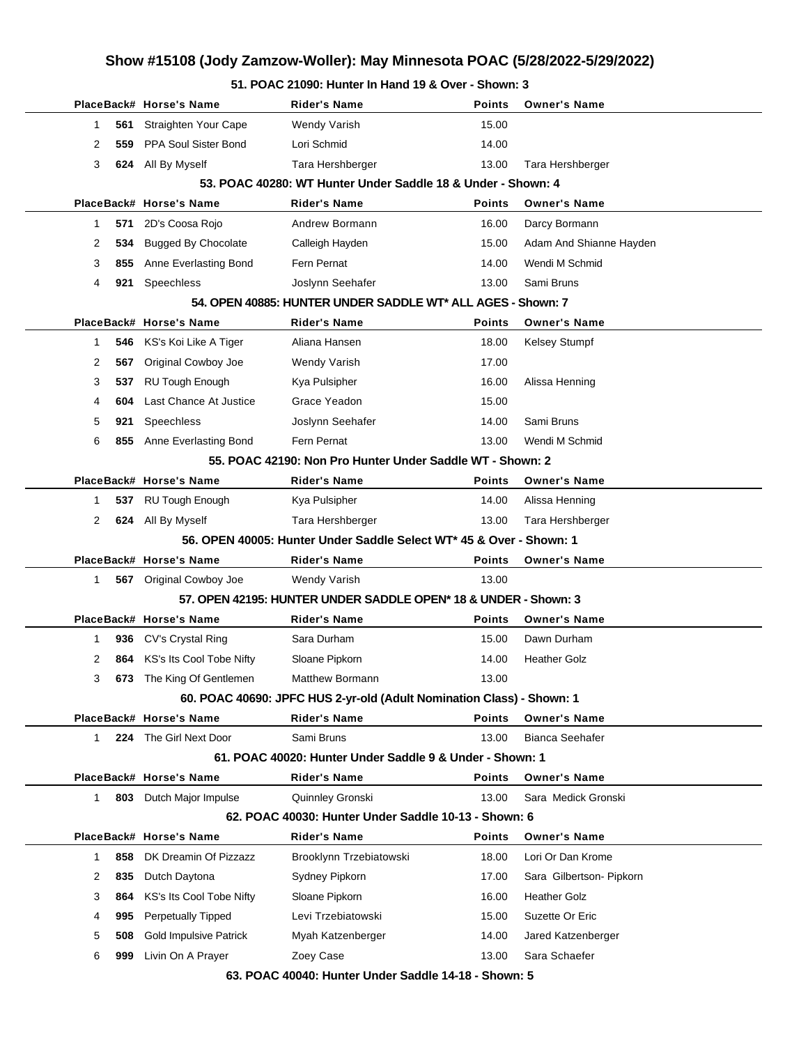# Show #15108 (Jody Zamzow-Woller): May Minnesota POAC (5/28/2022-5/29/2022)

### 51. POAC 21090: Hunter In Hand 19 & Over - Shown: 3

| Place | Back# | Horse's Name | Rider's Name | Points | Owner's Name |
|---|---|---|---|---|---|
| 1 | **561** | Straighten Your Cape | Wendy Varish | 15.00 | |
| 2 | **559** | PPA Soul Sister Bond | Lori Schmid | 14.00 | |
| 3 | **624** | All By Myself | Tara Hershberger | 13.00 | Tara Hershberger |

### 53. POAC 40280: WT Hunter Under Saddle 18 & Under - Shown: 4

| Place | Back# | Horse's Name | Rider's Name | Points | Owner's Name |
|---|---|---|---|---|---|
| 1 | **571** | 2D's Coosa Rojo | Andrew Bormann | 16.00 | Darcy Bormann |
| 2 | **534** | Bugged By Chocolate | Calleigh Hayden | 15.00 | Adam And Shianne Hayden |
| 3 | **855** | Anne Everlasting Bond | Fern Pernat | 14.00 | Wendi M Schmid |
| 4 | **921** | Speechless | Joslynn Seehafer | 13.00 | Sami Bruns |

### 54. OPEN 40885: HUNTER UNDER SADDLE WT* ALL AGES - Shown: 7

| Place | Back# | Horse's Name | Rider's Name | Points | Owner's Name |
|---|---|---|---|---|---|
| 1 | **546** | KS's Koi Like A Tiger | Aliana Hansen | 18.00 | Kelsey Stumpf |
| 2 | **567** | Original Cowboy Joe | Wendy Varish | 17.00 | |
| 3 | **537** | RU Tough Enough | Kya Pulsipher | 16.00 | Alissa Henning |
| 4 | **604** | Last Chance At Justice | Grace Yeadon | 15.00 | |
| 5 | **921** | Speechless | Joslynn Seehafer | 14.00 | Sami Bruns |
| 6 | **855** | Anne Everlasting Bond | Fern Pernat | 13.00 | Wendi M Schmid |

### 55. POAC 42190: Non Pro Hunter Under Saddle WT - Shown: 2

| Place | Back# | Horse's Name | Rider's Name | Points | Owner's Name |
|---|---|---|---|---|---|
| 1 | **537** | RU Tough Enough | Kya Pulsipher | 14.00 | Alissa Henning |
| 2 | **624** | All By Myself | Tara Hershberger | 13.00 | Tara Hershberger |

### 56. OPEN 40005: Hunter Under Saddle Select WT* 45 & Over - Shown: 1

| Place | Back# | Horse's Name | Rider's Name | Points | Owner's Name |
|---|---|---|---|---|---|
| 1 | **567** | Original Cowboy Joe | Wendy Varish | 13.00 | |

### 57. OPEN 42195: HUNTER UNDER SADDLE OPEN* 18 & UNDER - Shown: 3

| Place | Back# | Horse's Name | Rider's Name | Points | Owner's Name |
|---|---|---|---|---|---|
| 1 | **936** | CV's Crystal Ring | Sara Durham | 15.00 | Dawn Durham |
| 2 | **864** | KS's Its Cool Tobe Nifty | Sloane Pipkorn | 14.00 | Heather Golz |
| 3 | **673** | The King Of Gentlemen | Matthew Bormann | 13.00 | |

### 60. POAC 40690: JPFC HUS 2-yr-old (Adult Nomination Class) - Shown: 1

| Place | Back# | Horse's Name | Rider's Name | Points | Owner's Name |
|---|---|---|---|---|---|
| 1 | **224** | The Girl Next Door | Sami Bruns | 13.00 | Bianca Seehafer |

### 61. POAC 40020: Hunter Under Saddle 9 & Under - Shown: 1

| Place | Back# | Horse's Name | Rider's Name | Points | Owner's Name |
|---|---|---|---|---|---|
| 1 | **803** | Dutch Major Impulse | Quinnley Gronski | 13.00 | Sara Medick Gronski |

### 62. POAC 40030: Hunter Under Saddle 10-13 - Shown: 6

| Place | Back# | Horse's Name | Rider's Name | Points | Owner's Name |
|---|---|---|---|---|---|
| 1 | **858** | DK Dreamin Of Pizzazz | Brooklynn Trzebiatowski | 18.00 | Lori Or Dan Krome |
| 2 | **835** | Dutch Daytona | Sydney Pipkorn | 17.00 | Sara Gilbertson- Pipkorn |
| 3 | **864** | KS's Its Cool Tobe Nifty | Sloane Pipkorn | 16.00 | Heather Golz |
| 4 | **995** | Perpetually Tipped | Levi Trzebiatowski | 15.00 | Suzette Or Eric |
| 5 | **508** | Gold Impulsive Patrick | Myah Katzenberger | 14.00 | Jared Katzenberger |
| 6 | **999** | Livin On A Prayer | Zoey Case | 13.00 | Sara Schaefer |

### 63. POAC 40040: Hunter Under Saddle 14-18 - Shown: 5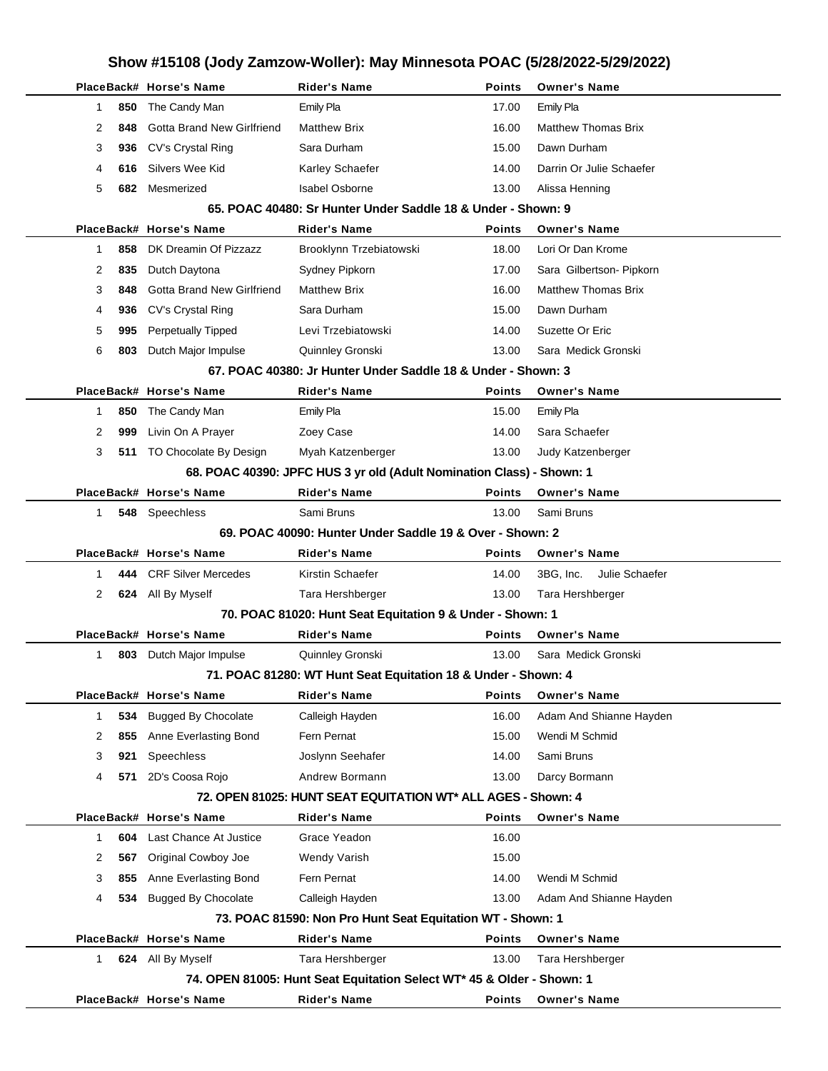# Show #15108 (Jody Zamzow-Woller): May Minnesota POAC (5/28/2022-5/29/2022)

| Place | Back# | Horse's Name | Rider's Name | Points | Owner's Name |
|---|---|---|---|---|---|
| 1 | 850 | The Candy Man | Emily Pla | 17.00 | Emily Pla |
| 2 | 848 | Gotta Brand New Girlfriend | Matthew Brix | 16.00 | Matthew Thomas Brix |
| 3 | 936 | CV's Crystal Ring | Sara Durham | 15.00 | Dawn Durham |
| 4 | 616 | Silvers Wee Kid | Karley Schaefer | 14.00 | Darrin Or Julie Schaefer |
| 5 | 682 | Mesmerized | Isabel Osborne | 13.00 | Alissa Henning |

### 65. POAC 40480: Sr Hunter Under Saddle 18 & Under - Shown: 9

| Place | Back# | Horse's Name | Rider's Name | Points | Owner's Name |
|---|---|---|---|---|---|
| 1 | 858 | DK Dreamin Of Pizzazz | Brooklynn Trzebiatowski | 18.00 | Lori Or Dan Krome |
| 2 | 835 | Dutch Daytona | Sydney Pipkorn | 17.00 | Sara Gilbertson- Pipkorn |
| 3 | 848 | Gotta Brand New Girlfriend | Matthew Brix | 16.00 | Matthew Thomas Brix |
| 4 | 936 | CV's Crystal Ring | Sara Durham | 15.00 | Dawn Durham |
| 5 | 995 | Perpetually Tipped | Levi Trzebiatowski | 14.00 | Suzette Or Eric |
| 6 | 803 | Dutch Major Impulse | Quinnley Gronski | 13.00 | Sara Medick Gronski |

### 67. POAC 40380: Jr Hunter Under Saddle 18 & Under - Shown: 3

| Place | Back# | Horse's Name | Rider's Name | Points | Owner's Name |
|---|---|---|---|---|---|
| 1 | 850 | The Candy Man | Emily Pla | 15.00 | Emily Pla |
| 2 | 999 | Livin On A Prayer | Zoey Case | 14.00 | Sara Schaefer |
| 3 | 511 | TO Chocolate By Design | Myah Katzenberger | 13.00 | Judy Katzenberger |

### 68. POAC 40390: JPFC HUS 3 yr old (Adult Nomination Class) - Shown: 1

| Place | Back# | Horse's Name | Rider's Name | Points | Owner's Name |
|---|---|---|---|---|---|
| 1 | 548 | Speechless | Sami Bruns | 13.00 | Sami Bruns |

### 69. POAC 40090: Hunter Under Saddle 19 & Over - Shown: 2

| Place | Back# | Horse's Name | Rider's Name | Points | Owner's Name |
|---|---|---|---|---|---|
| 1 | 444 | CRF Silver Mercedes | Kirstin Schaefer | 14.00 | 3BG, Inc. Julie Schaefer |
| 2 | 624 | All By Myself | Tara Hershberger | 13.00 | Tara Hershberger |

### 70. POAC 81020: Hunt Seat Equitation 9 & Under - Shown: 1

| Place | Back# | Horse's Name | Rider's Name | Points | Owner's Name |
|---|---|---|---|---|---|
| 1 | 803 | Dutch Major Impulse | Quinnley Gronski | 13.00 | Sara Medick Gronski |

### 71. POAC 81280: WT Hunt Seat Equitation 18 & Under - Shown: 4

| Place | Back# | Horse's Name | Rider's Name | Points | Owner's Name |
|---|---|---|---|---|---|
| 1 | 534 | Bugged By Chocolate | Calleigh Hayden | 16.00 | Adam And Shianne Hayden |
| 2 | 855 | Anne Everlasting Bond | Fern Pernat | 15.00 | Wendi M Schmid |
| 3 | 921 | Speechless | Joslynn Seehafer | 14.00 | Sami Bruns |
| 4 | 571 | 2D's Coosa Rojo | Andrew Bormann | 13.00 | Darcy Bormann |

### 72. OPEN 81025: HUNT SEAT EQUITATION WT* ALL AGES - Shown: 4

| Place | Back# | Horse's Name | Rider's Name | Points | Owner's Name |
|---|---|---|---|---|---|
| 1 | 604 | Last Chance At Justice | Grace Yeadon | 16.00 | |
| 2 | 567 | Original Cowboy Joe | Wendy Varish | 15.00 | |
| 3 | 855 | Anne Everlasting Bond | Fern Pernat | 14.00 | Wendi M Schmid |
| 4 | 534 | Bugged By Chocolate | Calleigh Hayden | 13.00 | Adam And Shianne Hayden |

### 73. POAC 81590: Non Pro Hunt Seat Equitation WT - Shown: 1

| Place | Back# | Horse's Name | Rider's Name | Points | Owner's Name |
|---|---|---|---|---|---|
| 1 | 624 | All By Myself | Tara Hershberger | 13.00 | Tara Hershberger |

### 74. OPEN 81005: Hunt Seat Equitation Select WT* 45 & Older - Shown: 1

| Place | Back# | Horse's Name | Rider's Name | Points | Owner's Name |
|---|---|---|---|---|---|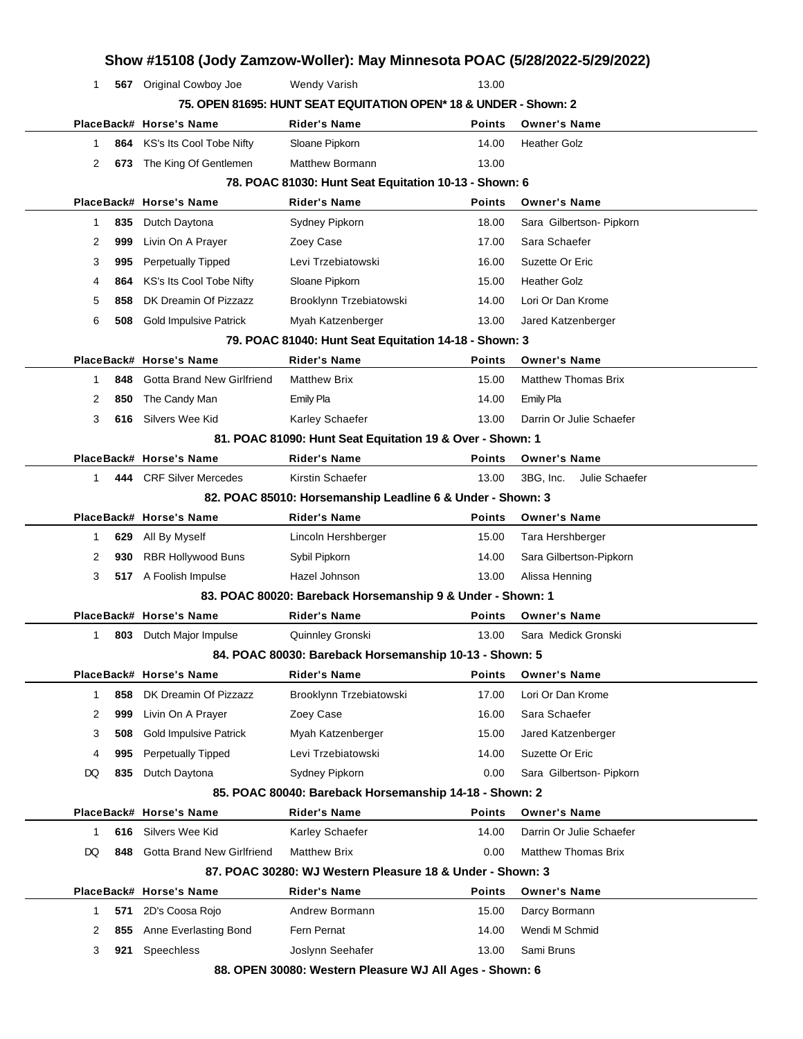# Show #15108 (Jody Zamzow-Woller): May Minnesota POAC (5/28/2022-5/29/2022)

| Place | Back# | Horse's Name | Rider's Name | Points | Owner's Name |
|---|---|---|---|---|---|
| 1 | 567 | Original Cowboy Joe | Wendy Varish | 13.00 | |

### 75. OPEN 81695: HUNT SEAT EQUITATION OPEN* 18 & UNDER - Shown: 2

| Place | Back# | Horse's Name | Rider's Name | Points | Owner's Name |
|---|---|---|---|---|---|
| 1 | 864 | KS's Its Cool Tobe Nifty | Sloane Pipkorn | 14.00 | Heather Golz |
| 2 | 673 | The King Of Gentlemen | Matthew Bormann | 13.00 | |

### 78. POAC 81030: Hunt Seat Equitation 10-13 - Shown: 6

| Place | Back# | Horse's Name | Rider's Name | Points | Owner's Name |
|---|---|---|---|---|---|
| 1 | 835 | Dutch Daytona | Sydney Pipkorn | 18.00 | Sara Gilbertson- Pipkorn |
| 2 | 999 | Livin On A Prayer | Zoey Case | 17.00 | Sara Schaefer |
| 3 | 995 | Perpetually Tipped | Levi Trzebiatowski | 16.00 | Suzette Or Eric |
| 4 | 864 | KS's Its Cool Tobe Nifty | Sloane Pipkorn | 15.00 | Heather Golz |
| 5 | 858 | DK Dreamin Of Pizzazz | Brooklynn Trzebiatowski | 14.00 | Lori Or Dan Krome |
| 6 | 508 | Gold Impulsive Patrick | Myah Katzenberger | 13.00 | Jared Katzenberger |

### 79. POAC 81040: Hunt Seat Equitation 14-18 - Shown: 3

| Place | Back# | Horse's Name | Rider's Name | Points | Owner's Name |
|---|---|---|---|---|---|
| 1 | 848 | Gotta Brand New Girlfriend | Matthew Brix | 15.00 | Matthew Thomas Brix |
| 2 | 850 | The Candy Man | Emily Pla | 14.00 | Emily Pla |
| 3 | 616 | Silvers Wee Kid | Karley Schaefer | 13.00 | Darrin Or Julie Schaefer |

### 81. POAC 81090: Hunt Seat Equitation 19 & Over - Shown: 1

| Place | Back# | Horse's Name | Rider's Name | Points | Owner's Name |
|---|---|---|---|---|---|
| 1 | 444 | CRF Silver Mercedes | Kirstin Schaefer | 13.00 | 3BG, Inc. Julie Schaefer |

### 82. POAC 85010: Horsemanship Leadline 6 & Under - Shown: 3

| Place | Back# | Horse's Name | Rider's Name | Points | Owner's Name |
|---|---|---|---|---|---|
| 1 | 629 | All By Myself | Lincoln Hershberger | 15.00 | Tara Hershberger |
| 2 | 930 | RBR Hollywood Buns | Sybil Pipkorn | 14.00 | Sara Gilbertson-Pipkorn |
| 3 | 517 | A Foolish Impulse | Hazel Johnson | 13.00 | Alissa Henning |

### 83. POAC 80020: Bareback Horsemanship 9 & Under - Shown: 1

| Place | Back# | Horse's Name | Rider's Name | Points | Owner's Name |
|---|---|---|---|---|---|
| 1 | 803 | Dutch Major Impulse | Quinnley Gronski | 13.00 | Sara Medick Gronski |

### 84. POAC 80030: Bareback Horsemanship 10-13 - Shown: 5

| Place | Back# | Horse's Name | Rider's Name | Points | Owner's Name |
|---|---|---|---|---|---|
| 1 | 858 | DK Dreamin Of Pizzazz | Brooklynn Trzebiatowski | 17.00 | Lori Or Dan Krome |
| 2 | 999 | Livin On A Prayer | Zoey Case | 16.00 | Sara Schaefer |
| 3 | 508 | Gold Impulsive Patrick | Myah Katzenberger | 15.00 | Jared Katzenberger |
| 4 | 995 | Perpetually Tipped | Levi Trzebiatowski | 14.00 | Suzette Or Eric |
| DQ | 835 | Dutch Daytona | Sydney Pipkorn | 0.00 | Sara Gilbertson- Pipkorn |

### 85. POAC 80040: Bareback Horsemanship 14-18 - Shown: 2

| Place | Back# | Horse's Name | Rider's Name | Points | Owner's Name |
|---|---|---|---|---|---|
| 1 | 616 | Silvers Wee Kid | Karley Schaefer | 14.00 | Darrin Or Julie Schaefer |
| DQ | 848 | Gotta Brand New Girlfriend | Matthew Brix | 0.00 | Matthew Thomas Brix |

### 87. POAC 30280: WJ Western Pleasure 18 & Under - Shown: 3

| Place | Back# | Horse's Name | Rider's Name | Points | Owner's Name |
|---|---|---|---|---|---|
| 1 | 571 | 2D's Coosa Rojo | Andrew Bormann | 15.00 | Darcy Bormann |
| 2 | 855 | Anne Everlasting Bond | Fern Pernat | 14.00 | Wendi M Schmid |
| 3 | 921 | Speechless | Joslynn Seehafer | 13.00 | Sami Bruns |

### 88. OPEN 30080: Western Pleasure WJ All Ages - Shown: 6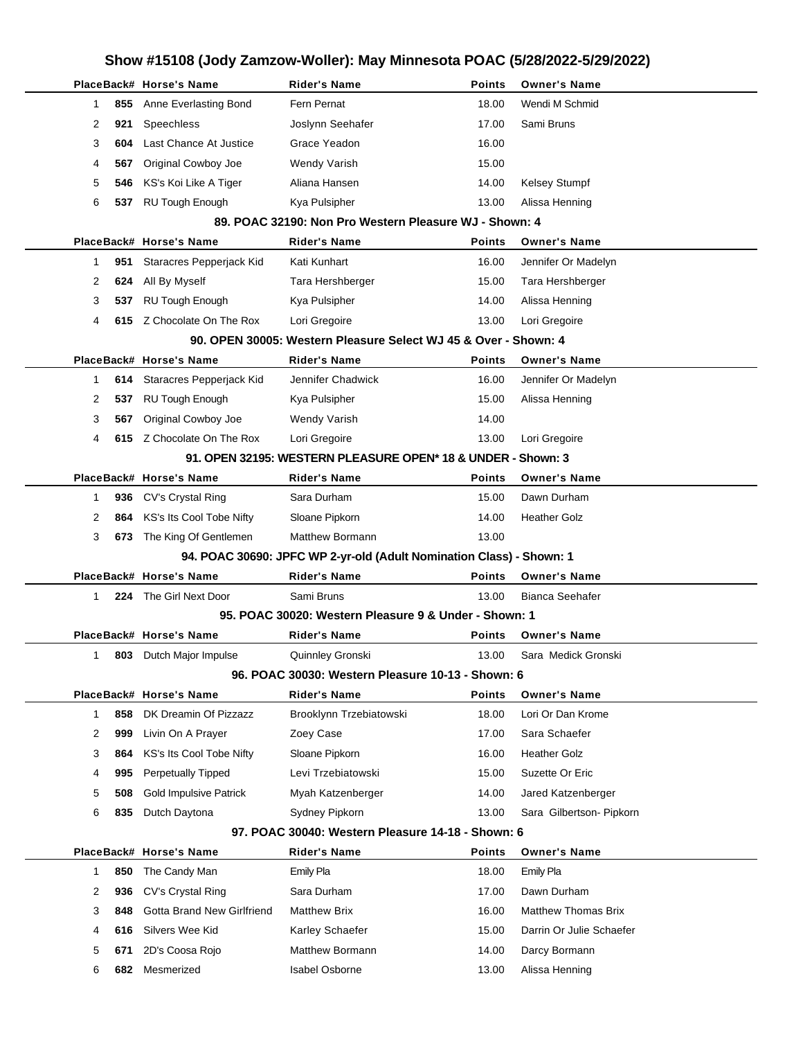# Show #15108 (Jody Zamzow-Woller): May Minnesota POAC (5/28/2022-5/29/2022)

| Place | Back# | Horse's Name | Rider's Name | Points | Owner's Name |
|---|---|---|---|---|---|
| 1 | 855 | Anne Everlasting Bond | Fern Pernat | 18.00 | Wendi M Schmid |
| 2 | 921 | Speechless | Joslynn Seehafer | 17.00 | Sami Bruns |
| 3 | 604 | Last Chance At Justice | Grace Yeadon | 16.00 | |
| 4 | 567 | Original Cowboy Joe | Wendy Varish | 15.00 | |
| 5 | 546 | KS's Koi Like A Tiger | Aliana Hansen | 14.00 | Kelsey Stumpf |
| 6 | 537 | RU Tough Enough | Kya Pulsipher | 13.00 | Alissa Henning |

### 89. POAC 32190: Non Pro Western Pleasure WJ - Shown: 4

| Place | Back# | Horse's Name | Rider's Name | Points | Owner's Name |
|---|---|---|---|---|---|
| 1 | 951 | Staracres Pepperjack Kid | Kati Kunhart | 16.00 | Jennifer Or Madelyn |
| 2 | 624 | All By Myself | Tara Hershberger | 15.00 | Tara Hershberger |
| 3 | 537 | RU Tough Enough | Kya Pulsipher | 14.00 | Alissa Henning |
| 4 | 615 | Z Chocolate On The Rox | Lori Gregoire | 13.00 | Lori Gregoire |

### 90. OPEN 30005: Western Pleasure Select WJ 45 & Over - Shown: 4

| Place | Back# | Horse's Name | Rider's Name | Points | Owner's Name |
|---|---|---|---|---|---|
| 1 | 614 | Staracres Pepperjack Kid | Jennifer Chadwick | 16.00 | Jennifer Or Madelyn |
| 2 | 537 | RU Tough Enough | Kya Pulsipher | 15.00 | Alissa Henning |
| 3 | 567 | Original Cowboy Joe | Wendy Varish | 14.00 | |
| 4 | 615 | Z Chocolate On The Rox | Lori Gregoire | 13.00 | Lori Gregoire |

### 91. OPEN 32195: WESTERN PLEASURE OPEN* 18 & UNDER - Shown: 3

| Place | Back# | Horse's Name | Rider's Name | Points | Owner's Name |
|---|---|---|---|---|---|
| 1 | 936 | CV's Crystal Ring | Sara Durham | 15.00 | Dawn Durham |
| 2 | 864 | KS's Its Cool Tobe Nifty | Sloane Pipkorn | 14.00 | Heather Golz |
| 3 | 673 | The King Of Gentlemen | Matthew Bormann | 13.00 | |

### 94. POAC 30690: JPFC WP 2-yr-old (Adult Nomination Class) - Shown: 1

| Place | Back# | Horse's Name | Rider's Name | Points | Owner's Name |
|---|---|---|---|---|---|
| 1 | 224 | The Girl Next Door | Sami Bruns | 13.00 | Bianca Seehafer |

### 95. POAC 30020: Western Pleasure 9 & Under - Shown: 1

| Place | Back# | Horse's Name | Rider's Name | Points | Owner's Name |
|---|---|---|---|---|---|
| 1 | 803 | Dutch Major Impulse | Quinnley Gronski | 13.00 | Sara Medick Gronski |

### 96. POAC 30030: Western Pleasure 10-13 - Shown: 6

| Place | Back# | Horse's Name | Rider's Name | Points | Owner's Name |
|---|---|---|---|---|---|
| 1 | 858 | DK Dreamin Of Pizzazz | Brooklynn Trzebiatowski | 18.00 | Lori Or Dan Krome |
| 2 | 999 | Livin On A Prayer | Zoey Case | 17.00 | Sara Schaefer |
| 3 | 864 | KS's Its Cool Tobe Nifty | Sloane Pipkorn | 16.00 | Heather Golz |
| 4 | 995 | Perpetually Tipped | Levi Trzebiatowski | 15.00 | Suzette Or Eric |
| 5 | 508 | Gold Impulsive Patrick | Myah Katzenberger | 14.00 | Jared Katzenberger |
| 6 | 835 | Dutch Daytona | Sydney Pipkorn | 13.00 | Sara Gilbertson- Pipkorn |

### 97. POAC 30040: Western Pleasure 14-18 - Shown: 6

| Place | Back# | Horse's Name | Rider's Name | Points | Owner's Name |
|---|---|---|---|---|---|
| 1 | 850 | The Candy Man | Emily Pla | 18.00 | Emily Pla |
| 2 | 936 | CV's Crystal Ring | Sara Durham | 17.00 | Dawn Durham |
| 3 | 848 | Gotta Brand New Girlfriend | Matthew Brix | 16.00 | Matthew Thomas Brix |
| 4 | 616 | Silvers Wee Kid | Karley Schaefer | 15.00 | Darrin Or Julie Schaefer |
| 5 | 671 | 2D's Coosa Rojo | Matthew Bormann | 14.00 | Darcy Bormann |
| 6 | 682 | Mesmerized | Isabel Osborne | 13.00 | Alissa Henning |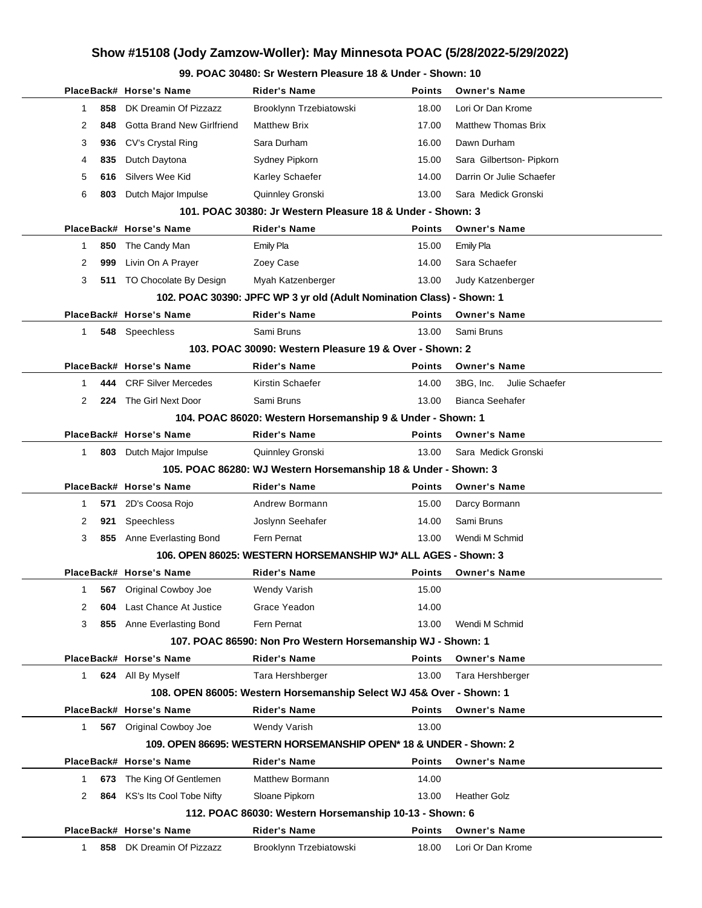# Show #15108 (Jody Zamzow-Woller): May Minnesota POAC (5/28/2022-5/29/2022)

### 99. POAC 30480: Sr Western Pleasure 18 & Under - Shown: 10

| Place | Back# | Horse's Name | Rider's Name | Points | Owner's Name |
|---|---|---|---|---|---|
| 1 | **858** | DK Dreamin Of Pizzazz | Brooklynn Trzebiatowski | 18.00 | Lori Or Dan Krome |
| 2 | **848** | Gotta Brand New Girlfriend | Matthew Brix | 17.00 | Matthew Thomas Brix |
| 3 | **936** | CV's Crystal Ring | Sara Durham | 16.00 | Dawn Durham |
| 4 | **835** | Dutch Daytona | Sydney Pipkorn | 15.00 | Sara Gilbertson- Pipkorn |
| 5 | **616** | Silvers Wee Kid | Karley Schaefer | 14.00 | Darrin Or Julie Schaefer |
| 6 | **803** | Dutch Major Impulse | Quinnley Gronski | 13.00 | Sara Medick Gronski |

### 101. POAC 30380: Jr Western Pleasure 18 & Under - Shown: 3

| Place | Back# | Horse's Name | Rider's Name | Points | Owner's Name |
|---|---|---|---|---|---|
| 1 | **850** | The Candy Man | Emily Pla | 15.00 | Emily Pla |
| 2 | **999** | Livin On A Prayer | Zoey Case | 14.00 | Sara Schaefer |
| 3 | **511** | TO Chocolate By Design | Myah Katzenberger | 13.00 | Judy Katzenberger |

### 102. POAC 30390: JPFC WP 3 yr old (Adult Nomination Class) - Shown: 1

| Place | Back# | Horse's Name | Rider's Name | Points | Owner's Name |
|---|---|---|---|---|---|
| 1 | **548** | Speechless | Sami Bruns | 13.00 | Sami Bruns |

### 103. POAC 30090: Western Pleasure 19 & Over - Shown: 2

| Place | Back# | Horse's Name | Rider's Name | Points | Owner's Name |
|---|---|---|---|---|---|
| 1 | **444** | CRF Silver Mercedes | Kirstin Schaefer | 14.00 | 3BG, Inc. Julie Schaefer |
| 2 | **224** | The Girl Next Door | Sami Bruns | 13.00 | Bianca Seehafer |

### 104. POAC 86020: Western Horsemanship 9 & Under - Shown: 1

| Place | Back# | Horse's Name | Rider's Name | Points | Owner's Name |
|---|---|---|---|---|---|
| 1 | **803** | Dutch Major Impulse | Quinnley Gronski | 13.00 | Sara Medick Gronski |

### 105. POAC 86280: WJ Western Horsemanship 18 & Under - Shown: 3

| Place | Back# | Horse's Name | Rider's Name | Points | Owner's Name |
|---|---|---|---|---|---|
| 1 | **571** | 2D's Coosa Rojo | Andrew Bormann | 15.00 | Darcy Bormann |
| 2 | **921** | Speechless | Joslynn Seehafer | 14.00 | Sami Bruns |
| 3 | **855** | Anne Everlasting Bond | Fern Pernat | 13.00 | Wendi M Schmid |

### 106. OPEN 86025: WESTERN HORSEMANSHIP WJ* ALL AGES - Shown: 3

| Place | Back# | Horse's Name | Rider's Name | Points | Owner's Name |
|---|---|---|---|---|---|
| 1 | **567** | Original Cowboy Joe | Wendy Varish | 15.00 | |
| 2 | **604** | Last Chance At Justice | Grace Yeadon | 14.00 | |
| 3 | **855** | Anne Everlasting Bond | Fern Pernat | 13.00 | Wendi M Schmid |

### 107. POAC 86590: Non Pro Western Horsemanship WJ - Shown: 1

| Place | Back# | Horse's Name | Rider's Name | Points | Owner's Name |
|---|---|---|---|---|---|
| 1 | **624** | All By Myself | Tara Hershberger | 13.00 | Tara Hershberger |

### 108. OPEN 86005: Western Horsemanship Select WJ 45& Over - Shown: 1

| Place | Back# | Horse's Name | Rider's Name | Points | Owner's Name |
|---|---|---|---|---|---|
| 1 | **567** | Original Cowboy Joe | Wendy Varish | 13.00 | |

### 109. OPEN 86695: WESTERN HORSEMANSHIP OPEN* 18 & UNDER - Shown: 2

| Place | Back# | Horse's Name | Rider's Name | Points | Owner's Name |
|---|---|---|---|---|---|
| 1 | **673** | The King Of Gentlemen | Matthew Bormann | 14.00 | |
| 2 | **864** | KS's Its Cool Tobe Nifty | Sloane Pipkorn | 13.00 | Heather Golz |

### 112. POAC 86030: Western Horsemanship 10-13 - Shown: 6

| Place | Back# | Horse's Name | Rider's Name | Points | Owner's Name |
|---|---|---|---|---|---|
| 1 | **858** | DK Dreamin Of Pizzazz | Brooklynn Trzebiatowski | 18.00 | Lori Or Dan Krome |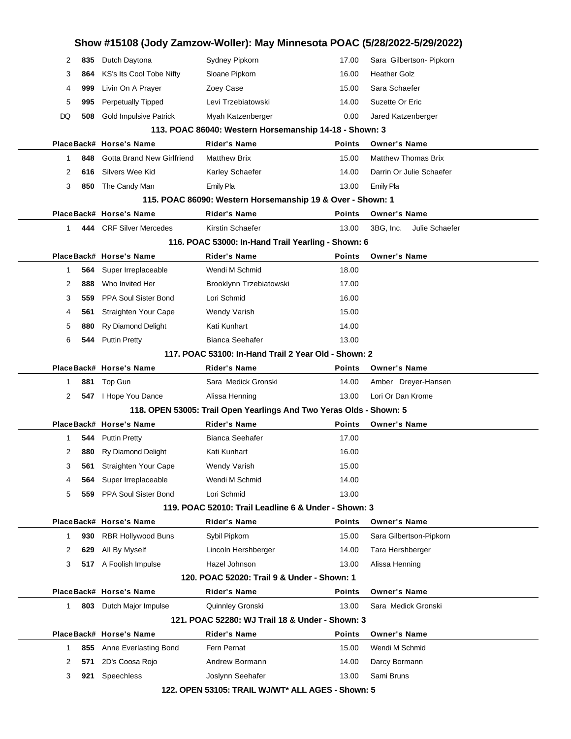| Place | Back# | Horse's Name | Rider's Name | Points | Owner's Name |
|---|---|---|---|---|---|
| 2 | 835 | Dutch Daytona | Sydney Pipkorn | 17.00 | Sara Gilbertson- Pipkorn |
| 3 | 864 | KS's Its Cool Tobe Nifty | Sloane Pipkorn | 16.00 | Heather Golz |
| 4 | 999 | Livin On A Prayer | Zoey Case | 15.00 | Sara Schaefer |
| 5 | 995 | Perpetually Tipped | Levi Trzebiatowski | 14.00 | Suzette Or Eric |
| DQ | 508 | Gold Impulsive Patrick | Myah Katzenberger | 0.00 | Jared Katzenberger |

### 113. POAC 86040: Western Horsemanship 14-18 - Shown: 3

| Place | Back# | Horse's Name | Rider's Name | Points | Owner's Name |
|---|---|---|---|---|---|
| 1 | 848 | Gotta Brand New Girlfriend | Matthew Brix | 15.00 | Matthew Thomas Brix |
| 2 | 616 | Silvers Wee Kid | Karley Schaefer | 14.00 | Darrin Or Julie Schaefer |
| 3 | 850 | The Candy Man | Emily Pla | 13.00 | Emily Pla |

### 115. POAC 86090: Western Horsemanship 19 & Over - Shown: 1

| Place | Back# | Horse's Name | Rider's Name | Points | Owner's Name |
|---|---|---|---|---|---|
| 1 | 444 | CRF Silver Mercedes | Kirstin Schaefer | 13.00 | 3BG, Inc. Julie Schaefer |

### 116. POAC 53000: In-Hand Trail Yearling - Shown: 6

| Place | Back# | Horse's Name | Rider's Name | Points | Owner's Name |
|---|---|---|---|---|---|
| 1 | 564 | Super Irreplaceable | Wendi M Schmid | 18.00 | |
| 2 | 888 | Who Invited Her | Brooklynn Trzebiatowski | 17.00 | |
| 3 | 559 | PPA Soul Sister Bond | Lori Schmid | 16.00 | |
| 4 | 561 | Straighten Your Cape | Wendy Varish | 15.00 | |
| 5 | 880 | Ry Diamond Delight | Kati Kunhart | 14.00 | |
| 6 | 544 | Puttin Pretty | Bianca Seehafer | 13.00 | |

### 117. POAC 53100: In-Hand Trail 2 Year Old - Shown: 2

| Place | Back# | Horse's Name | Rider's Name | Points | Owner's Name |
|---|---|---|---|---|---|
| 1 | 881 | Top Gun | Sara Medick Gronski | 14.00 | Amber Dreyer-Hansen |
| 2 | 547 | I Hope You Dance | Alissa Henning | 13.00 | Lori Or Dan Krome |

### 118. OPEN 53005: Trail Open Yearlings And Two Yeras Olds - Shown: 5

| Place | Back# | Horse's Name | Rider's Name | Points | Owner's Name |
|---|---|---|---|---|---|
| 1 | 544 | Puttin Pretty | Bianca Seehafer | 17.00 | |
| 2 | 880 | Ry Diamond Delight | Kati Kunhart | 16.00 | |
| 3 | 561 | Straighten Your Cape | Wendy Varish | 15.00 | |
| 4 | 564 | Super Irreplaceable | Wendi M Schmid | 14.00 | |
| 5 | 559 | PPA Soul Sister Bond | Lori Schmid | 13.00 | |

### 119. POAC 52010: Trail Leadline 6 & Under - Shown: 3

| Place | Back# | Horse's Name | Rider's Name | Points | Owner's Name |
|---|---|---|---|---|---|
| 1 | 930 | RBR Hollywood Buns | Sybil Pipkorn | 15.00 | Sara Gilbertson-Pipkorn |
| 2 | 629 | All By Myself | Lincoln Hershberger | 14.00 | Tara Hershberger |
| 3 | 517 | A Foolish Impulse | Hazel Johnson | 13.00 | Alissa Henning |

### 120. POAC 52020: Trail 9 & Under - Shown: 1

| Place | Back# | Horse's Name | Rider's Name | Points | Owner's Name |
|---|---|---|---|---|---|
| 1 | 803 | Dutch Major Impulse | Quinnley Gronski | 13.00 | Sara Medick Gronski |

### 121. POAC 52280: WJ Trail 18 & Under - Shown: 3

| Place | Back# | Horse's Name | Rider's Name | Points | Owner's Name |
|---|---|---|---|---|---|
| 1 | 855 | Anne Everlasting Bond | Fern Pernat | 15.00 | Wendi M Schmid |
| 2 | 571 | 2D's Coosa Rojo | Andrew Bormann | 14.00 | Darcy Bormann |
| 3 | 921 | Speechless | Joslynn Seehafer | 13.00 | Sami Bruns |

### 122. OPEN 53105: TRAIL WJ/WT* ALL AGES - Shown: 5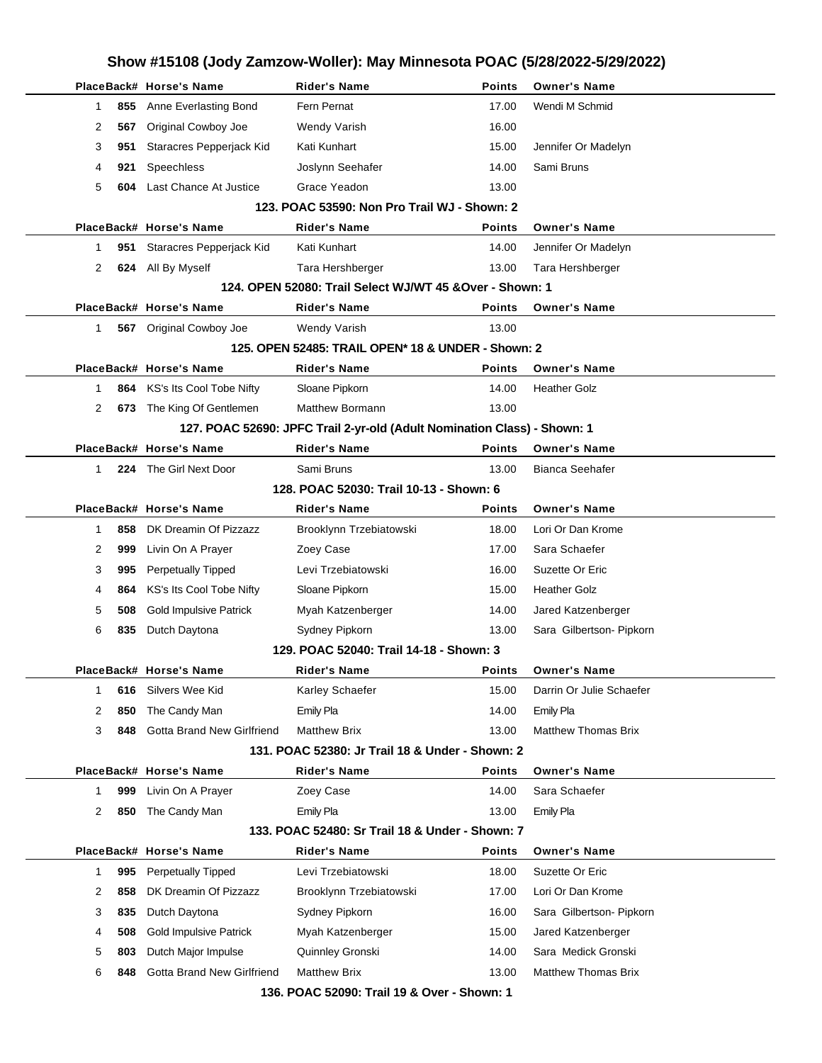# Show #15108 (Jody Zamzow-Woller): May Minnesota POAC (5/28/2022-5/29/2022)

| Place | Back# | Horse's Name | Rider's Name | Points | Owner's Name |
|---|---|---|---|---|---|
| 1 | 855 | Anne Everlasting Bond | Fern Pernat | 17.00 | Wendi M Schmid |
| 2 | 567 | Original Cowboy Joe | Wendy Varish | 16.00 | |
| 3 | 951 | Staracres Pepperjack Kid | Kati Kunhart | 15.00 | Jennifer Or Madelyn |
| 4 | 921 | Speechless | Joslynn Seehafer | 14.00 | Sami Bruns |
| 5 | 604 | Last Chance At Justice | Grace Yeadon | 13.00 | |

### 123. POAC 53590: Non Pro Trail WJ - Shown: 2

| Place | Back# | Horse's Name | Rider's Name | Points | Owner's Name |
|---|---|---|---|---|---|
| 1 | 951 | Staracres Pepperjack Kid | Kati Kunhart | 14.00 | Jennifer Or Madelyn |
| 2 | 624 | All By Myself | Tara Hershberger | 13.00 | Tara Hershberger |

### 124. OPEN 52080: Trail Select WJ/WT 45 &Over - Shown: 1

| Place | Back# | Horse's Name | Rider's Name | Points | Owner's Name |
|---|---|---|---|---|---|
| 1 | 567 | Original Cowboy Joe | Wendy Varish | 13.00 | |

### 125. OPEN 52485: TRAIL OPEN* 18 & UNDER - Shown: 2

| Place | Back# | Horse's Name | Rider's Name | Points | Owner's Name |
|---|---|---|---|---|---|
| 1 | 864 | KS's Its Cool Tobe Nifty | Sloane Pipkorn | 14.00 | Heather Golz |
| 2 | 673 | The King Of Gentlemen | Matthew Bormann | 13.00 | |

### 127. POAC 52690: JPFC Trail 2-yr-old (Adult Nomination Class) - Shown: 1

| Place | Back# | Horse's Name | Rider's Name | Points | Owner's Name |
|---|---|---|---|---|---|
| 1 | 224 | The Girl Next Door | Sami Bruns | 13.00 | Bianca Seehafer |

### 128. POAC 52030: Trail 10-13 - Shown: 6

| Place | Back# | Horse's Name | Rider's Name | Points | Owner's Name |
|---|---|---|---|---|---|
| 1 | 858 | DK Dreamin Of Pizzazz | Brooklynn Trzebiatowski | 18.00 | Lori Or Dan Krome |
| 2 | 999 | Livin On A Prayer | Zoey Case | 17.00 | Sara Schaefer |
| 3 | 995 | Perpetually Tipped | Levi Trzebiatowski | 16.00 | Suzette Or Eric |
| 4 | 864 | KS's Its Cool Tobe Nifty | Sloane Pipkorn | 15.00 | Heather Golz |
| 5 | 508 | Gold Impulsive Patrick | Myah Katzenberger | 14.00 | Jared Katzenberger |
| 6 | 835 | Dutch Daytona | Sydney Pipkorn | 13.00 | Sara Gilbertson- Pipkorn |

### 129. POAC 52040: Trail 14-18 - Shown: 3

| Place | Back# | Horse's Name | Rider's Name | Points | Owner's Name |
|---|---|---|---|---|---|
| 1 | 616 | Silvers Wee Kid | Karley Schaefer | 15.00 | Darrin Or Julie Schaefer |
| 2 | 850 | The Candy Man | Emily Pla | 14.00 | Emily Pla |
| 3 | 848 | Gotta Brand New Girlfriend | Matthew Brix | 13.00 | Matthew Thomas Brix |

### 131. POAC 52380: Jr Trail 18 & Under - Shown: 2

| Place | Back# | Horse's Name | Rider's Name | Points | Owner's Name |
|---|---|---|---|---|---|
| 1 | 999 | Livin On A Prayer | Zoey Case | 14.00 | Sara Schaefer |
| 2 | 850 | The Candy Man | Emily Pla | 13.00 | Emily Pla |

### 133. POAC 52480: Sr Trail 18 & Under - Shown: 7

| Place | Back# | Horse's Name | Rider's Name | Points | Owner's Name |
|---|---|---|---|---|---|
| 1 | 995 | Perpetually Tipped | Levi Trzebiatowski | 18.00 | Suzette Or Eric |
| 2 | 858 | DK Dreamin Of Pizzazz | Brooklynn Trzebiatowski | 17.00 | Lori Or Dan Krome |
| 3 | 835 | Dutch Daytona | Sydney Pipkorn | 16.00 | Sara Gilbertson- Pipkorn |
| 4 | 508 | Gold Impulsive Patrick | Myah Katzenberger | 15.00 | Jared Katzenberger |
| 5 | 803 | Dutch Major Impulse | Quinnley Gronski | 14.00 | Sara Medick Gronski |
| 6 | 848 | Gotta Brand New Girlfriend | Matthew Brix | 13.00 | Matthew Thomas Brix |

### 136. POAC 52090: Trail 19 & Over - Shown: 1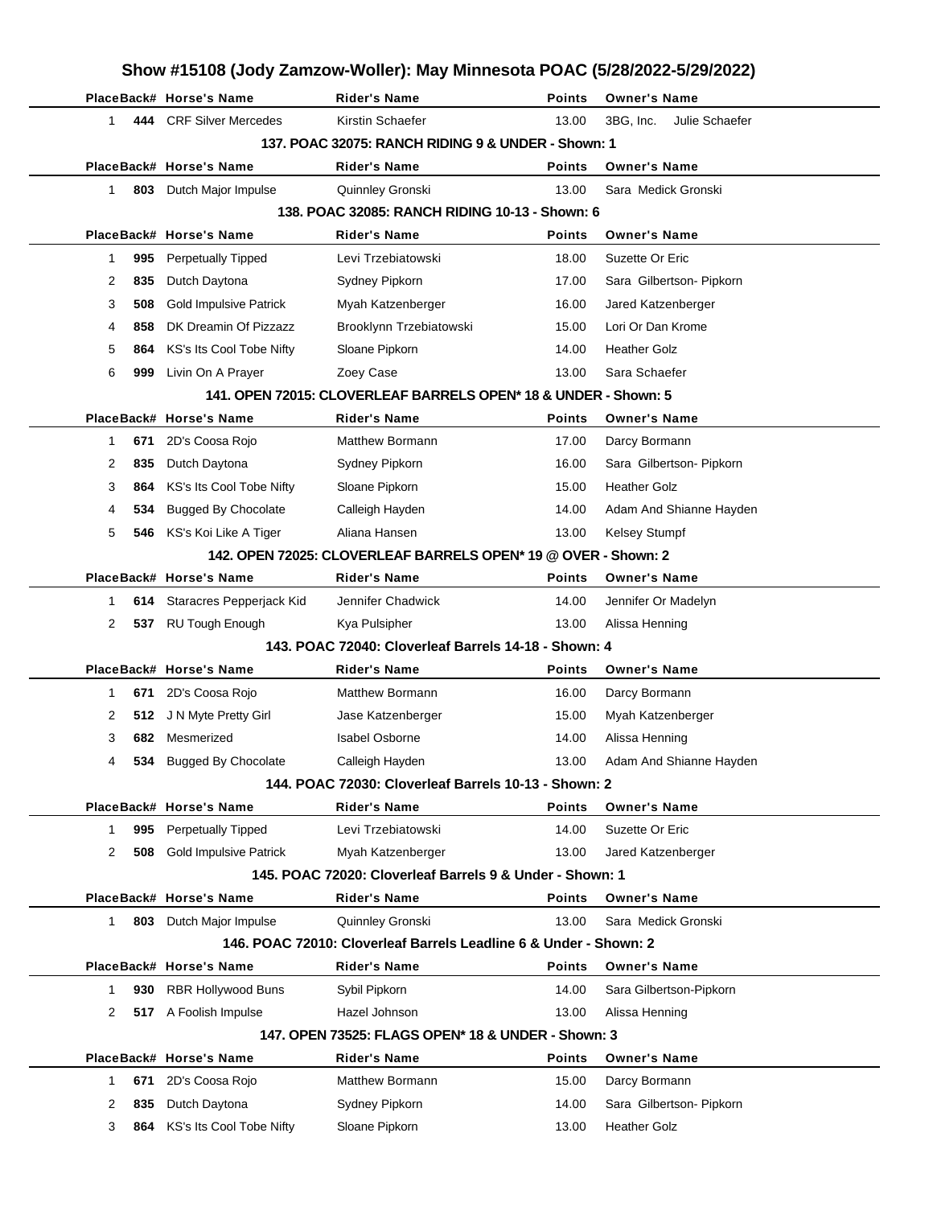# Show #15108 (Jody Zamzow-Woller): May Minnesota POAC (5/28/2022-5/29/2022)

| Place | Back# | Horse's Name | Rider's Name | Points | Owner's Name |
|---|---|---|---|---|---|
| 1 | 444 | CRF Silver Mercedes | Kirstin Schaefer | 13.00 | 3BG, Inc. Julie Schaefer |

### 137. POAC 32075: RANCH RIDING 9 & UNDER - Shown: 1

| Place | Back# | Horse's Name | Rider's Name | Points | Owner's Name |
|---|---|---|---|---|---|
| 1 | 803 | Dutch Major Impulse | Quinnley Gronski | 13.00 | Sara Medick Gronski |

### 138. POAC 32085: RANCH RIDING 10-13 - Shown: 6

| Place | Back# | Horse's Name | Rider's Name | Points | Owner's Name |
|---|---|---|---|---|---|
| 1 | 995 | Perpetually Tipped | Levi Trzebiatowski | 18.00 | Suzette Or Eric |
| 2 | 835 | Dutch Daytona | Sydney Pipkorn | 17.00 | Sara Gilbertson- Pipkorn |
| 3 | 508 | Gold Impulsive Patrick | Myah Katzenberger | 16.00 | Jared Katzenberger |
| 4 | 858 | DK Dreamin Of Pizzazz | Brooklynn Trzebiatowski | 15.00 | Lori Or Dan Krome |
| 5 | 864 | KS's Its Cool Tobe Nifty | Sloane Pipkorn | 14.00 | Heather Golz |
| 6 | 999 | Livin On A Prayer | Zoey Case | 13.00 | Sara Schaefer |

### 141. OPEN 72015: CLOVERLEAF BARRELS OPEN* 18 & UNDER - Shown: 5

| Place | Back# | Horse's Name | Rider's Name | Points | Owner's Name |
|---|---|---|---|---|---|
| 1 | 671 | 2D's Coosa Rojo | Matthew Bormann | 17.00 | Darcy Bormann |
| 2 | 835 | Dutch Daytona | Sydney Pipkorn | 16.00 | Sara Gilbertson- Pipkorn |
| 3 | 864 | KS's Its Cool Tobe Nifty | Sloane Pipkorn | 15.00 | Heather Golz |
| 4 | 534 | Bugged By Chocolate | Calleigh Hayden | 14.00 | Adam And Shianne Hayden |
| 5 | 546 | KS's Koi Like A Tiger | Aliana Hansen | 13.00 | Kelsey Stumpf |

### 142. OPEN 72025: CLOVERLEAF BARRELS OPEN* 19 @ OVER - Shown: 2

| Place | Back# | Horse's Name | Rider's Name | Points | Owner's Name |
|---|---|---|---|---|---|
| 1 | 614 | Staracres Pepperjack Kid | Jennifer Chadwick | 14.00 | Jennifer Or Madelyn |
| 2 | 537 | RU Tough Enough | Kya Pulsipher | 13.00 | Alissa Henning |

### 143. POAC 72040: Cloverleaf Barrels 14-18 - Shown: 4

| Place | Back# | Horse's Name | Rider's Name | Points | Owner's Name |
|---|---|---|---|---|---|
| 1 | 671 | 2D's Coosa Rojo | Matthew Bormann | 16.00 | Darcy Bormann |
| 2 | 512 | J N Myte Pretty Girl | Jase Katzenberger | 15.00 | Myah Katzenberger |
| 3 | 682 | Mesmerized | Isabel Osborne | 14.00 | Alissa Henning |
| 4 | 534 | Bugged By Chocolate | Calleigh Hayden | 13.00 | Adam And Shianne Hayden |

### 144. POAC 72030: Cloverleaf Barrels 10-13 - Shown: 2

| Place | Back# | Horse's Name | Rider's Name | Points | Owner's Name |
|---|---|---|---|---|---|
| 1 | 995 | Perpetually Tipped | Levi Trzebiatowski | 14.00 | Suzette Or Eric |
| 2 | 508 | Gold Impulsive Patrick | Myah Katzenberger | 13.00 | Jared Katzenberger |

### 145. POAC 72020: Cloverleaf Barrels 9 & Under - Shown: 1

| Place | Back# | Horse's Name | Rider's Name | Points | Owner's Name |
|---|---|---|---|---|---|
| 1 | 803 | Dutch Major Impulse | Quinnley Gronski | 13.00 | Sara Medick Gronski |

### 146. POAC 72010: Cloverleaf Barrels Leadline 6 & Under - Shown: 2

| Place | Back# | Horse's Name | Rider's Name | Points | Owner's Name |
|---|---|---|---|---|---|
| 1 | 930 | RBR Hollywood Buns | Sybil Pipkorn | 14.00 | Sara Gilbertson-Pipkorn |
| 2 | 517 | A Foolish Impulse | Hazel Johnson | 13.00 | Alissa Henning |

### 147. OPEN 73525: FLAGS OPEN* 18 & UNDER - Shown: 3

| Place | Back# | Horse's Name | Rider's Name | Points | Owner's Name |
|---|---|---|---|---|---|
| 1 | 671 | 2D's Coosa Rojo | Matthew Bormann | 15.00 | Darcy Bormann |
| 2 | 835 | Dutch Daytona | Sydney Pipkorn | 14.00 | Sara Gilbertson- Pipkorn |
| 3 | 864 | KS's Its Cool Tobe Nifty | Sloane Pipkorn | 13.00 | Heather Golz |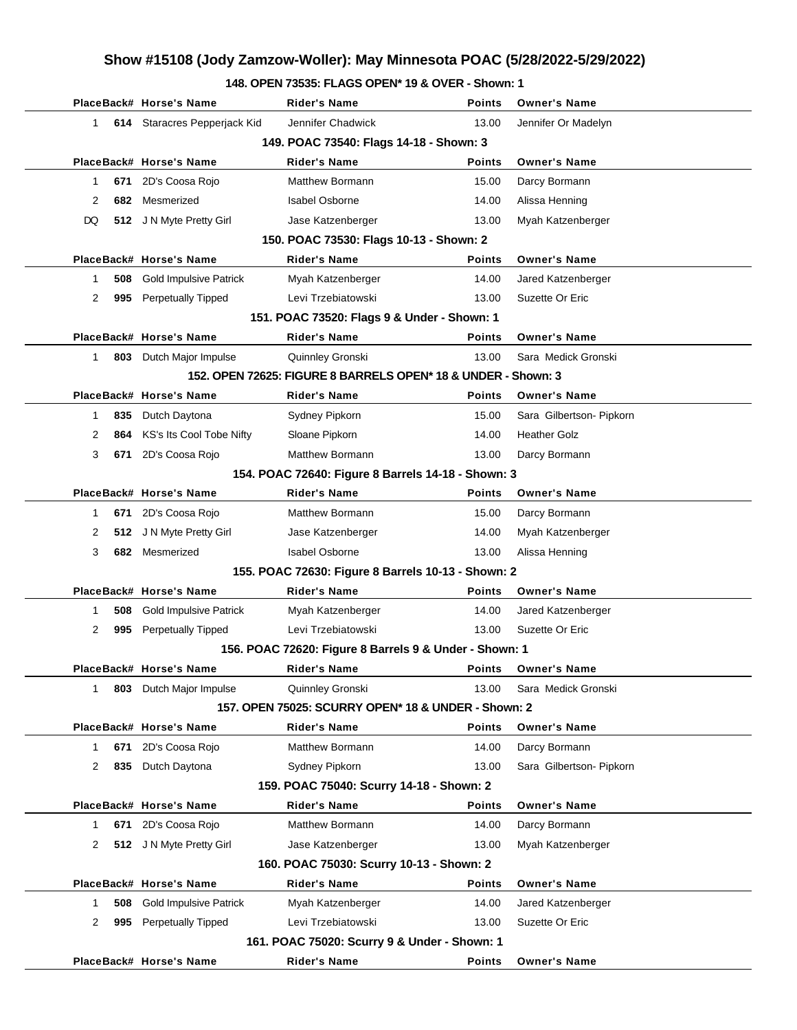# Show #15108 (Jody Zamzow-Woller): May Minnesota POAC (5/28/2022-5/29/2022)

### 148. OPEN 73535: FLAGS OPEN* 19 & OVER - Shown: 1

| Place | Back# | Horse's Name | Rider's Name | Points | Owner's Name |
|---|---|---|---|---|---|
| 1 | 614 | Staracres Pepperjack Kid | Jennifer Chadwick | 13.00 | Jennifer Or Madelyn |

### 149. POAC 73540: Flags 14-18 - Shown: 3

| Place | Back# | Horse's Name | Rider's Name | Points | Owner's Name |
|---|---|---|---|---|---|
| 1 | 671 | 2D's Coosa Rojo | Matthew Bormann | 15.00 | Darcy Bormann |
| 2 | 682 | Mesmerized | Isabel Osborne | 14.00 | Alissa Henning |
| DQ | 512 | J N Myte Pretty Girl | Jase Katzenberger | 13.00 | Myah Katzenberger |

### 150. POAC 73530: Flags 10-13 - Shown: 2

| Place | Back# | Horse's Name | Rider's Name | Points | Owner's Name |
|---|---|---|---|---|---|
| 1 | 508 | Gold Impulsive Patrick | Myah Katzenberger | 14.00 | Jared Katzenberger |
| 2 | 995 | Perpetually Tipped | Levi Trzebiatowski | 13.00 | Suzette Or Eric |

### 151. POAC 73520: Flags 9 & Under - Shown: 1

| Place | Back# | Horse's Name | Rider's Name | Points | Owner's Name |
|---|---|---|---|---|---|
| 1 | 803 | Dutch Major Impulse | Quinnley Gronski | 13.00 | Sara Medick Gronski |

### 152. OPEN 72625: FIGURE 8 BARRELS OPEN* 18 & UNDER - Shown: 3

| Place | Back# | Horse's Name | Rider's Name | Points | Owner's Name |
|---|---|---|---|---|---|
| 1 | 835 | Dutch Daytona | Sydney Pipkorn | 15.00 | Sara Gilbertson- Pipkorn |
| 2 | 864 | KS's Its Cool Tobe Nifty | Sloane Pipkorn | 14.00 | Heather Golz |
| 3 | 671 | 2D's Coosa Rojo | Matthew Bormann | 13.00 | Darcy Bormann |

### 154. POAC 72640: Figure 8 Barrels 14-18 - Shown: 3

| Place | Back# | Horse's Name | Rider's Name | Points | Owner's Name |
|---|---|---|---|---|---|
| 1 | 671 | 2D's Coosa Rojo | Matthew Bormann | 15.00 | Darcy Bormann |
| 2 | 512 | J N Myte Pretty Girl | Jase Katzenberger | 14.00 | Myah Katzenberger |
| 3 | 682 | Mesmerized | Isabel Osborne | 13.00 | Alissa Henning |

### 155. POAC 72630: Figure 8 Barrels 10-13 - Shown: 2

| Place | Back# | Horse's Name | Rider's Name | Points | Owner's Name |
|---|---|---|---|---|---|
| 1 | 508 | Gold Impulsive Patrick | Myah Katzenberger | 14.00 | Jared Katzenberger |
| 2 | 995 | Perpetually Tipped | Levi Trzebiatowski | 13.00 | Suzette Or Eric |

### 156. POAC 72620: Figure 8 Barrels 9 & Under - Shown: 1

| Place | Back# | Horse's Name | Rider's Name | Points | Owner's Name |
|---|---|---|---|---|---|
| 1 | 803 | Dutch Major Impulse | Quinnley Gronski | 13.00 | Sara Medick Gronski |

### 157. OPEN 75025: SCURRY OPEN* 18 & UNDER - Shown: 2

| Place | Back# | Horse's Name | Rider's Name | Points | Owner's Name |
|---|---|---|---|---|---|
| 1 | 671 | 2D's Coosa Rojo | Matthew Bormann | 14.00 | Darcy Bormann |
| 2 | 835 | Dutch Daytona | Sydney Pipkorn | 13.00 | Sara Gilbertson- Pipkorn |

### 159. POAC 75040: Scurry 14-18 - Shown: 2

| Place | Back# | Horse's Name | Rider's Name | Points | Owner's Name |
|---|---|---|---|---|---|
| 1 | 671 | 2D's Coosa Rojo | Matthew Bormann | 14.00 | Darcy Bormann |
| 2 | 512 | J N Myte Pretty Girl | Jase Katzenberger | 13.00 | Myah Katzenberger |

### 160. POAC 75030: Scurry 10-13 - Shown: 2

| Place | Back# | Horse's Name | Rider's Name | Points | Owner's Name |
|---|---|---|---|---|---|
| 1 | 508 | Gold Impulsive Patrick | Myah Katzenberger | 14.00 | Jared Katzenberger |
| 2 | 995 | Perpetually Tipped | Levi Trzebiatowski | 13.00 | Suzette Or Eric |

### 161. POAC 75020: Scurry 9 & Under - Shown: 1

| Place | Back# | Horse's Name | Rider's Name | Points | Owner's Name |
|---|---|---|---|---|---|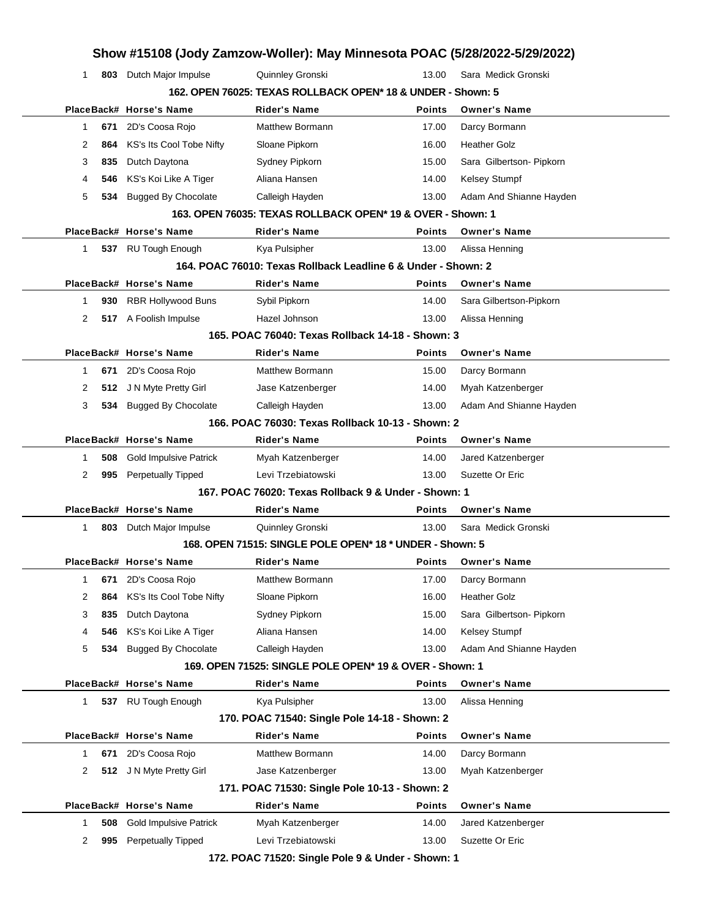## Show #15108 (Jody Zamzow-Woller): May Minnesota POAC (5/28/2022-5/29/2022)

| Place | Back# | Horse's Name | Rider's Name | Points | Owner's Name |
|---|---|---|---|---|---|
| 1 | 803 | Dutch Major Impulse | Quinnley Gronski | 13.00 | Sara Medick Gronski |

### 162. OPEN 76025: TEXAS ROLLBACK OPEN* 18 & UNDER - Shown: 5

| Place | Back# | Horse's Name | Rider's Name | Points | Owner's Name |
|---|---|---|---|---|---|
| 1 | 671 | 2D's Coosa Rojo | Matthew Bormann | 17.00 | Darcy Bormann |
| 2 | 864 | KS's Its Cool Tobe Nifty | Sloane Pipkorn | 16.00 | Heather Golz |
| 3 | 835 | Dutch Daytona | Sydney Pipkorn | 15.00 | Sara Gilbertson- Pipkorn |
| 4 | 546 | KS's Koi Like A Tiger | Aliana Hansen | 14.00 | Kelsey Stumpf |
| 5 | 534 | Bugged By Chocolate | Calleigh Hayden | 13.00 | Adam And Shianne Hayden |

### 163. OPEN 76035: TEXAS ROLLBACK OPEN* 19 & OVER - Shown: 1

| Place | Back# | Horse's Name | Rider's Name | Points | Owner's Name |
|---|---|---|---|---|---|
| 1 | 537 | RU Tough Enough | Kya Pulsipher | 13.00 | Alissa Henning |

### 164. POAC 76010: Texas Rollback Leadline 6 & Under - Shown: 2

| Place | Back# | Horse's Name | Rider's Name | Points | Owner's Name |
|---|---|---|---|---|---|
| 1 | 930 | RBR Hollywood Buns | Sybil Pipkorn | 14.00 | Sara Gilbertson-Pipkorn |
| 2 | 517 | A Foolish Impulse | Hazel Johnson | 13.00 | Alissa Henning |

### 165. POAC 76040: Texas Rollback 14-18 - Shown: 3

| Place | Back# | Horse's Name | Rider's Name | Points | Owner's Name |
|---|---|---|---|---|---|
| 1 | 671 | 2D's Coosa Rojo | Matthew Bormann | 15.00 | Darcy Bormann |
| 2 | 512 | J N Myte Pretty Girl | Jase Katzenberger | 14.00 | Myah Katzenberger |
| 3 | 534 | Bugged By Chocolate | Calleigh Hayden | 13.00 | Adam And Shianne Hayden |

### 166. POAC 76030: Texas Rollback 10-13 - Shown: 2

| Place | Back# | Horse's Name | Rider's Name | Points | Owner's Name |
|---|---|---|---|---|---|
| 1 | 508 | Gold Impulsive Patrick | Myah Katzenberger | 14.00 | Jared Katzenberger |
| 2 | 995 | Perpetually Tipped | Levi Trzebiatowski | 13.00 | Suzette Or Eric |

### 167. POAC 76020: Texas Rollback 9 & Under - Shown: 1

| Place | Back# | Horse's Name | Rider's Name | Points | Owner's Name |
|---|---|---|---|---|---|
| 1 | 803 | Dutch Major Impulse | Quinnley Gronski | 13.00 | Sara Medick Gronski |

### 168. OPEN 71515: SINGLE POLE OPEN* 18 * UNDER - Shown: 5

| Place | Back# | Horse's Name | Rider's Name | Points | Owner's Name |
|---|---|---|---|---|---|
| 1 | 671 | 2D's Coosa Rojo | Matthew Bormann | 17.00 | Darcy Bormann |
| 2 | 864 | KS's Its Cool Tobe Nifty | Sloane Pipkorn | 16.00 | Heather Golz |
| 3 | 835 | Dutch Daytona | Sydney Pipkorn | 15.00 | Sara Gilbertson- Pipkorn |
| 4 | 546 | KS's Koi Like A Tiger | Aliana Hansen | 14.00 | Kelsey Stumpf |
| 5 | 534 | Bugged By Chocolate | Calleigh Hayden | 13.00 | Adam And Shianne Hayden |

### 169. OPEN 71525: SINGLE POLE OPEN* 19 & OVER - Shown: 1

| Place | Back# | Horse's Name | Rider's Name | Points | Owner's Name |
|---|---|---|---|---|---|
| 1 | 537 | RU Tough Enough | Kya Pulsipher | 13.00 | Alissa Henning |

### 170. POAC 71540: Single Pole 14-18 - Shown: 2

| Place | Back# | Horse's Name | Rider's Name | Points | Owner's Name |
|---|---|---|---|---|---|
| 1 | 671 | 2D's Coosa Rojo | Matthew Bormann | 14.00 | Darcy Bormann |
| 2 | 512 | J N Myte Pretty Girl | Jase Katzenberger | 13.00 | Myah Katzenberger |

### 171. POAC 71530: Single Pole 10-13 - Shown: 2

| Place | Back# | Horse's Name | Rider's Name | Points | Owner's Name |
|---|---|---|---|---|---|
| 1 | 508 | Gold Impulsive Patrick | Myah Katzenberger | 14.00 | Jared Katzenberger |
| 2 | 995 | Perpetually Tipped | Levi Trzebiatowski | 13.00 | Suzette Or Eric |

### 172. POAC 71520: Single Pole 9 & Under - Shown: 1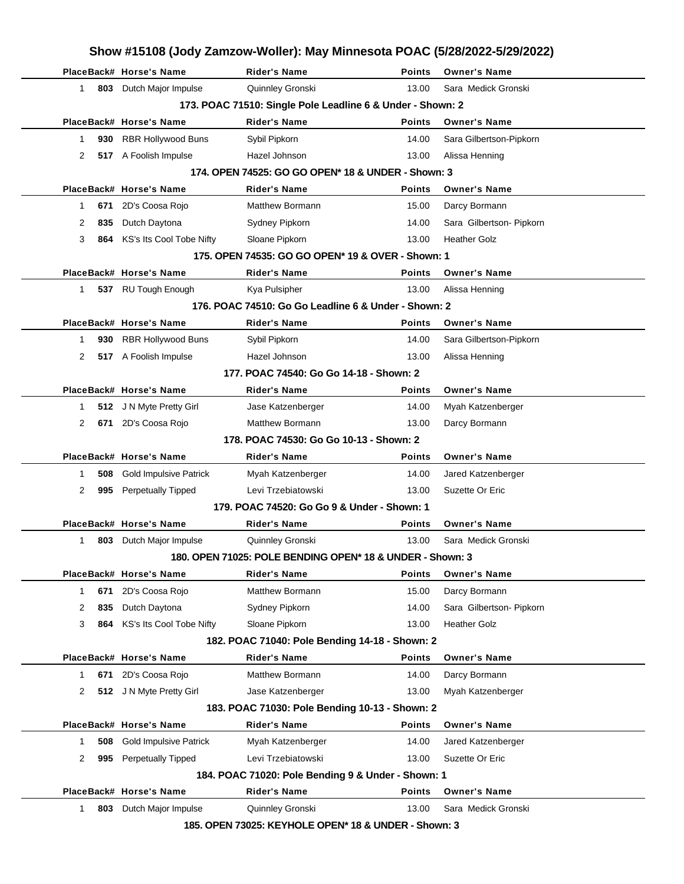# Show #15108 (Jody Zamzow-Woller): May Minnesota POAC (5/28/2022-5/29/2022)

| Place | Back# | Horse's Name | Rider's Name | Points | Owner's Name |
|---|---|---|---|---|---|
| 1 | 803 | Dutch Major Impulse | Quinnley Gronski | 13.00 | Sara Medick Gronski |

### 173. POAC 71510: Single Pole Leadline 6 & Under - Shown: 2

| Place | Back# | Horse's Name | Rider's Name | Points | Owner's Name |
|---|---|---|---|---|---|
| 1 | 930 | RBR Hollywood Buns | Sybil Pipkorn | 14.00 | Sara Gilbertson-Pipkorn |
| 2 | 517 | A Foolish Impulse | Hazel Johnson | 13.00 | Alissa Henning |

### 174. OPEN 74525: GO GO OPEN* 18 & UNDER - Shown: 3

| Place | Back# | Horse's Name | Rider's Name | Points | Owner's Name |
|---|---|---|---|---|---|
| 1 | 671 | 2D's Coosa Rojo | Matthew Bormann | 15.00 | Darcy Bormann |
| 2 | 835 | Dutch Daytona | Sydney Pipkorn | 14.00 | Sara Gilbertson- Pipkorn |
| 3 | 864 | KS's Its Cool Tobe Nifty | Sloane Pipkorn | 13.00 | Heather Golz |

### 175. OPEN 74535: GO GO OPEN* 19 & OVER - Shown: 1

| Place | Back# | Horse's Name | Rider's Name | Points | Owner's Name |
|---|---|---|---|---|---|
| 1 | 537 | RU Tough Enough | Kya Pulsipher | 13.00 | Alissa Henning |

### 176. POAC 74510: Go Go Leadline 6 & Under - Shown: 2

| Place | Back# | Horse's Name | Rider's Name | Points | Owner's Name |
|---|---|---|---|---|---|
| 1 | 930 | RBR Hollywood Buns | Sybil Pipkorn | 14.00 | Sara Gilbertson-Pipkorn |
| 2 | 517 | A Foolish Impulse | Hazel Johnson | 13.00 | Alissa Henning |

### 177. POAC 74540: Go Go 14-18 - Shown: 2

| Place | Back# | Horse's Name | Rider's Name | Points | Owner's Name |
|---|---|---|---|---|---|
| 1 | 512 | J N Myte Pretty Girl | Jase Katzenberger | 14.00 | Myah Katzenberger |
| 2 | 671 | 2D's Coosa Rojo | Matthew Bormann | 13.00 | Darcy Bormann |

### 178. POAC 74530: Go Go 10-13 - Shown: 2

| Place | Back# | Horse's Name | Rider's Name | Points | Owner's Name |
|---|---|---|---|---|---|
| 1 | 508 | Gold Impulsive Patrick | Myah Katzenberger | 14.00 | Jared Katzenberger |
| 2 | 995 | Perpetually Tipped | Levi Trzebiatowski | 13.00 | Suzette Or Eric |

### 179. POAC 74520: Go Go 9 & Under - Shown: 1

| Place | Back# | Horse's Name | Rider's Name | Points | Owner's Name |
|---|---|---|---|---|---|
| 1 | 803 | Dutch Major Impulse | Quinnley Gronski | 13.00 | Sara Medick Gronski |

### 180. OPEN 71025: POLE BENDING OPEN* 18 & UNDER - Shown: 3

| Place | Back# | Horse's Name | Rider's Name | Points | Owner's Name |
|---|---|---|---|---|---|
| 1 | 671 | 2D's Coosa Rojo | Matthew Bormann | 15.00 | Darcy Bormann |
| 2 | 835 | Dutch Daytona | Sydney Pipkorn | 14.00 | Sara Gilbertson- Pipkorn |
| 3 | 864 | KS's Its Cool Tobe Nifty | Sloane Pipkorn | 13.00 | Heather Golz |

### 182. POAC 71040: Pole Bending 14-18 - Shown: 2

| Place | Back# | Horse's Name | Rider's Name | Points | Owner's Name |
|---|---|---|---|---|---|
| 1 | 671 | 2D's Coosa Rojo | Matthew Bormann | 14.00 | Darcy Bormann |
| 2 | 512 | J N Myte Pretty Girl | Jase Katzenberger | 13.00 | Myah Katzenberger |

### 183. POAC 71030: Pole Bending 10-13 - Shown: 2

| Place | Back# | Horse's Name | Rider's Name | Points | Owner's Name |
|---|---|---|---|---|---|
| 1 | 508 | Gold Impulsive Patrick | Myah Katzenberger | 14.00 | Jared Katzenberger |
| 2 | 995 | Perpetually Tipped | Levi Trzebiatowski | 13.00 | Suzette Or Eric |

### 184. POAC 71020: Pole Bending 9 & Under - Shown: 1

| Place | Back# | Horse's Name | Rider's Name | Points | Owner's Name |
|---|---|---|---|---|---|
| 1 | 803 | Dutch Major Impulse | Quinnley Gronski | 13.00 | Sara Medick Gronski |

### 185. OPEN 73025: KEYHOLE OPEN* 18 & UNDER - Shown: 3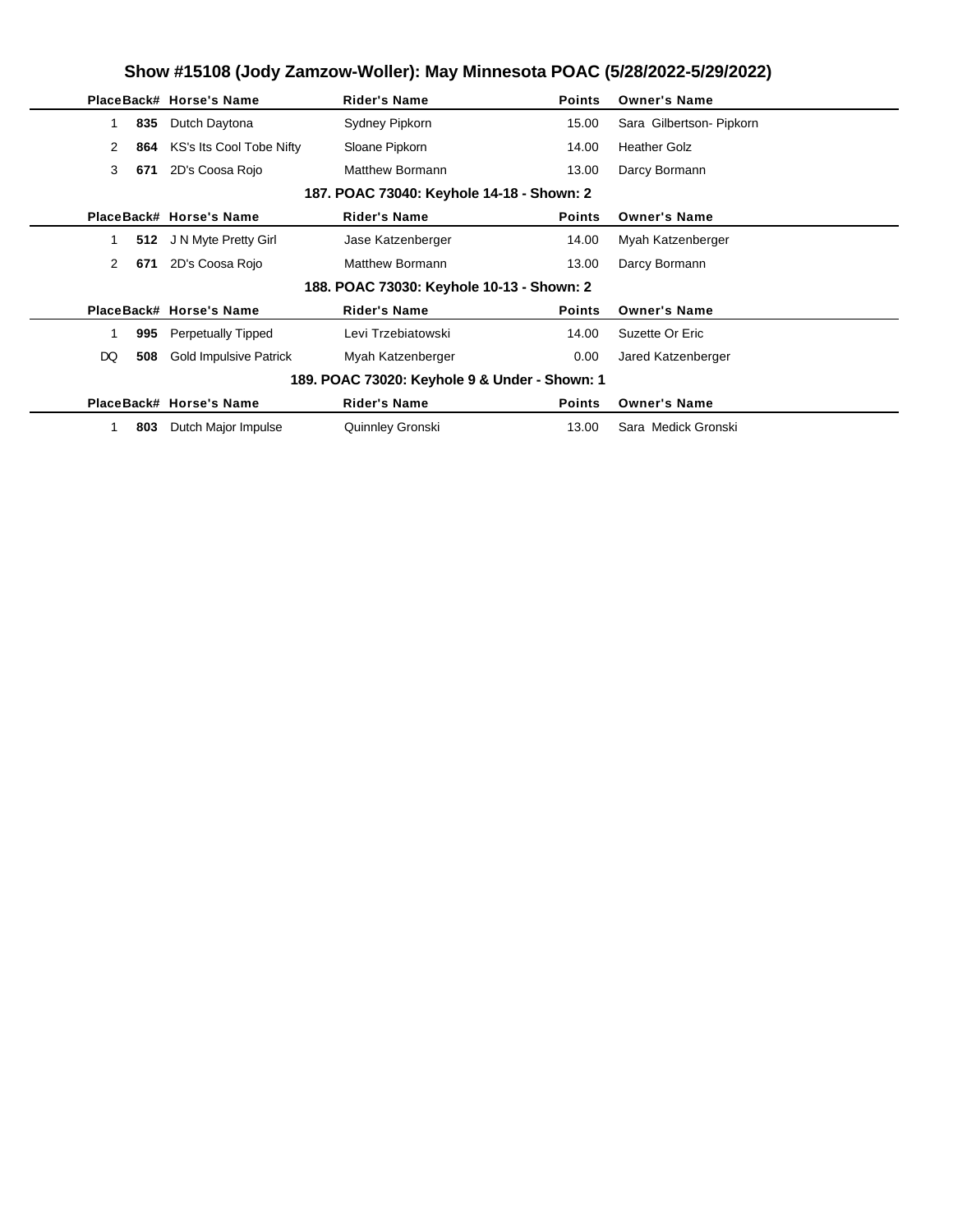# Show #15108 (Jody Zamzow-Woller): May Minnesota POAC (5/28/2022-5/29/2022)

| Place | Back# | Horse's Name | Rider's Name | Points | Owner's Name |
|---|---|---|---|---|---|
| 1 | **835** | Dutch Daytona | Sydney Pipkorn | 15.00 | Sara Gilbertson- Pipkorn |
| 2 | **864** | KS's Its Cool Tobe Nifty | Sloane Pipkorn | 14.00 | Heather Golz |
| 3 | **671** | 2D's Coosa Rojo | Matthew Bormann | 13.00 | Darcy Bormann |

### 187. POAC 73040: Keyhole 14-18 - Shown: 2

| Place | Back# | Horse's Name | Rider's Name | Points | Owner's Name |
|---|---|---|---|---|---|
| 1 | **512** | J N Myte Pretty Girl | Jase Katzenberger | 14.00 | Myah Katzenberger |
| 2 | **671** | 2D's Coosa Rojo | Matthew Bormann | 13.00 | Darcy Bormann |

### 188. POAC 73030: Keyhole 10-13 - Shown: 2

| Place | Back# | Horse's Name | Rider's Name | Points | Owner's Name |
|---|---|---|---|---|---|
| 1 | **995** | Perpetually Tipped | Levi Trzebiatowski | 14.00 | Suzette Or Eric |
| DQ | **508** | Gold Impulsive Patrick | Myah Katzenberger | 0.00 | Jared Katzenberger |

### 189. POAC 73020: Keyhole 9 & Under - Shown: 1

| Place | Back# | Horse's Name | Rider's Name | Points | Owner's Name |
|---|---|---|---|---|---|
| 1 | **803** | Dutch Major Impulse | Quinnley Gronski | 13.00 | Sara Medick Gronski |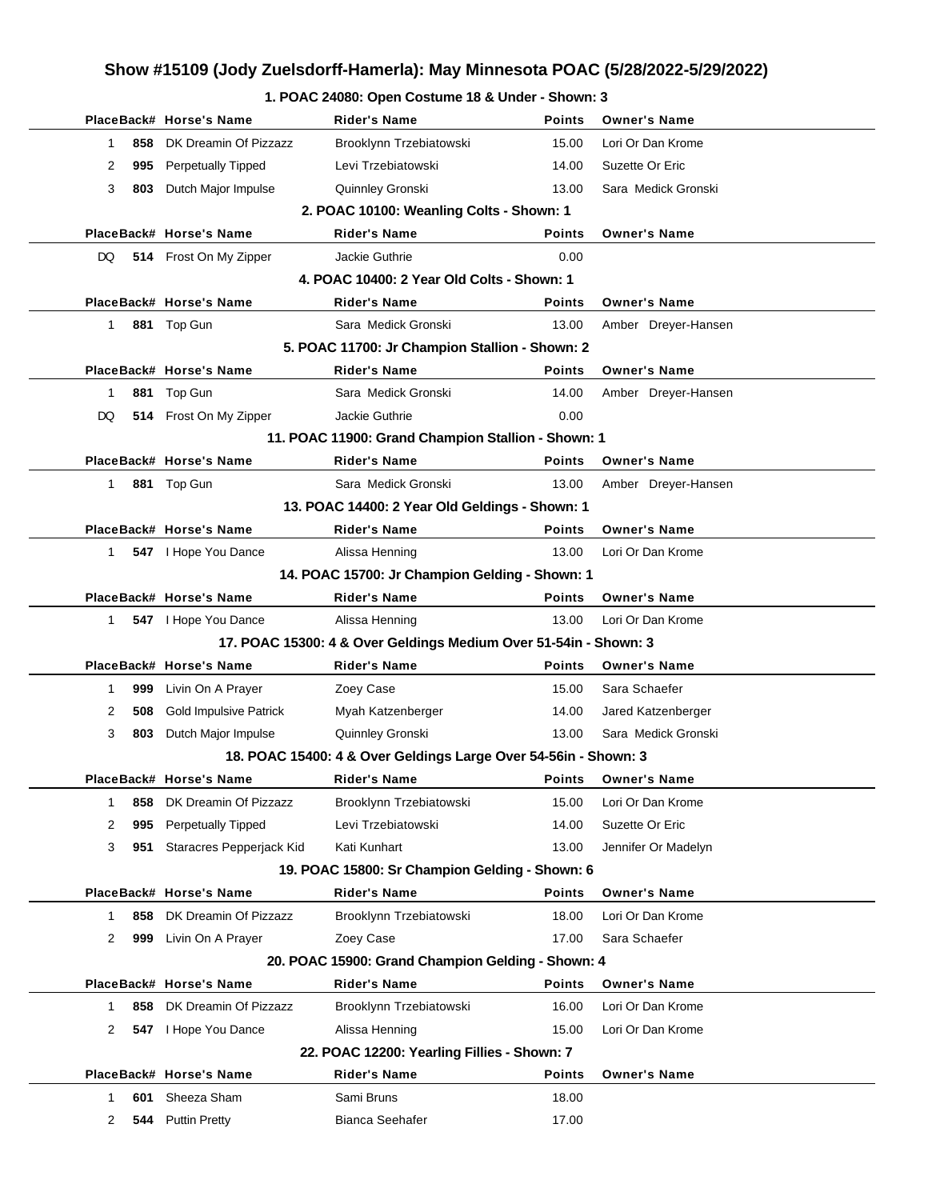# Show #15109 (Jody Zuelsdorff-Hamerla): May Minnesota POAC (5/28/2022-5/29/2022)

### 1. POAC 24080: Open Costume 18 & Under - Shown: 3

| Place | Back# | Horse's Name | Rider's Name | Points | Owner's Name |
|---|---|---|---|---|---|
| 1 | 858 | DK Dreamin Of Pizzazz | Brooklynn Trzebiatowski | 15.00 | Lori Or Dan Krome |
| 2 | 995 | Perpetually Tipped | Levi Trzebiatowski | 14.00 | Suzette Or Eric |
| 3 | 803 | Dutch Major Impulse | Quinnley Gronski | 13.00 | Sara Medick Gronski |

### 2. POAC 10100: Weanling Colts - Shown: 1

| Place | Back# | Horse's Name | Rider's Name | Points | Owner's Name |
|---|---|---|---|---|---|
| DQ | 514 | Frost On My Zipper | Jackie Guthrie | 0.00 | |

### 4. POAC 10400: 2 Year Old Colts - Shown: 1

| Place | Back# | Horse's Name | Rider's Name | Points | Owner's Name |
|---|---|---|---|---|---|
| 1 | 881 | Top Gun | Sara Medick Gronski | 13.00 | Amber Dreyer-Hansen |

### 5. POAC 11700: Jr Champion Stallion - Shown: 2

| Place | Back# | Horse's Name | Rider's Name | Points | Owner's Name |
|---|---|---|---|---|---|
| 1 | 881 | Top Gun | Sara Medick Gronski | 14.00 | Amber Dreyer-Hansen |
| DQ | 514 | Frost On My Zipper | Jackie Guthrie | 0.00 | |

### 11. POAC 11900: Grand Champion Stallion - Shown: 1

| Place | Back# | Horse's Name | Rider's Name | Points | Owner's Name |
|---|---|---|---|---|---|
| 1 | 881 | Top Gun | Sara Medick Gronski | 13.00 | Amber Dreyer-Hansen |

### 13. POAC 14400: 2 Year Old Geldings - Shown: 1

| Place | Back# | Horse's Name | Rider's Name | Points | Owner's Name |
|---|---|---|---|---|---|
| 1 | 547 | I Hope You Dance | Alissa Henning | 13.00 | Lori Or Dan Krome |

### 14. POAC 15700: Jr Champion Gelding - Shown: 1

| Place | Back# | Horse's Name | Rider's Name | Points | Owner's Name |
|---|---|---|---|---|---|
| 1 | 547 | I Hope You Dance | Alissa Henning | 13.00 | Lori Or Dan Krome |

### 17. POAC 15300: 4 & Over Geldings Medium Over 51-54in - Shown: 3

| Place | Back# | Horse's Name | Rider's Name | Points | Owner's Name |
|---|---|---|---|---|---|
| 1 | 999 | Livin On A Prayer | Zoey Case | 15.00 | Sara Schaefer |
| 2 | 508 | Gold Impulsive Patrick | Myah Katzenberger | 14.00 | Jared Katzenberger |
| 3 | 803 | Dutch Major Impulse | Quinnley Gronski | 13.00 | Sara Medick Gronski |

### 18. POAC 15400: 4 & Over Geldings Large Over 54-56in - Shown: 3

| Place | Back# | Horse's Name | Rider's Name | Points | Owner's Name |
|---|---|---|---|---|---|
| 1 | 858 | DK Dreamin Of Pizzazz | Brooklynn Trzebiatowski | 15.00 | Lori Or Dan Krome |
| 2 | 995 | Perpetually Tipped | Levi Trzebiatowski | 14.00 | Suzette Or Eric |
| 3 | 951 | Staracres Pepperjack Kid | Kati Kunhart | 13.00 | Jennifer Or Madelyn |

### 19. POAC 15800: Sr Champion Gelding - Shown: 6

| Place | Back# | Horse's Name | Rider's Name | Points | Owner's Name |
|---|---|---|---|---|---|
| 1 | 858 | DK Dreamin Of Pizzazz | Brooklynn Trzebiatowski | 18.00 | Lori Or Dan Krome |
| 2 | 999 | Livin On A Prayer | Zoey Case | 17.00 | Sara Schaefer |

### 20. POAC 15900: Grand Champion Gelding - Shown: 4

| Place | Back# | Horse's Name | Rider's Name | Points | Owner's Name |
|---|---|---|---|---|---|
| 1 | 858 | DK Dreamin Of Pizzazz | Brooklynn Trzebiatowski | 16.00 | Lori Or Dan Krome |
| 2 | 547 | I Hope You Dance | Alissa Henning | 15.00 | Lori Or Dan Krome |

### 22. POAC 12200: Yearling Fillies - Shown: 7

| Place | Back# | Horse's Name | Rider's Name | Points | Owner's Name |
|---|---|---|---|---|---|
| 1 | 601 | Sheeza Sham | Sami Bruns | 18.00 | |
| 2 | 544 | Puttin Pretty | Bianca Seehafer | 17.00 | |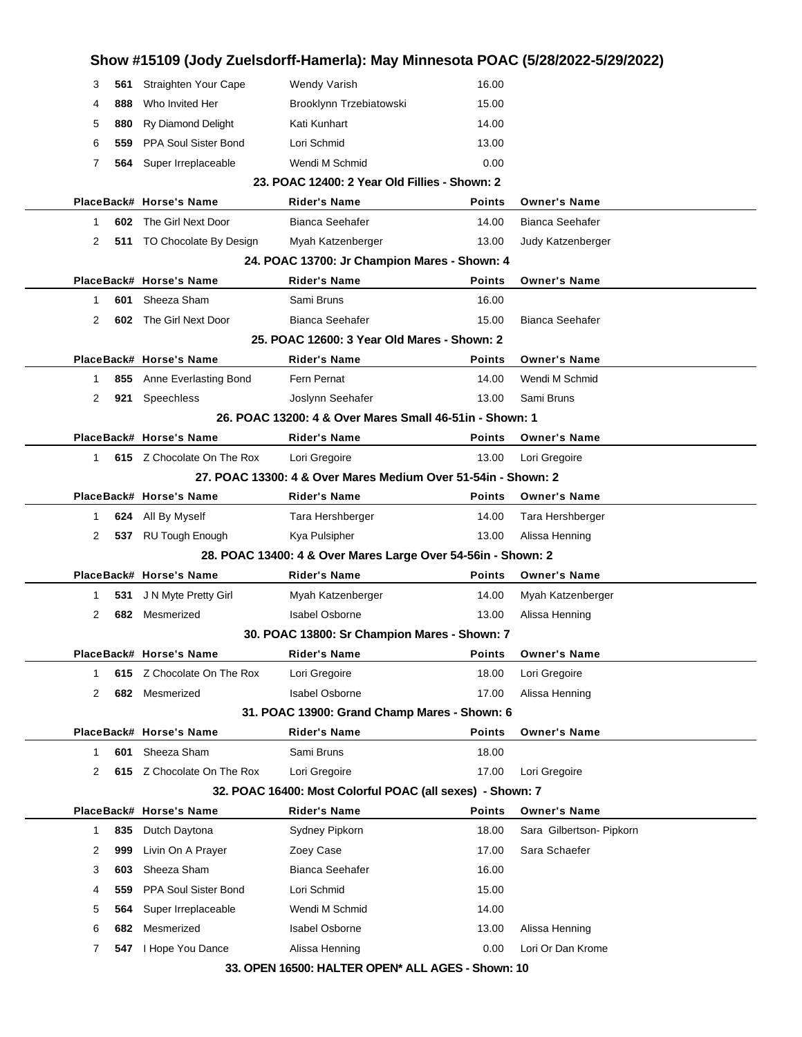| Place | Back# | Horse's Name | Rider's Name | Points | Owner's Name |
|---|---|---|---|---|---|
| 3 | 561 | Straighten Your Cape | Wendy Varish | 16.00 | |
| 4 | 888 | Who Invited Her | Brooklynn Trzebiatowski | 15.00 | |
| 5 | 880 | Ry Diamond Delight | Kati Kunhart | 14.00 | |
| 6 | 559 | PPA Soul Sister Bond | Lori Schmid | 13.00 | |
| 7 | 564 | Super Irreplaceable | Wendi M Schmid | 0.00 | |

### 23. POAC 12400: 2 Year Old Fillies - Shown: 2

| Place | Back# | Horse's Name | Rider's Name | Points | Owner's Name |
|---|---|---|---|---|---|
| 1 | 602 | The Girl Next Door | Bianca Seehafer | 14.00 | Bianca Seehafer |
| 2 | 511 | TO Chocolate By Design | Myah Katzenberger | 13.00 | Judy Katzenberger |

### 24. POAC 13700: Jr Champion Mares - Shown: 4

| Place | Back# | Horse's Name | Rider's Name | Points | Owner's Name |
|---|---|---|---|---|---|
| 1 | 601 | Sheeza Sham | Sami Bruns | 16.00 | |
| 2 | 602 | The Girl Next Door | Bianca Seehafer | 15.00 | Bianca Seehafer |

### 25. POAC 12600: 3 Year Old Mares - Shown: 2

| Place | Back# | Horse's Name | Rider's Name | Points | Owner's Name |
|---|---|---|---|---|---|
| 1 | 855 | Anne Everlasting Bond | Fern Pernat | 14.00 | Wendi M Schmid |
| 2 | 921 | Speechless | Joslynn Seehafer | 13.00 | Sami Bruns |

### 26. POAC 13200: 4 & Over Mares Small 46-51in - Shown: 1

| Place | Back# | Horse's Name | Rider's Name | Points | Owner's Name |
|---|---|---|---|---|---|
| 1 | 615 | Z Chocolate On The Rox | Lori Gregoire | 13.00 | Lori Gregoire |

### 27. POAC 13300: 4 & Over Mares Medium Over 51-54in - Shown: 2

| Place | Back# | Horse's Name | Rider's Name | Points | Owner's Name |
|---|---|---|---|---|---|
| 1 | 624 | All By Myself | Tara Hershberger | 14.00 | Tara Hershberger |
| 2 | 537 | RU Tough Enough | Kya Pulsipher | 13.00 | Alissa Henning |

### 28. POAC 13400: 4 & Over Mares Large Over 54-56in - Shown: 2

| Place | Back# | Horse's Name | Rider's Name | Points | Owner's Name |
|---|---|---|---|---|---|
| 1 | 531 | J N Myte Pretty Girl | Myah Katzenberger | 14.00 | Myah Katzenberger |
| 2 | 682 | Mesmerized | Isabel Osborne | 13.00 | Alissa Henning |

### 30. POAC 13800: Sr Champion Mares - Shown: 7

| Place | Back# | Horse's Name | Rider's Name | Points | Owner's Name |
|---|---|---|---|---|---|
| 1 | 615 | Z Chocolate On The Rox | Lori Gregoire | 18.00 | Lori Gregoire |
| 2 | 682 | Mesmerized | Isabel Osborne | 17.00 | Alissa Henning |

### 31. POAC 13900: Grand Champ Mares - Shown: 6

| Place | Back# | Horse's Name | Rider's Name | Points | Owner's Name |
|---|---|---|---|---|---|
| 1 | 601 | Sheeza Sham | Sami Bruns | 18.00 | |
| 2 | 615 | Z Chocolate On The Rox | Lori Gregoire | 17.00 | Lori Gregoire |

### 32. POAC 16400: Most Colorful POAC (all sexes) - Shown: 7

| Place | Back# | Horse's Name | Rider's Name | Points | Owner's Name |
|---|---|---|---|---|---|
| 1 | 835 | Dutch Daytona | Sydney Pipkorn | 18.00 | Sara Gilbertson- Pipkorn |
| 2 | 999 | Livin On A Prayer | Zoey Case | 17.00 | Sara Schaefer |
| 3 | 603 | Sheeza Sham | Bianca Seehafer | 16.00 | |
| 4 | 559 | PPA Soul Sister Bond | Lori Schmid | 15.00 | |
| 5 | 564 | Super Irreplaceable | Wendi M Schmid | 14.00 | |
| 6 | 682 | Mesmerized | Isabel Osborne | 13.00 | Alissa Henning |
| 7 | 547 | I Hope You Dance | Alissa Henning | 0.00 | Lori Or Dan Krome |

### 33. OPEN 16500: HALTER OPEN* ALL AGES - Shown: 10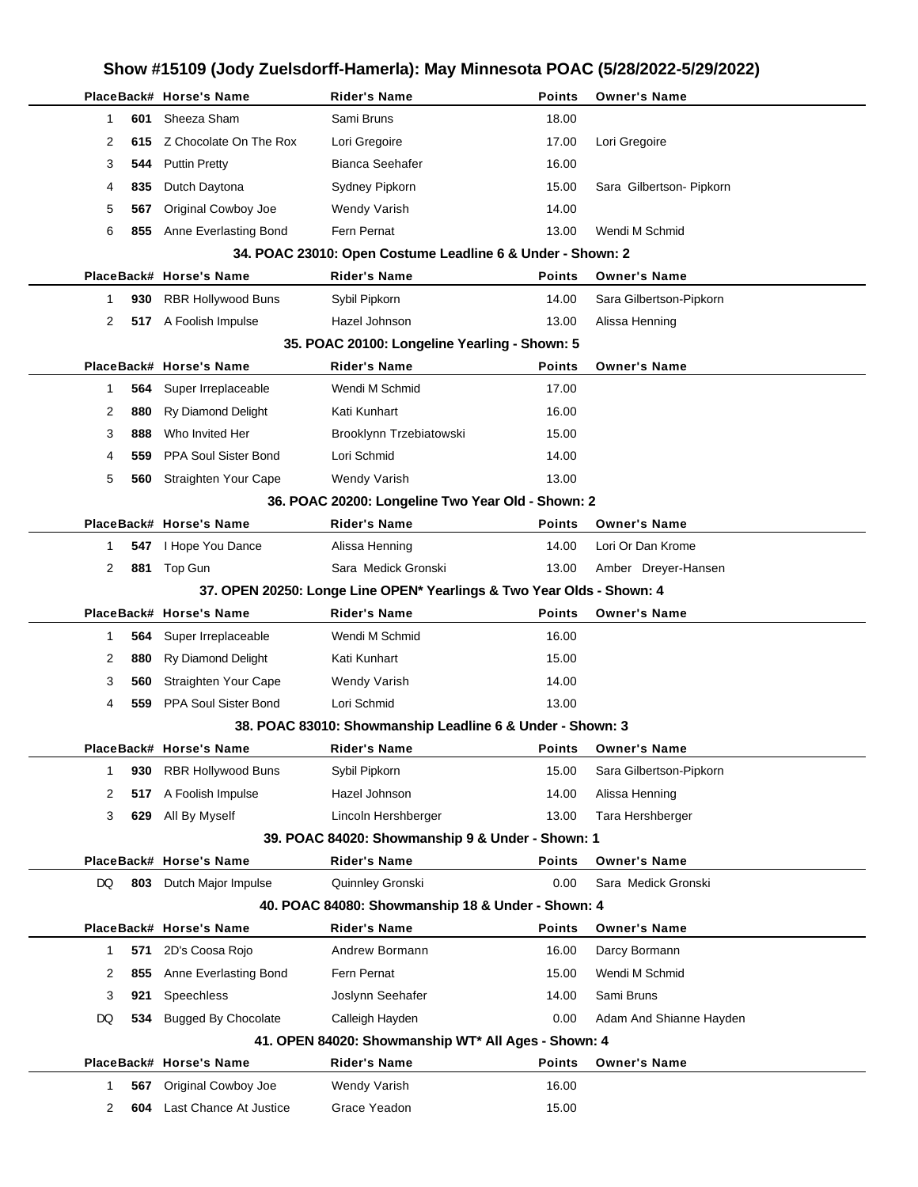# Show #15109 (Jody Zuelsdorff-Hamerla): May Minnesota POAC (5/28/2022-5/29/2022)

| Place | Back# | Horse's Name | Rider's Name | Points | Owner's Name |
|---|---|---|---|---|---|
| 1 | 601 | Sheeza Sham | Sami Bruns | 18.00 | |
| 2 | 615 | Z Chocolate On The Rox | Lori Gregoire | 17.00 | Lori Gregoire |
| 3 | 544 | Puttin Pretty | Bianca Seehafer | 16.00 | |
| 4 | 835 | Dutch Daytona | Sydney Pipkorn | 15.00 | Sara Gilbertson- Pipkorn |
| 5 | 567 | Original Cowboy Joe | Wendy Varish | 14.00 | |
| 6 | 855 | Anne Everlasting Bond | Fern Pernat | 13.00 | Wendi M Schmid |

### 34. POAC 23010: Open Costume Leadline 6 & Under - Shown: 2

| Place | Back# | Horse's Name | Rider's Name | Points | Owner's Name |
|---|---|---|---|---|---|
| 1 | 930 | RBR Hollywood Buns | Sybil Pipkorn | 14.00 | Sara Gilbertson-Pipkorn |
| 2 | 517 | A Foolish Impulse | Hazel Johnson | 13.00 | Alissa Henning |

### 35. POAC 20100: Longeline Yearling - Shown: 5

| Place | Back# | Horse's Name | Rider's Name | Points | Owner's Name |
|---|---|---|---|---|---|
| 1 | 564 | Super Irreplaceable | Wendi M Schmid | 17.00 | |
| 2 | 880 | Ry Diamond Delight | Kati Kunhart | 16.00 | |
| 3 | 888 | Who Invited Her | Brooklynn Trzebiatowski | 15.00 | |
| 4 | 559 | PPA Soul Sister Bond | Lori Schmid | 14.00 | |
| 5 | 560 | Straighten Your Cape | Wendy Varish | 13.00 | |

### 36. POAC 20200: Longeline Two Year Old - Shown: 2

| Place | Back# | Horse's Name | Rider's Name | Points | Owner's Name |
|---|---|---|---|---|---|
| 1 | 547 | I Hope You Dance | Alissa Henning | 14.00 | Lori Or Dan Krome |
| 2 | 881 | Top Gun | Sara Medick Gronski | 13.00 | Amber Dreyer-Hansen |

### 37. OPEN 20250: Longe Line OPEN* Yearlings & Two Year Olds - Shown: 4

| Place | Back# | Horse's Name | Rider's Name | Points | Owner's Name |
|---|---|---|---|---|---|
| 1 | 564 | Super Irreplaceable | Wendi M Schmid | 16.00 | |
| 2 | 880 | Ry Diamond Delight | Kati Kunhart | 15.00 | |
| 3 | 560 | Straighten Your Cape | Wendy Varish | 14.00 | |
| 4 | 559 | PPA Soul Sister Bond | Lori Schmid | 13.00 | |

### 38. POAC 83010: Showmanship Leadline 6 & Under - Shown: 3

| Place | Back# | Horse's Name | Rider's Name | Points | Owner's Name |
|---|---|---|---|---|---|
| 1 | 930 | RBR Hollywood Buns | Sybil Pipkorn | 15.00 | Sara Gilbertson-Pipkorn |
| 2 | 517 | A Foolish Impulse | Hazel Johnson | 14.00 | Alissa Henning |
| 3 | 629 | All By Myself | Lincoln Hershberger | 13.00 | Tara Hershberger |

### 39. POAC 84020: Showmanship 9 & Under - Shown: 1

| Place | Back# | Horse's Name | Rider's Name | Points | Owner's Name |
|---|---|---|---|---|---|
| DQ | 803 | Dutch Major Impulse | Quinnley Gronski | 0.00 | Sara Medick Gronski |

### 40. POAC 84080: Showmanship 18 & Under - Shown: 4

| Place | Back# | Horse's Name | Rider's Name | Points | Owner's Name |
|---|---|---|---|---|---|
| 1 | 571 | 2D's Coosa Rojo | Andrew Bormann | 16.00 | Darcy Bormann |
| 2 | 855 | Anne Everlasting Bond | Fern Pernat | 15.00 | Wendi M Schmid |
| 3 | 921 | Speechless | Joslynn Seehafer | 14.00 | Sami Bruns |
| DQ | 534 | Bugged By Chocolate | Calleigh Hayden | 0.00 | Adam And Shianne Hayden |

### 41. OPEN 84020: Showmanship WT* All Ages - Shown: 4

| Place | Back# | Horse's Name | Rider's Name | Points | Owner's Name |
|---|---|---|---|---|---|
| 1 | 567 | Original Cowboy Joe | Wendy Varish | 16.00 | |
| 2 | 604 | Last Chance At Justice | Grace Yeadon | 15.00 | |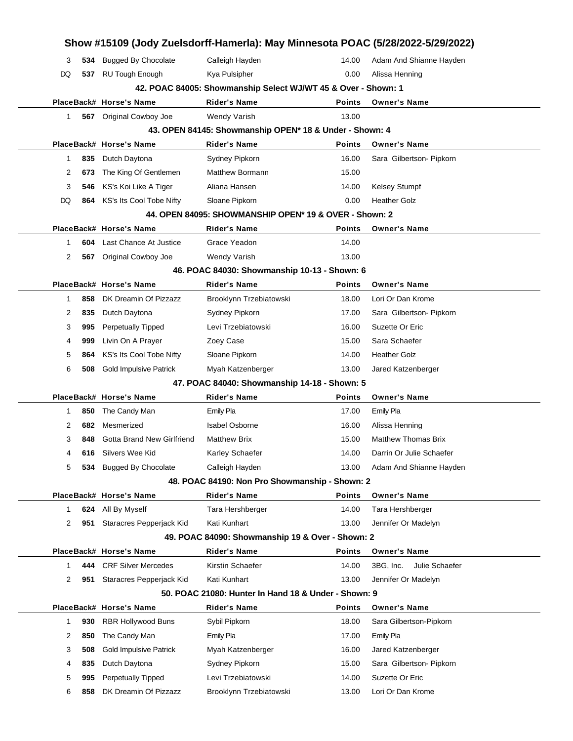| Place | Back# | Horse's Name | Rider's Name | Points | Owner's Name |
|---|---|---|---|---|---|
| 3 | 534 | Bugged By Chocolate | Calleigh Hayden | 14.00 | Adam And Shianne Hayden |
| DQ | 537 | RU Tough Enough | Kya Pulsipher | 0.00 | Alissa Henning |

### 42. POAC 84005: Showmanship Select WJ/WT 45 & Over - Shown: 1

| Place | Back# | Horse's Name | Rider's Name | Points | Owner's Name |
|---|---|---|---|---|---|
| 1 | 567 | Original Cowboy Joe | Wendy Varish | 13.00 | |

### 43. OPEN 84145: Showmanship OPEN* 18 & Under - Shown: 4

| Place | Back# | Horse's Name | Rider's Name | Points | Owner's Name |
|---|---|---|---|---|---|
| 1 | 835 | Dutch Daytona | Sydney Pipkorn | 16.00 | Sara Gilbertson- Pipkorn |
| 2 | 673 | The King Of Gentlemen | Matthew Bormann | 15.00 | |
| 3 | 546 | KS's Koi Like A Tiger | Aliana Hansen | 14.00 | Kelsey Stumpf |
| DQ | 864 | KS's Its Cool Tobe Nifty | Sloane Pipkorn | 0.00 | Heather Golz |

### 44. OPEN 84095: SHOWMANSHIP OPEN* 19 & OVER - Shown: 2

| Place | Back# | Horse's Name | Rider's Name | Points | Owner's Name |
|---|---|---|---|---|---|
| 1 | 604 | Last Chance At Justice | Grace Yeadon | 14.00 | |
| 2 | 567 | Original Cowboy Joe | Wendy Varish | 13.00 | |

### 46. POAC 84030: Showmanship 10-13 - Shown: 6

| Place | Back# | Horse's Name | Rider's Name | Points | Owner's Name |
|---|---|---|---|---|---|
| 1 | 858 | DK Dreamin Of Pizzazz | Brooklynn Trzebiatowski | 18.00 | Lori Or Dan Krome |
| 2 | 835 | Dutch Daytona | Sydney Pipkorn | 17.00 | Sara Gilbertson- Pipkorn |
| 3 | 995 | Perpetually Tipped | Levi Trzebiatowski | 16.00 | Suzette Or Eric |
| 4 | 999 | Livin On A Prayer | Zoey Case | 15.00 | Sara Schaefer |
| 5 | 864 | KS's Its Cool Tobe Nifty | Sloane Pipkorn | 14.00 | Heather Golz |
| 6 | 508 | Gold Impulsive Patrick | Myah Katzenberger | 13.00 | Jared Katzenberger |

### 47. POAC 84040: Showmanship 14-18 - Shown: 5

| Place | Back# | Horse's Name | Rider's Name | Points | Owner's Name |
|---|---|---|---|---|---|
| 1 | 850 | The Candy Man | Emily Pla | 17.00 | Emily Pla |
| 2 | 682 | Mesmerized | Isabel Osborne | 16.00 | Alissa Henning |
| 3 | 848 | Gotta Brand New Girlfriend | Matthew Brix | 15.00 | Matthew Thomas Brix |
| 4 | 616 | Silvers Wee Kid | Karley Schaefer | 14.00 | Darrin Or Julie Schaefer |
| 5 | 534 | Bugged By Chocolate | Calleigh Hayden | 13.00 | Adam And Shianne Hayden |

### 48. POAC 84190: Non Pro Showmanship - Shown: 2

| Place | Back# | Horse's Name | Rider's Name | Points | Owner's Name |
|---|---|---|---|---|---|
| 1 | 624 | All By Myself | Tara Hershberger | 14.00 | Tara Hershberger |
| 2 | 951 | Staracres Pepperjack Kid | Kati Kunhart | 13.00 | Jennifer Or Madelyn |

### 49. POAC 84090: Showmanship 19 & Over - Shown: 2

| Place | Back# | Horse's Name | Rider's Name | Points | Owner's Name |
|---|---|---|---|---|---|
| 1 | 444 | CRF Silver Mercedes | Kirstin Schaefer | 14.00 | 3BG, Inc. Julie Schaefer |
| 2 | 951 | Staracres Pepperjack Kid | Kati Kunhart | 13.00 | Jennifer Or Madelyn |

### 50. POAC 21080: Hunter In Hand 18 & Under - Shown: 9

| Place | Back# | Horse's Name | Rider's Name | Points | Owner's Name |
|---|---|---|---|---|---|
| 1 | 930 | RBR Hollywood Buns | Sybil Pipkorn | 18.00 | Sara Gilbertson-Pipkorn |
| 2 | 850 | The Candy Man | Emily Pla | 17.00 | Emily Pla |
| 3 | 508 | Gold Impulsive Patrick | Myah Katzenberger | 16.00 | Jared Katzenberger |
| 4 | 835 | Dutch Daytona | Sydney Pipkorn | 15.00 | Sara Gilbertson- Pipkorn |
| 5 | 995 | Perpetually Tipped | Levi Trzebiatowski | 14.00 | Suzette Or Eric |
| 6 | 858 | DK Dreamin Of Pizzazz | Brooklynn Trzebiatowski | 13.00 | Lori Or Dan Krome |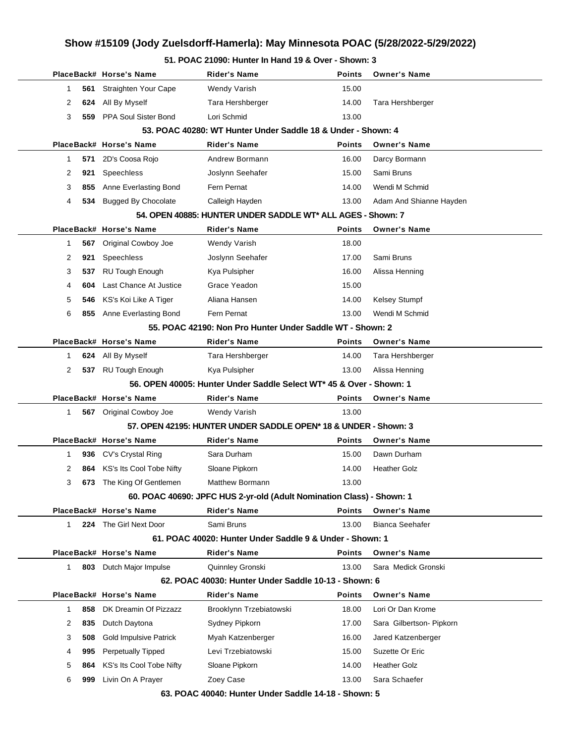# Show #15109 (Jody Zuelsdorff-Hamerla): May Minnesota POAC (5/28/2022-5/29/2022)

### 51. POAC 21090: Hunter In Hand 19 & Over - Shown: 3

| Place | Back# | Horse's Name | Rider's Name | Points | Owner's Name |
|---|---|---|---|---|---|
| 1 | 561 | Straighten Your Cape | Wendy Varish | 15.00 | |
| 2 | 624 | All By Myself | Tara Hershberger | 14.00 | Tara Hershberger |
| 3 | 559 | PPA Soul Sister Bond | Lori Schmid | 13.00 | |

### 53. POAC 40280: WT Hunter Under Saddle 18 & Under - Shown: 4

| Place | Back# | Horse's Name | Rider's Name | Points | Owner's Name |
|---|---|---|---|---|---|
| 1 | 571 | 2D's Coosa Rojo | Andrew Bormann | 16.00 | Darcy Bormann |
| 2 | 921 | Speechless | Joslynn Seehafer | 15.00 | Sami Bruns |
| 3 | 855 | Anne Everlasting Bond | Fern Pernat | 14.00 | Wendi M Schmid |
| 4 | 534 | Bugged By Chocolate | Calleigh Hayden | 13.00 | Adam And Shianne Hayden |

### 54. OPEN 40885: HUNTER UNDER SADDLE WT* ALL AGES - Shown: 7

| Place | Back# | Horse's Name | Rider's Name | Points | Owner's Name |
|---|---|---|---|---|---|
| 1 | 567 | Original Cowboy Joe | Wendy Varish | 18.00 | |
| 2 | 921 | Speechless | Joslynn Seehafer | 17.00 | Sami Bruns |
| 3 | 537 | RU Tough Enough | Kya Pulsipher | 16.00 | Alissa Henning |
| 4 | 604 | Last Chance At Justice | Grace Yeadon | 15.00 | |
| 5 | 546 | KS's Koi Like A Tiger | Aliana Hansen | 14.00 | Kelsey Stumpf |
| 6 | 855 | Anne Everlasting Bond | Fern Pernat | 13.00 | Wendi M Schmid |

### 55. POAC 42190: Non Pro Hunter Under Saddle WT - Shown: 2

| Place | Back# | Horse's Name | Rider's Name | Points | Owner's Name |
|---|---|---|---|---|---|
| 1 | 624 | All By Myself | Tara Hershberger | 14.00 | Tara Hershberger |
| 2 | 537 | RU Tough Enough | Kya Pulsipher | 13.00 | Alissa Henning |

### 56. OPEN 40005: Hunter Under Saddle Select WT* 45 & Over - Shown: 1

| Place | Back# | Horse's Name | Rider's Name | Points | Owner's Name |
|---|---|---|---|---|---|
| 1 | 567 | Original Cowboy Joe | Wendy Varish | 13.00 | |

### 57. OPEN 42195: HUNTER UNDER SADDLE OPEN* 18 & UNDER - Shown: 3

| Place | Back# | Horse's Name | Rider's Name | Points | Owner's Name |
|---|---|---|---|---|---|
| 1 | 936 | CV's Crystal Ring | Sara Durham | 15.00 | Dawn Durham |
| 2 | 864 | KS's Its Cool Tobe Nifty | Sloane Pipkorn | 14.00 | Heather Golz |
| 3 | 673 | The King Of Gentlemen | Matthew Bormann | 13.00 | |

### 60. POAC 40690: JPFC HUS 2-yr-old (Adult Nomination Class) - Shown: 1

| Place | Back# | Horse's Name | Rider's Name | Points | Owner's Name |
|---|---|---|---|---|---|
| 1 | 224 | The Girl Next Door | Sami Bruns | 13.00 | Bianca Seehafer |

### 61. POAC 40020: Hunter Under Saddle 9 & Under - Shown: 1

| Place | Back# | Horse's Name | Rider's Name | Points | Owner's Name |
|---|---|---|---|---|---|
| 1 | 803 | Dutch Major Impulse | Quinnley Gronski | 13.00 | Sara Medick Gronski |

### 62. POAC 40030: Hunter Under Saddle 10-13 - Shown: 6

| Place | Back# | Horse's Name | Rider's Name | Points | Owner's Name |
|---|---|---|---|---|---|
| 1 | 858 | DK Dreamin Of Pizzazz | Brooklynn Trzebiatowski | 18.00 | Lori Or Dan Krome |
| 2 | 835 | Dutch Daytona | Sydney Pipkorn | 17.00 | Sara Gilbertson- Pipkorn |
| 3 | 508 | Gold Impulsive Patrick | Myah Katzenberger | 16.00 | Jared Katzenberger |
| 4 | 995 | Perpetually Tipped | Levi Trzebiatowski | 15.00 | Suzette Or Eric |
| 5 | 864 | KS's Its Cool Tobe Nifty | Sloane Pipkorn | 14.00 | Heather Golz |
| 6 | 999 | Livin On A Prayer | Zoey Case | 13.00 | Sara Schaefer |

### 63. POAC 40040: Hunter Under Saddle 14-18 - Shown: 5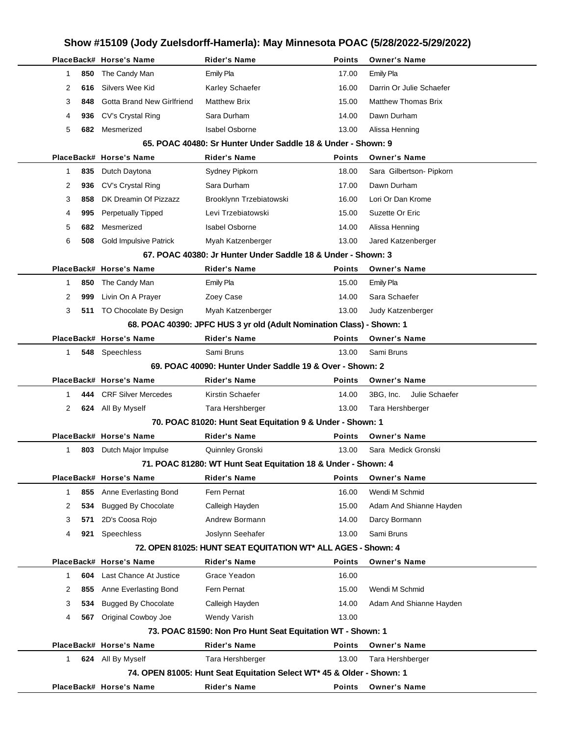# Show #15109 (Jody Zuelsdorff-Hamerla): May Minnesota POAC (5/28/2022-5/29/2022)

| Place | Back# | Horse's Name | Rider's Name | Points | Owner's Name |
|---|---|---|---|---|---|
| 1 | 850 | The Candy Man | Emily Pla | 17.00 | Emily Pla |
| 2 | 616 | Silvers Wee Kid | Karley Schaefer | 16.00 | Darrin Or Julie Schaefer |
| 3 | 848 | Gotta Brand New Girlfriend | Matthew Brix | 15.00 | Matthew Thomas Brix |
| 4 | 936 | CV's Crystal Ring | Sara Durham | 14.00 | Dawn Durham |
| 5 | 682 | Mesmerized | Isabel Osborne | 13.00 | Alissa Henning |

### 65. POAC 40480: Sr Hunter Under Saddle 18 & Under - Shown: 9

| Place | Back# | Horse's Name | Rider's Name | Points | Owner's Name |
|---|---|---|---|---|---|
| 1 | 835 | Dutch Daytona | Sydney Pipkorn | 18.00 | Sara Gilbertson- Pipkorn |
| 2 | 936 | CV's Crystal Ring | Sara Durham | 17.00 | Dawn Durham |
| 3 | 858 | DK Dreamin Of Pizzazz | Brooklynn Trzebiatowski | 16.00 | Lori Or Dan Krome |
| 4 | 995 | Perpetually Tipped | Levi Trzebiatowski | 15.00 | Suzette Or Eric |
| 5 | 682 | Mesmerized | Isabel Osborne | 14.00 | Alissa Henning |
| 6 | 508 | Gold Impulsive Patrick | Myah Katzenberger | 13.00 | Jared Katzenberger |

### 67. POAC 40380: Jr Hunter Under Saddle 18 & Under - Shown: 3

| Place | Back# | Horse's Name | Rider's Name | Points | Owner's Name |
|---|---|---|---|---|---|
| 1 | 850 | The Candy Man | Emily Pla | 15.00 | Emily Pla |
| 2 | 999 | Livin On A Prayer | Zoey Case | 14.00 | Sara Schaefer |
| 3 | 511 | TO Chocolate By Design | Myah Katzenberger | 13.00 | Judy Katzenberger |

### 68. POAC 40390: JPFC HUS 3 yr old (Adult Nomination Class) - Shown: 1

| Place | Back# | Horse's Name | Rider's Name | Points | Owner's Name |
|---|---|---|---|---|---|
| 1 | 548 | Speechless | Sami Bruns | 13.00 | Sami Bruns |

### 69. POAC 40090: Hunter Under Saddle 19 & Over - Shown: 2

| Place | Back# | Horse's Name | Rider's Name | Points | Owner's Name |
|---|---|---|---|---|---|
| 1 | 444 | CRF Silver Mercedes | Kirstin Schaefer | 14.00 | 3BG, Inc. Julie Schaefer |
| 2 | 624 | All By Myself | Tara Hershberger | 13.00 | Tara Hershberger |

### 70. POAC 81020: Hunt Seat Equitation 9 & Under - Shown: 1

| Place | Back# | Horse's Name | Rider's Name | Points | Owner's Name |
|---|---|---|---|---|---|
| 1 | 803 | Dutch Major Impulse | Quinnley Gronski | 13.00 | Sara Medick Gronski |

### 71. POAC 81280: WT Hunt Seat Equitation 18 & Under - Shown: 4

| Place | Back# | Horse's Name | Rider's Name | Points | Owner's Name |
|---|---|---|---|---|---|
| 1 | 855 | Anne Everlasting Bond | Fern Pernat | 16.00 | Wendi M Schmid |
| 2 | 534 | Bugged By Chocolate | Calleigh Hayden | 15.00 | Adam And Shianne Hayden |
| 3 | 571 | 2D's Coosa Rojo | Andrew Bormann | 14.00 | Darcy Bormann |
| 4 | 921 | Speechless | Joslynn Seehafer | 13.00 | Sami Bruns |

### 72. OPEN 81025: HUNT SEAT EQUITATION WT* ALL AGES - Shown: 4

| Place | Back# | Horse's Name | Rider's Name | Points | Owner's Name |
|---|---|---|---|---|---|
| 1 | 604 | Last Chance At Justice | Grace Yeadon | 16.00 | |
| 2 | 855 | Anne Everlasting Bond | Fern Pernat | 15.00 | Wendi M Schmid |
| 3 | 534 | Bugged By Chocolate | Calleigh Hayden | 14.00 | Adam And Shianne Hayden |
| 4 | 567 | Original Cowboy Joe | Wendy Varish | 13.00 | |

### 73. POAC 81590: Non Pro Hunt Seat Equitation WT - Shown: 1

| Place | Back# | Horse's Name | Rider's Name | Points | Owner's Name |
|---|---|---|---|---|---|
| 1 | 624 | All By Myself | Tara Hershberger | 13.00 | Tara Hershberger |

### 74. OPEN 81005: Hunt Seat Equitation Select WT* 45 & Older - Shown: 1

| Place | Back# | Horse's Name | Rider's Name | Points | Owner's Name |
|---|---|---|---|---|---|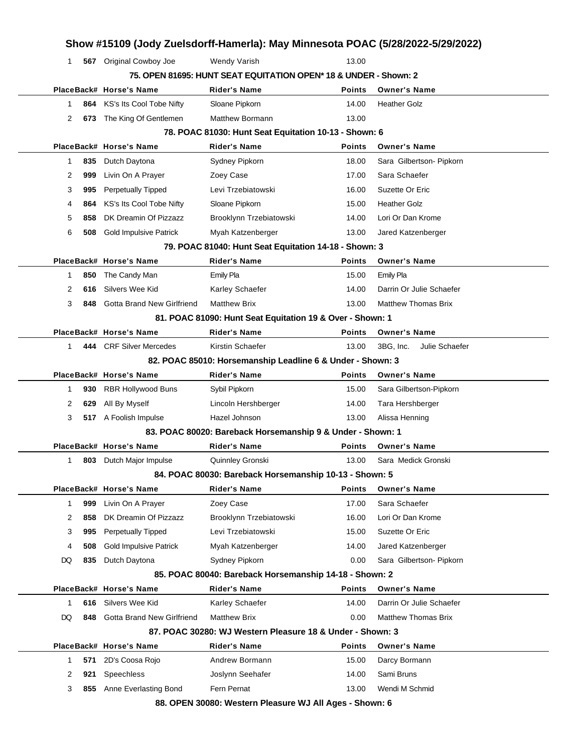| Place | Back# | Horse's Name | Rider's Name | Points | Owner's Name |
|---|---|---|---|---|---|
| 1 | 567 | Original Cowboy Joe | Wendy Varish | 13.00 | |

### 75. OPEN 81695: HUNT SEAT EQUITATION OPEN* 18 & UNDER - Shown: 2

| Place | Back# | Horse's Name | Rider's Name | Points | Owner's Name |
|---|---|---|---|---|---|
| 1 | 864 | KS's Its Cool Tobe Nifty | Sloane Pipkorn | 14.00 | Heather Golz |
| 2 | 673 | The King Of Gentlemen | Matthew Bormann | 13.00 | |

### 78. POAC 81030: Hunt Seat Equitation 10-13 - Shown: 6

| Place | Back# | Horse's Name | Rider's Name | Points | Owner's Name |
|---|---|---|---|---|---|
| 1 | 835 | Dutch Daytona | Sydney Pipkorn | 18.00 | Sara Gilbertson- Pipkorn |
| 2 | 999 | Livin On A Prayer | Zoey Case | 17.00 | Sara Schaefer |
| 3 | 995 | Perpetually Tipped | Levi Trzebiatowski | 16.00 | Suzette Or Eric |
| 4 | 864 | KS's Its Cool Tobe Nifty | Sloane Pipkorn | 15.00 | Heather Golz |
| 5 | 858 | DK Dreamin Of Pizzazz | Brooklynn Trzebiatowski | 14.00 | Lori Or Dan Krome |
| 6 | 508 | Gold Impulsive Patrick | Myah Katzenberger | 13.00 | Jared Katzenberger |

### 79. POAC 81040: Hunt Seat Equitation 14-18 - Shown: 3

| Place | Back# | Horse's Name | Rider's Name | Points | Owner's Name |
|---|---|---|---|---|---|
| 1 | 850 | The Candy Man | Emily Pla | 15.00 | Emily Pla |
| 2 | 616 | Silvers Wee Kid | Karley Schaefer | 14.00 | Darrin Or Julie Schaefer |
| 3 | 848 | Gotta Brand New Girlfriend | Matthew Brix | 13.00 | Matthew Thomas Brix |

### 81. POAC 81090: Hunt Seat Equitation 19 & Over - Shown: 1

| Place | Back# | Horse's Name | Rider's Name | Points | Owner's Name |
|---|---|---|---|---|---|
| 1 | 444 | CRF Silver Mercedes | Kirstin Schaefer | 13.00 | 3BG, Inc. Julie Schaefer |

### 82. POAC 85010: Horsemanship Leadline 6 & Under - Shown: 3

| Place | Back# | Horse's Name | Rider's Name | Points | Owner's Name |
|---|---|---|---|---|---|
| 1 | 930 | RBR Hollywood Buns | Sybil Pipkorn | 15.00 | Sara Gilbertson-Pipkorn |
| 2 | 629 | All By Myself | Lincoln Hershberger | 14.00 | Tara Hershberger |
| 3 | 517 | A Foolish Impulse | Hazel Johnson | 13.00 | Alissa Henning |

### 83. POAC 80020: Bareback Horsemanship 9 & Under - Shown: 1

| Place | Back# | Horse's Name | Rider's Name | Points | Owner's Name |
|---|---|---|---|---|---|
| 1 | 803 | Dutch Major Impulse | Quinnley Gronski | 13.00 | Sara Medick Gronski |

### 84. POAC 80030: Bareback Horsemanship 10-13 - Shown: 5

| Place | Back# | Horse's Name | Rider's Name | Points | Owner's Name |
|---|---|---|---|---|---|
| 1 | 999 | Livin On A Prayer | Zoey Case | 17.00 | Sara Schaefer |
| 2 | 858 | DK Dreamin Of Pizzazz | Brooklynn Trzebiatowski | 16.00 | Lori Or Dan Krome |
| 3 | 995 | Perpetually Tipped | Levi Trzebiatowski | 15.00 | Suzette Or Eric |
| 4 | 508 | Gold Impulsive Patrick | Myah Katzenberger | 14.00 | Jared Katzenberger |
| DQ | 835 | Dutch Daytona | Sydney Pipkorn | 0.00 | Sara Gilbertson- Pipkorn |

### 85. POAC 80040: Bareback Horsemanship 14-18 - Shown: 2

| Place | Back# | Horse's Name | Rider's Name | Points | Owner's Name |
|---|---|---|---|---|---|
| 1 | 616 | Silvers Wee Kid | Karley Schaefer | 14.00 | Darrin Or Julie Schaefer |
| DQ | 848 | Gotta Brand New Girlfriend | Matthew Brix | 0.00 | Matthew Thomas Brix |

### 87. POAC 30280: WJ Western Pleasure 18 & Under - Shown: 3

| Place | Back# | Horse's Name | Rider's Name | Points | Owner's Name |
|---|---|---|---|---|---|
| 1 | 571 | 2D's Coosa Rojo | Andrew Bormann | 15.00 | Darcy Bormann |
| 2 | 921 | Speechless | Joslynn Seehafer | 14.00 | Sami Bruns |
| 3 | 855 | Anne Everlasting Bond | Fern Pernat | 13.00 | Wendi M Schmid |

### 88. OPEN 30080: Western Pleasure WJ All Ages - Shown: 6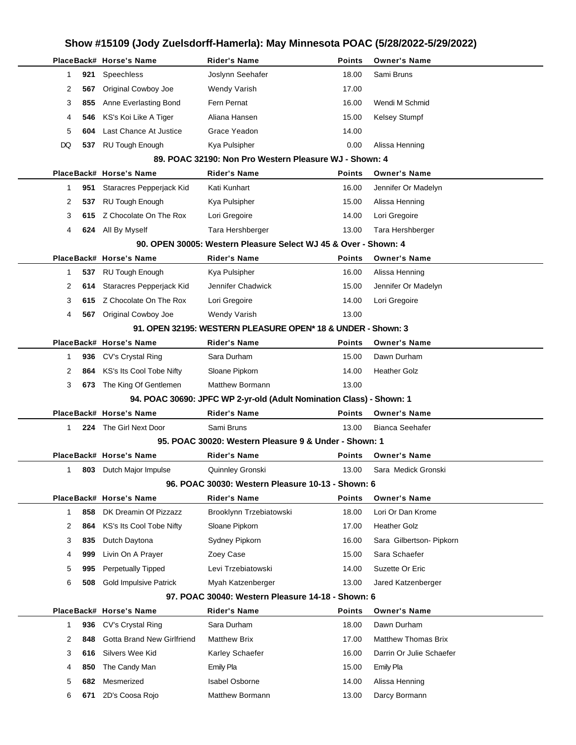# Show #15109 (Jody Zuelsdorff-Hamerla): May Minnesota POAC (5/28/2022-5/29/2022)

| Place | Back# | Horse's Name | Rider's Name | Points | Owner's Name |
|---|---|---|---|---|---|
| 1 | 921 | Speechless | Joslynn Seehafer | 18.00 | Sami Bruns |
| 2 | 567 | Original Cowboy Joe | Wendy Varish | 17.00 | |
| 3 | 855 | Anne Everlasting Bond | Fern Pernat | 16.00 | Wendi M Schmid |
| 4 | 546 | KS's Koi Like A Tiger | Aliana Hansen | 15.00 | Kelsey Stumpf |
| 5 | 604 | Last Chance At Justice | Grace Yeadon | 14.00 | |
| DQ | 537 | RU Tough Enough | Kya Pulsipher | 0.00 | Alissa Henning |

## 89. POAC 32190: Non Pro Western Pleasure WJ - Shown: 4

| Place | Back# | Horse's Name | Rider's Name | Points | Owner's Name |
|---|---|---|---|---|---|
| 1 | 951 | Staracres Pepperjack Kid | Kati Kunhart | 16.00 | Jennifer Or Madelyn |
| 2 | 537 | RU Tough Enough | Kya Pulsipher | 15.00 | Alissa Henning |
| 3 | 615 | Z Chocolate On The Rox | Lori Gregoire | 14.00 | Lori Gregoire |
| 4 | 624 | All By Myself | Tara Hershberger | 13.00 | Tara Hershberger |

## 90. OPEN 30005: Western Pleasure Select WJ 45 & Over - Shown: 4

| Place | Back# | Horse's Name | Rider's Name | Points | Owner's Name |
|---|---|---|---|---|---|
| 1 | 537 | RU Tough Enough | Kya Pulsipher | 16.00 | Alissa Henning |
| 2 | 614 | Staracres Pepperjack Kid | Jennifer Chadwick | 15.00 | Jennifer Or Madelyn |
| 3 | 615 | Z Chocolate On The Rox | Lori Gregoire | 14.00 | Lori Gregoire |
| 4 | 567 | Original Cowboy Joe | Wendy Varish | 13.00 | |

## 91. OPEN 32195: WESTERN PLEASURE OPEN* 18 & UNDER - Shown: 3

| Place | Back# | Horse's Name | Rider's Name | Points | Owner's Name |
|---|---|---|---|---|---|
| 1 | 936 | CV's Crystal Ring | Sara Durham | 15.00 | Dawn Durham |
| 2 | 864 | KS's Its Cool Tobe Nifty | Sloane Pipkorn | 14.00 | Heather Golz |
| 3 | 673 | The King Of Gentlemen | Matthew Bormann | 13.00 | |

## 94. POAC 30690: JPFC WP 2-yr-old (Adult Nomination Class) - Shown: 1

| Place | Back# | Horse's Name | Rider's Name | Points | Owner's Name |
|---|---|---|---|---|---|
| 1 | 224 | The Girl Next Door | Sami Bruns | 13.00 | Bianca Seehafer |

## 95. POAC 30020: Western Pleasure 9 & Under - Shown: 1

| Place | Back# | Horse's Name | Rider's Name | Points | Owner's Name |
|---|---|---|---|---|---|
| 1 | 803 | Dutch Major Impulse | Quinnley Gronski | 13.00 | Sara Medick Gronski |

## 96. POAC 30030: Western Pleasure 10-13 - Shown: 6

| Place | Back# | Horse's Name | Rider's Name | Points | Owner's Name |
|---|---|---|---|---|---|
| 1 | 858 | DK Dreamin Of Pizzazz | Brooklynn Trzebiatowski | 18.00 | Lori Or Dan Krome |
| 2 | 864 | KS's Its Cool Tobe Nifty | Sloane Pipkorn | 17.00 | Heather Golz |
| 3 | 835 | Dutch Daytona | Sydney Pipkorn | 16.00 | Sara Gilbertson- Pipkorn |
| 4 | 999 | Livin On A Prayer | Zoey Case | 15.00 | Sara Schaefer |
| 5 | 995 | Perpetually Tipped | Levi Trzebiatowski | 14.00 | Suzette Or Eric |
| 6 | 508 | Gold Impulsive Patrick | Myah Katzenberger | 13.00 | Jared Katzenberger |

## 97. POAC 30040: Western Pleasure 14-18 - Shown: 6

| Place | Back# | Horse's Name | Rider's Name | Points | Owner's Name |
|---|---|---|---|---|---|
| 1 | 936 | CV's Crystal Ring | Sara Durham | 18.00 | Dawn Durham |
| 2 | 848 | Gotta Brand New Girlfriend | Matthew Brix | 17.00 | Matthew Thomas Brix |
| 3 | 616 | Silvers Wee Kid | Karley Schaefer | 16.00 | Darrin Or Julie Schaefer |
| 4 | 850 | The Candy Man | Emily Pla | 15.00 | Emily Pla |
| 5 | 682 | Mesmerized | Isabel Osborne | 14.00 | Alissa Henning |
| 6 | 671 | 2D's Coosa Rojo | Matthew Bormann | 13.00 | Darcy Bormann |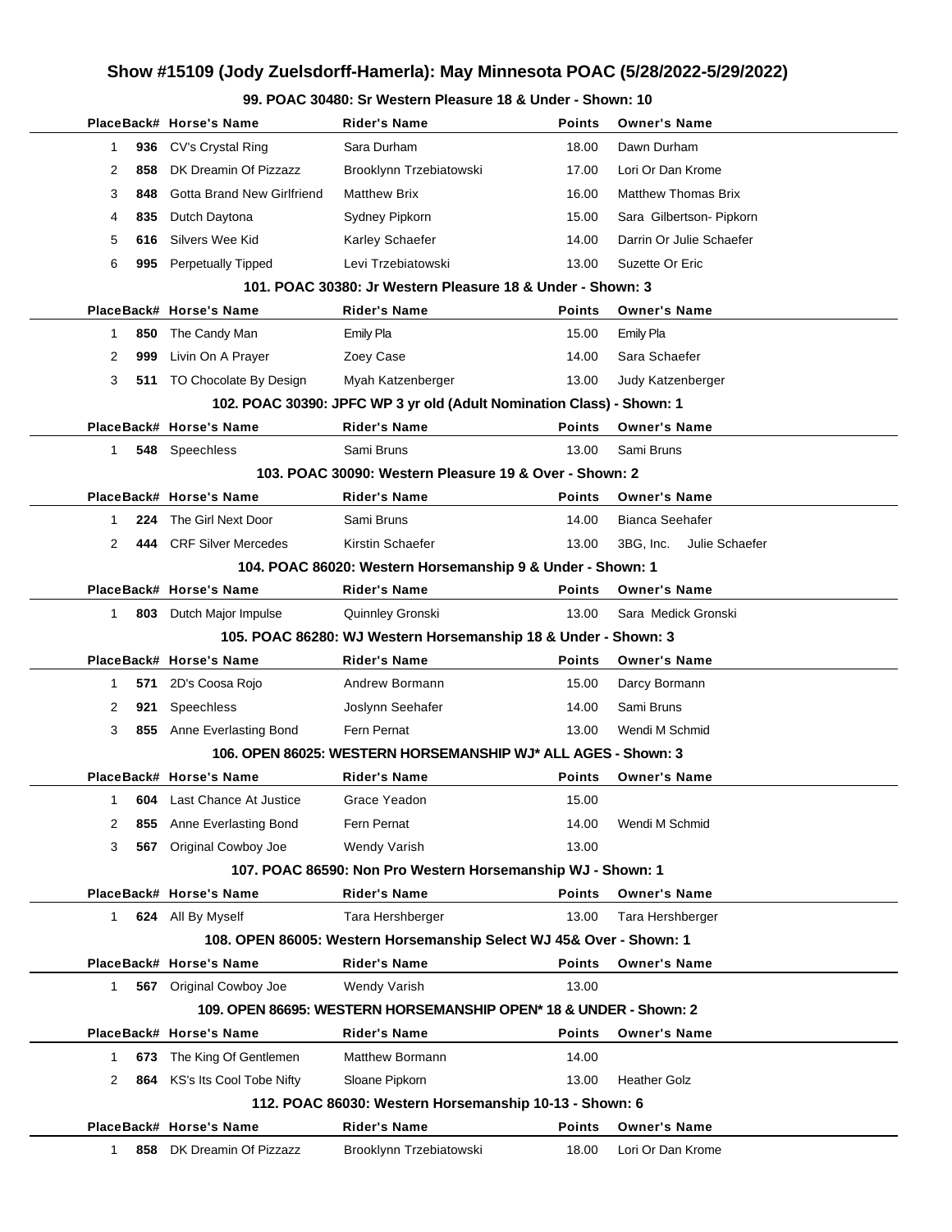# Show #15109 (Jody Zuelsdorff-Hamerla): May Minnesota POAC (5/28/2022-5/29/2022)

### 99. POAC 30480: Sr Western Pleasure 18 & Under - Shown: 10

| Place | Back# | Horse's Name | Rider's Name | Points | Owner's Name |
|---|---|---|---|---|---|
| 1 | 936 | CV's Crystal Ring | Sara Durham | 18.00 | Dawn Durham |
| 2 | 858 | DK Dreamin Of Pizzazz | Brooklynn Trzebiatowski | 17.00 | Lori Or Dan Krome |
| 3 | 848 | Gotta Brand New Girlfriend | Matthew Brix | 16.00 | Matthew Thomas Brix |
| 4 | 835 | Dutch Daytona | Sydney Pipkorn | 15.00 | Sara Gilbertson- Pipkorn |
| 5 | 616 | Silvers Wee Kid | Karley Schaefer | 14.00 | Darrin Or Julie Schaefer |
| 6 | 995 | Perpetually Tipped | Levi Trzebiatowski | 13.00 | Suzette Or Eric |

### 101. POAC 30380: Jr Western Pleasure 18 & Under - Shown: 3

| Place | Back# | Horse's Name | Rider's Name | Points | Owner's Name |
|---|---|---|---|---|---|
| 1 | 850 | The Candy Man | Emily Pla | 15.00 | Emily Pla |
| 2 | 999 | Livin On A Prayer | Zoey Case | 14.00 | Sara Schaefer |
| 3 | 511 | TO Chocolate By Design | Myah Katzenberger | 13.00 | Judy Katzenberger |

### 102. POAC 30390: JPFC WP 3 yr old (Adult Nomination Class) - Shown: 1

| Place | Back# | Horse's Name | Rider's Name | Points | Owner's Name |
|---|---|---|---|---|---|
| 1 | 548 | Speechless | Sami Bruns | 13.00 | Sami Bruns |

### 103. POAC 30090: Western Pleasure 19 & Over - Shown: 2

| Place | Back# | Horse's Name | Rider's Name | Points | Owner's Name |
|---|---|---|---|---|---|
| 1 | 224 | The Girl Next Door | Sami Bruns | 14.00 | Bianca Seehafer |
| 2 | 444 | CRF Silver Mercedes | Kirstin Schaefer | 13.00 | 3BG, Inc. Julie Schaefer |

### 104. POAC 86020: Western Horsemanship 9 & Under - Shown: 1

| Place | Back# | Horse's Name | Rider's Name | Points | Owner's Name |
|---|---|---|---|---|---|
| 1 | 803 | Dutch Major Impulse | Quinnley Gronski | 13.00 | Sara Medick Gronski |

### 105. POAC 86280: WJ Western Horsemanship 18 & Under - Shown: 3

| Place | Back# | Horse's Name | Rider's Name | Points | Owner's Name |
|---|---|---|---|---|---|
| 1 | 571 | 2D's Coosa Rojo | Andrew Bormann | 15.00 | Darcy Bormann |
| 2 | 921 | Speechless | Joslynn Seehafer | 14.00 | Sami Bruns |
| 3 | 855 | Anne Everlasting Bond | Fern Pernat | 13.00 | Wendi M Schmid |

### 106. OPEN 86025: WESTERN HORSEMANSHIP WJ* ALL AGES - Shown: 3

| Place | Back# | Horse's Name | Rider's Name | Points | Owner's Name |
|---|---|---|---|---|---|
| 1 | 604 | Last Chance At Justice | Grace Yeadon | 15.00 | |
| 2 | 855 | Anne Everlasting Bond | Fern Pernat | 14.00 | Wendi M Schmid |
| 3 | 567 | Original Cowboy Joe | Wendy Varish | 13.00 | |

### 107. POAC 86590: Non Pro Western Horsemanship WJ - Shown: 1

| Place | Back# | Horse's Name | Rider's Name | Points | Owner's Name |
|---|---|---|---|---|---|
| 1 | 624 | All By Myself | Tara Hershberger | 13.00 | Tara Hershberger |

### 108. OPEN 86005: Western Horsemanship Select WJ 45& Over - Shown: 1

| Place | Back# | Horse's Name | Rider's Name | Points | Owner's Name |
|---|---|---|---|---|---|
| 1 | 567 | Original Cowboy Joe | Wendy Varish | 13.00 | |

### 109. OPEN 86695: WESTERN HORSEMANSHIP OPEN* 18 & UNDER - Shown: 2

| Place | Back# | Horse's Name | Rider's Name | Points | Owner's Name |
|---|---|---|---|---|---|
| 1 | 673 | The King Of Gentlemen | Matthew Bormann | 14.00 | |
| 2 | 864 | KS's Its Cool Tobe Nifty | Sloane Pipkorn | 13.00 | Heather Golz |

### 112. POAC 86030: Western Horsemanship 10-13 - Shown: 6

| Place | Back# | Horse's Name | Rider's Name | Points | Owner's Name |
|---|---|---|---|---|---|
| 1 | 858 | DK Dreamin Of Pizzazz | Brooklynn Trzebiatowski | 18.00 | Lori Or Dan Krome |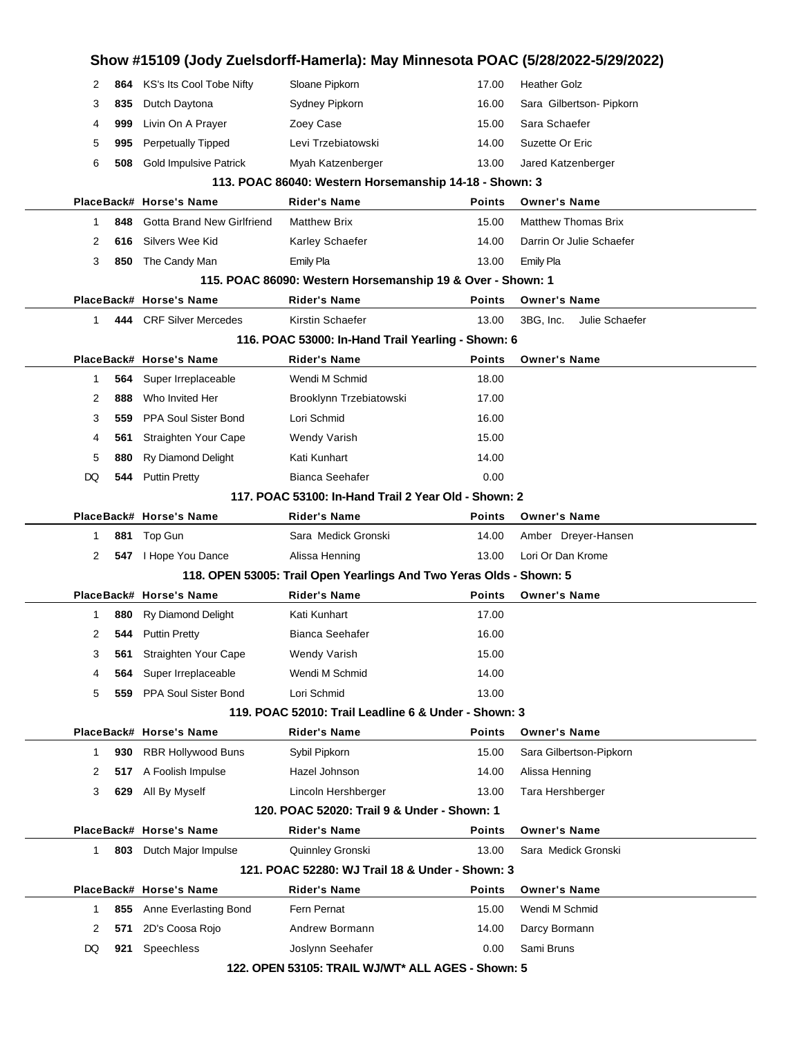# Show #15109 (Jody Zuelsdorff-Hamerla): May Minnesota POAC (5/28/2022-5/29/2022)

| Place | Back# | Horse's Name | Rider's Name | Points | Owner's Name |
|---|---|---|---|---|---|
| 2 | 864 | KS's Its Cool Tobe Nifty | Sloane Pipkorn | 17.00 | Heather Golz |
| 3 | 835 | Dutch Daytona | Sydney Pipkorn | 16.00 | Sara Gilbertson- Pipkorn |
| 4 | 999 | Livin On A Prayer | Zoey Case | 15.00 | Sara Schaefer |
| 5 | 995 | Perpetually Tipped | Levi Trzebiatowski | 14.00 | Suzette Or Eric |
| 6 | 508 | Gold Impulsive Patrick | Myah Katzenberger | 13.00 | Jared Katzenberger |

### 113. POAC 86040: Western Horsemanship 14-18 - Shown: 3

| Place | Back# | Horse's Name | Rider's Name | Points | Owner's Name |
|---|---|---|---|---|---|
| 1 | 848 | Gotta Brand New Girlfriend | Matthew Brix | 15.00 | Matthew Thomas Brix |
| 2 | 616 | Silvers Wee Kid | Karley Schaefer | 14.00 | Darrin Or Julie Schaefer |
| 3 | 850 | The Candy Man | Emily Pla | 13.00 | Emily Pla |

### 115. POAC 86090: Western Horsemanship 19 & Over - Shown: 1

| Place | Back# | Horse's Name | Rider's Name | Points | Owner's Name |
|---|---|---|---|---|---|
| 1 | 444 | CRF Silver Mercedes | Kirstin Schaefer | 13.00 | 3BG, Inc. Julie Schaefer |

### 116. POAC 53000: In-Hand Trail Yearling - Shown: 6

| Place | Back# | Horse's Name | Rider's Name | Points | Owner's Name |
|---|---|---|---|---|---|
| 1 | 564 | Super Irreplaceable | Wendi M Schmid | 18.00 | |
| 2 | 888 | Who Invited Her | Brooklynn Trzebiatowski | 17.00 | |
| 3 | 559 | PPA Soul Sister Bond | Lori Schmid | 16.00 | |
| 4 | 561 | Straighten Your Cape | Wendy Varish | 15.00 | |
| 5 | 880 | Ry Diamond Delight | Kati Kunhart | 14.00 | |
| DQ | 544 | Puttin Pretty | Bianca Seehafer | 0.00 | |

### 117. POAC 53100: In-Hand Trail 2 Year Old - Shown: 2

| Place | Back# | Horse's Name | Rider's Name | Points | Owner's Name |
|---|---|---|---|---|---|
| 1 | 881 | Top Gun | Sara Medick Gronski | 14.00 | Amber Dreyer-Hansen |
| 2 | 547 | I Hope You Dance | Alissa Henning | 13.00 | Lori Or Dan Krome |

### 118. OPEN 53005: Trail Open Yearlings And Two Yeras Olds - Shown: 5

| Place | Back# | Horse's Name | Rider's Name | Points | Owner's Name |
|---|---|---|---|---|---|
| 1 | 880 | Ry Diamond Delight | Kati Kunhart | 17.00 | |
| 2 | 544 | Puttin Pretty | Bianca Seehafer | 16.00 | |
| 3 | 561 | Straighten Your Cape | Wendy Varish | 15.00 | |
| 4 | 564 | Super Irreplaceable | Wendi M Schmid | 14.00 | |
| 5 | 559 | PPA Soul Sister Bond | Lori Schmid | 13.00 | |

### 119. POAC 52010: Trail Leadline 6 & Under - Shown: 3

| Place | Back# | Horse's Name | Rider's Name | Points | Owner's Name |
|---|---|---|---|---|---|
| 1 | 930 | RBR Hollywood Buns | Sybil Pipkorn | 15.00 | Sara Gilbertson-Pipkorn |
| 2 | 517 | A Foolish Impulse | Hazel Johnson | 14.00 | Alissa Henning |
| 3 | 629 | All By Myself | Lincoln Hershberger | 13.00 | Tara Hershberger |

### 120. POAC 52020: Trail 9 & Under - Shown: 1

| Place | Back# | Horse's Name | Rider's Name | Points | Owner's Name |
|---|---|---|---|---|---|
| 1 | 803 | Dutch Major Impulse | Quinnley Gronski | 13.00 | Sara Medick Gronski |

### 121. POAC 52280: WJ Trail 18 & Under - Shown: 3

| Place | Back# | Horse's Name | Rider's Name | Points | Owner's Name |
|---|---|---|---|---|---|
| 1 | 855 | Anne Everlasting Bond | Fern Pernat | 15.00 | Wendi M Schmid |
| 2 | 571 | 2D's Coosa Rojo | Andrew Bormann | 14.00 | Darcy Bormann |
| DQ | 921 | Speechless | Joslynn Seehafer | 0.00 | Sami Bruns |

### 122. OPEN 53105: TRAIL WJ/WT* ALL AGES - Shown: 5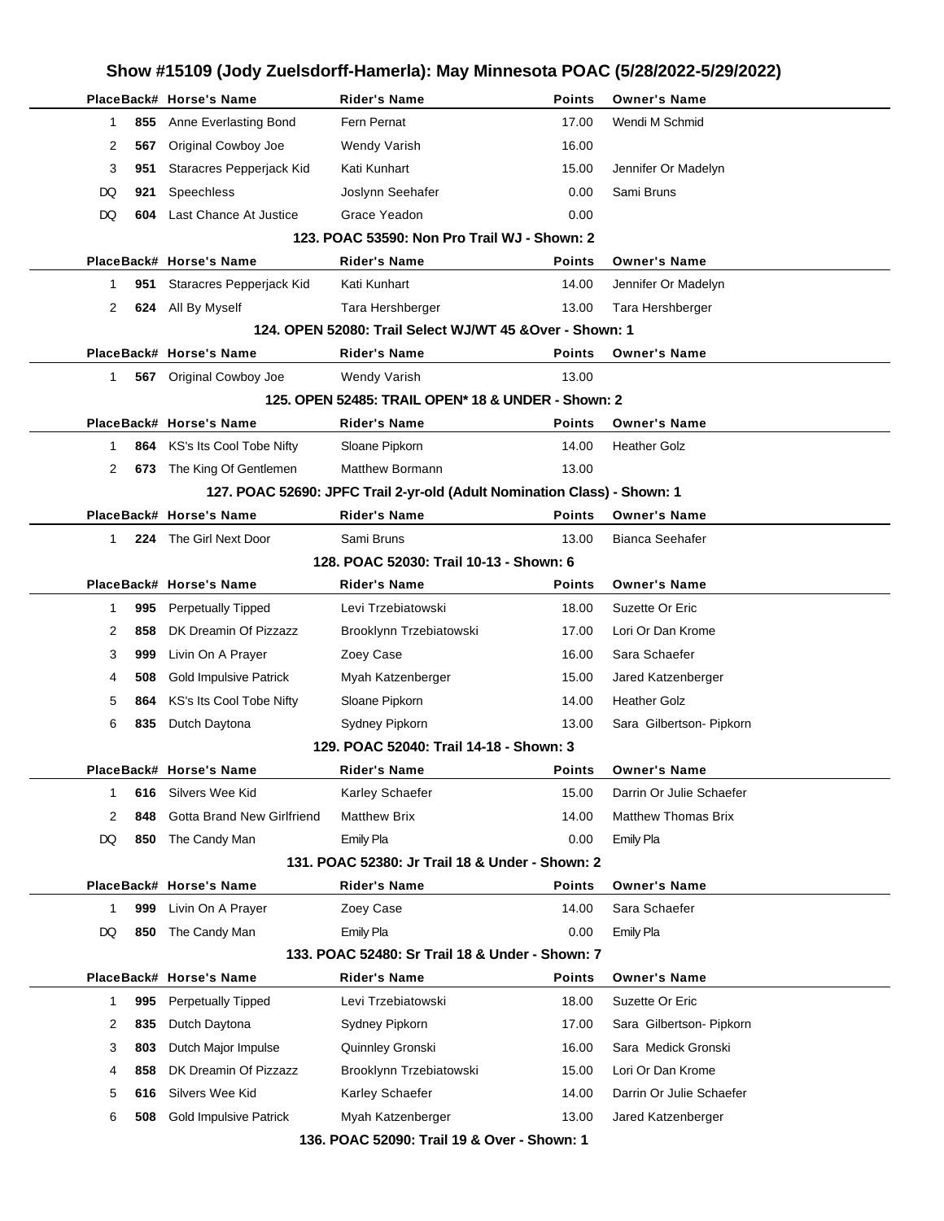# Show #15109 (Jody Zuelsdorff-Hamerla): May Minnesota POAC (5/28/2022-5/29/2022)

| Place | Back# | Horse's Name | Rider's Name | Points | Owner's Name |
|---|---|---|---|---|---|
| 1 | 855 | Anne Everlasting Bond | Fern Pernat | 17.00 | Wendi M Schmid |
| 2 | 567 | Original Cowboy Joe | Wendy Varish | 16.00 | |
| 3 | 951 | Staracres Pepperjack Kid | Kati Kunhart | 15.00 | Jennifer Or Madelyn |
| DQ | 921 | Speechless | Joslynn Seehafer | 0.00 | Sami Bruns |
| DQ | 604 | Last Chance At Justice | Grace Yeadon | 0.00 | |

### 123. POAC 53590: Non Pro Trail WJ - Shown: 2

| Place | Back# | Horse's Name | Rider's Name | Points | Owner's Name |
|---|---|---|---|---|---|
| 1 | 951 | Staracres Pepperjack Kid | Kati Kunhart | 14.00 | Jennifer Or Madelyn |
| 2 | 624 | All By Myself | Tara Hershberger | 13.00 | Tara Hershberger |

### 124. OPEN 52080: Trail Select WJ/WT 45 &Over - Shown: 1

| Place | Back# | Horse's Name | Rider's Name | Points | Owner's Name |
|---|---|---|---|---|---|
| 1 | 567 | Original Cowboy Joe | Wendy Varish | 13.00 | |

### 125. OPEN 52485: TRAIL OPEN* 18 & UNDER - Shown: 2

| Place | Back# | Horse's Name | Rider's Name | Points | Owner's Name |
|---|---|---|---|---|---|
| 1 | 864 | KS's Its Cool Tobe Nifty | Sloane Pipkorn | 14.00 | Heather Golz |
| 2 | 673 | The King Of Gentlemen | Matthew Bormann | 13.00 | |

### 127. POAC 52690: JPFC Trail 2-yr-old (Adult Nomination Class) - Shown: 1

| Place | Back# | Horse's Name | Rider's Name | Points | Owner's Name |
|---|---|---|---|---|---|
| 1 | 224 | The Girl Next Door | Sami Bruns | 13.00 | Bianca Seehafer |

### 128. POAC 52030: Trail 10-13 - Shown: 6

| Place | Back# | Horse's Name | Rider's Name | Points | Owner's Name |
|---|---|---|---|---|---|
| 1 | 995 | Perpetually Tipped | Levi Trzebiatowski | 18.00 | Suzette Or Eric |
| 2 | 858 | DK Dreamin Of Pizzazz | Brooklynn Trzebiatowski | 17.00 | Lori Or Dan Krome |
| 3 | 999 | Livin On A Prayer | Zoey Case | 16.00 | Sara Schaefer |
| 4 | 508 | Gold Impulsive Patrick | Myah Katzenberger | 15.00 | Jared Katzenberger |
| 5 | 864 | KS's Its Cool Tobe Nifty | Sloane Pipkorn | 14.00 | Heather Golz |
| 6 | 835 | Dutch Daytona | Sydney Pipkorn | 13.00 | Sara Gilbertson- Pipkorn |

### 129. POAC 52040: Trail 14-18 - Shown: 3

| Place | Back# | Horse's Name | Rider's Name | Points | Owner's Name |
|---|---|---|---|---|---|
| 1 | 616 | Silvers Wee Kid | Karley Schaefer | 15.00 | Darrin Or Julie Schaefer |
| 2 | 848 | Gotta Brand New Girlfriend | Matthew Brix | 14.00 | Matthew Thomas Brix |
| DQ | 850 | The Candy Man | Emily Pla | 0.00 | Emily Pla |

### 131. POAC 52380: Jr Trail 18 & Under - Shown: 2

| Place | Back# | Horse's Name | Rider's Name | Points | Owner's Name |
|---|---|---|---|---|---|
| 1 | 999 | Livin On A Prayer | Zoey Case | 14.00 | Sara Schaefer |
| DQ | 850 | The Candy Man | Emily Pla | 0.00 | Emily Pla |

### 133. POAC 52480: Sr Trail 18 & Under - Shown: 7

| Place | Back# | Horse's Name | Rider's Name | Points | Owner's Name |
|---|---|---|---|---|---|
| 1 | 995 | Perpetually Tipped | Levi Trzebiatowski | 18.00 | Suzette Or Eric |
| 2 | 835 | Dutch Daytona | Sydney Pipkorn | 17.00 | Sara Gilbertson- Pipkorn |
| 3 | 803 | Dutch Major Impulse | Quinnley Gronski | 16.00 | Sara Medick Gronski |
| 4 | 858 | DK Dreamin Of Pizzazz | Brooklynn Trzebiatowski | 15.00 | Lori Or Dan Krome |
| 5 | 616 | Silvers Wee Kid | Karley Schaefer | 14.00 | Darrin Or Julie Schaefer |
| 6 | 508 | Gold Impulsive Patrick | Myah Katzenberger | 13.00 | Jared Katzenberger |

### 136. POAC 52090: Trail 19 & Over - Shown: 1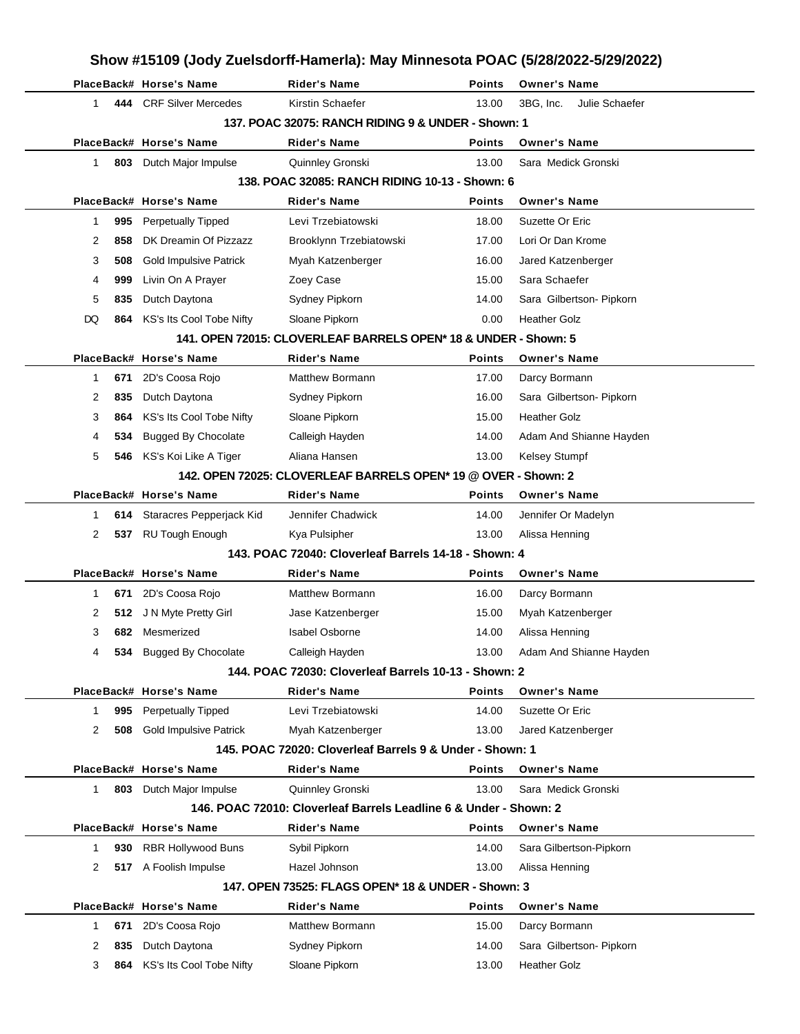# Show #15109 (Jody Zuelsdorff-Hamerla): May Minnesota POAC (5/28/2022-5/29/2022)

| Place | Back# | Horse's Name | Rider's Name | Points | Owner's Name |
|---|---|---|---|---|---|
| 1 | 444 | CRF Silver Mercedes | Kirstin Schaefer | 13.00 | 3BG, Inc. Julie Schaefer |

### 137. POAC 32075: RANCH RIDING 9 & UNDER - Shown: 1

| Place | Back# | Horse's Name | Rider's Name | Points | Owner's Name |
|---|---|---|---|---|---|
| 1 | 803 | Dutch Major Impulse | Quinnley Gronski | 13.00 | Sara Medick Gronski |

### 138. POAC 32085: RANCH RIDING 10-13 - Shown: 6

| Place | Back# | Horse's Name | Rider's Name | Points | Owner's Name |
|---|---|---|---|---|---|
| 1 | 995 | Perpetually Tipped | Levi Trzebiatowski | 18.00 | Suzette Or Eric |
| 2 | 858 | DK Dreamin Of Pizzazz | Brooklynn Trzebiatowski | 17.00 | Lori Or Dan Krome |
| 3 | 508 | Gold Impulsive Patrick | Myah Katzenberger | 16.00 | Jared Katzenberger |
| 4 | 999 | Livin On A Prayer | Zoey Case | 15.00 | Sara Schaefer |
| 5 | 835 | Dutch Daytona | Sydney Pipkorn | 14.00 | Sara Gilbertson- Pipkorn |
| DQ | 864 | KS's Its Cool Tobe Nifty | Sloane Pipkorn | 0.00 | Heather Golz |

### 141. OPEN 72015: CLOVERLEAF BARRELS OPEN* 18 & UNDER - Shown: 5

| Place | Back# | Horse's Name | Rider's Name | Points | Owner's Name |
|---|---|---|---|---|---|
| 1 | 671 | 2D's Coosa Rojo | Matthew Bormann | 17.00 | Darcy Bormann |
| 2 | 835 | Dutch Daytona | Sydney Pipkorn | 16.00 | Sara Gilbertson- Pipkorn |
| 3 | 864 | KS's Its Cool Tobe Nifty | Sloane Pipkorn | 15.00 | Heather Golz |
| 4 | 534 | Bugged By Chocolate | Calleigh Hayden | 14.00 | Adam And Shianne Hayden |
| 5 | 546 | KS's Koi Like A Tiger | Aliana Hansen | 13.00 | Kelsey Stumpf |

### 142. OPEN 72025: CLOVERLEAF BARRELS OPEN* 19 @ OVER - Shown: 2

| Place | Back# | Horse's Name | Rider's Name | Points | Owner's Name |
|---|---|---|---|---|---|
| 1 | 614 | Staracres Pepperjack Kid | Jennifer Chadwick | 14.00 | Jennifer Or Madelyn |
| 2 | 537 | RU Tough Enough | Kya Pulsipher | 13.00 | Alissa Henning |

### 143. POAC 72040: Cloverleaf Barrels 14-18 - Shown: 4

| Place | Back# | Horse's Name | Rider's Name | Points | Owner's Name |
|---|---|---|---|---|---|
| 1 | 671 | 2D's Coosa Rojo | Matthew Bormann | 16.00 | Darcy Bormann |
| 2 | 512 | J N Myte Pretty Girl | Jase Katzenberger | 15.00 | Myah Katzenberger |
| 3 | 682 | Mesmerized | Isabel Osborne | 14.00 | Alissa Henning |
| 4 | 534 | Bugged By Chocolate | Calleigh Hayden | 13.00 | Adam And Shianne Hayden |

### 144. POAC 72030: Cloverleaf Barrels 10-13 - Shown: 2

| Place | Back# | Horse's Name | Rider's Name | Points | Owner's Name |
|---|---|---|---|---|---|
| 1 | 995 | Perpetually Tipped | Levi Trzebiatowski | 14.00 | Suzette Or Eric |
| 2 | 508 | Gold Impulsive Patrick | Myah Katzenberger | 13.00 | Jared Katzenberger |

### 145. POAC 72020: Cloverleaf Barrels 9 & Under - Shown: 1

| Place | Back# | Horse's Name | Rider's Name | Points | Owner's Name |
|---|---|---|---|---|---|
| 1 | 803 | Dutch Major Impulse | Quinnley Gronski | 13.00 | Sara Medick Gronski |

### 146. POAC 72010: Cloverleaf Barrels Leadline 6 & Under - Shown: 2

| Place | Back# | Horse's Name | Rider's Name | Points | Owner's Name |
|---|---|---|---|---|---|
| 1 | 930 | RBR Hollywood Buns | Sybil Pipkorn | 14.00 | Sara Gilbertson-Pipkorn |
| 2 | 517 | A Foolish Impulse | Hazel Johnson | 13.00 | Alissa Henning |

### 147. OPEN 73525: FLAGS OPEN* 18 & UNDER - Shown: 3

| Place | Back# | Horse's Name | Rider's Name | Points | Owner's Name |
|---|---|---|---|---|---|
| 1 | 671 | 2D's Coosa Rojo | Matthew Bormann | 15.00 | Darcy Bormann |
| 2 | 835 | Dutch Daytona | Sydney Pipkorn | 14.00 | Sara Gilbertson- Pipkorn |
| 3 | 864 | KS's Its Cool Tobe Nifty | Sloane Pipkorn | 13.00 | Heather Golz |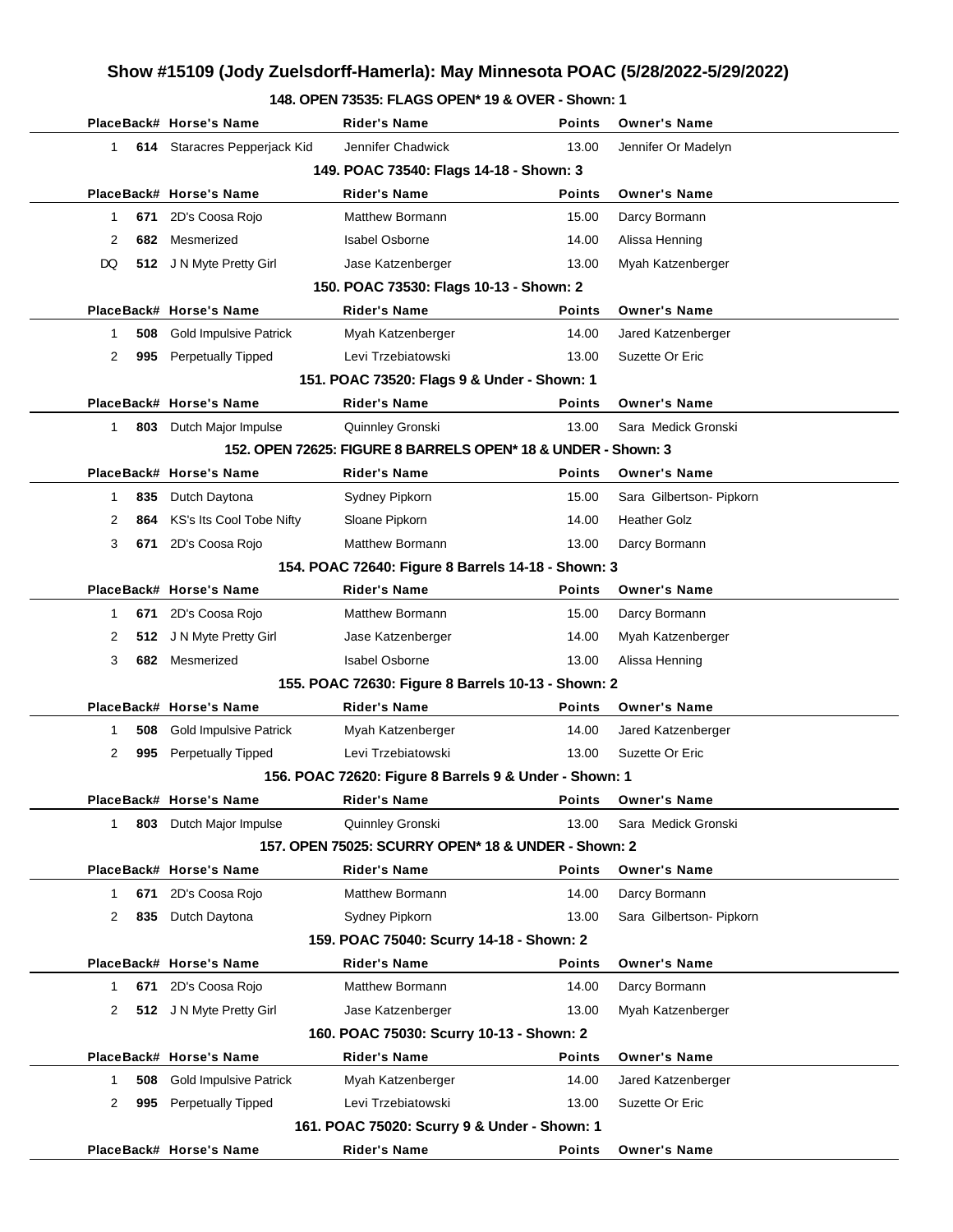## Show #15109 (Jody Zuelsdorff-Hamerla): May Minnesota POAC (5/28/2022-5/29/2022)

### 148. OPEN 73535: FLAGS OPEN* 19 & OVER - Shown: 1

| Place | Back# | Horse's Name | Rider's Name | Points | Owner's Name |
|---|---|---|---|---|---|
| 1 | 614 | Staracres Pepperjack Kid | Jennifer Chadwick | 13.00 | Jennifer Or Madelyn |

### 149. POAC 73540: Flags 14-18 - Shown: 3

| Place | Back# | Horse's Name | Rider's Name | Points | Owner's Name |
|---|---|---|---|---|---|
| 1 | 671 | 2D's Coosa Rojo | Matthew Bormann | 15.00 | Darcy Bormann |
| 2 | 682 | Mesmerized | Isabel Osborne | 14.00 | Alissa Henning |
| DQ | 512 | J N Myte Pretty Girl | Jase Katzenberger | 13.00 | Myah Katzenberger |

### 150. POAC 73530: Flags 10-13 - Shown: 2

| Place | Back# | Horse's Name | Rider's Name | Points | Owner's Name |
|---|---|---|---|---|---|
| 1 | 508 | Gold Impulsive Patrick | Myah Katzenberger | 14.00 | Jared Katzenberger |
| 2 | 995 | Perpetually Tipped | Levi Trzebiatowski | 13.00 | Suzette Or Eric |

### 151. POAC 73520: Flags 9 & Under - Shown: 1

| Place | Back# | Horse's Name | Rider's Name | Points | Owner's Name |
|---|---|---|---|---|---|
| 1 | 803 | Dutch Major Impulse | Quinnley Gronski | 13.00 | Sara Medick Gronski |

### 152. OPEN 72625: FIGURE 8 BARRELS OPEN* 18 & UNDER - Shown: 3

| Place | Back# | Horse's Name | Rider's Name | Points | Owner's Name |
|---|---|---|---|---|---|
| 1 | 835 | Dutch Daytona | Sydney Pipkorn | 15.00 | Sara Gilbertson- Pipkorn |
| 2 | 864 | KS's Its Cool Tobe Nifty | Sloane Pipkorn | 14.00 | Heather Golz |
| 3 | 671 | 2D's Coosa Rojo | Matthew Bormann | 13.00 | Darcy Bormann |

### 154. POAC 72640: Figure 8 Barrels 14-18 - Shown: 3

| Place | Back# | Horse's Name | Rider's Name | Points | Owner's Name |
|---|---|---|---|---|---|
| 1 | 671 | 2D's Coosa Rojo | Matthew Bormann | 15.00 | Darcy Bormann |
| 2 | 512 | J N Myte Pretty Girl | Jase Katzenberger | 14.00 | Myah Katzenberger |
| 3 | 682 | Mesmerized | Isabel Osborne | 13.00 | Alissa Henning |

### 155. POAC 72630: Figure 8 Barrels 10-13 - Shown: 2

| Place | Back# | Horse's Name | Rider's Name | Points | Owner's Name |
|---|---|---|---|---|---|
| 1 | 508 | Gold Impulsive Patrick | Myah Katzenberger | 14.00 | Jared Katzenberger |
| 2 | 995 | Perpetually Tipped | Levi Trzebiatowski | 13.00 | Suzette Or Eric |

### 156. POAC 72620: Figure 8 Barrels 9 & Under - Shown: 1

| Place | Back# | Horse's Name | Rider's Name | Points | Owner's Name |
|---|---|---|---|---|---|
| 1 | 803 | Dutch Major Impulse | Quinnley Gronski | 13.00 | Sara Medick Gronski |

### 157. OPEN 75025: SCURRY OPEN* 18 & UNDER - Shown: 2

| Place | Back# | Horse's Name | Rider's Name | Points | Owner's Name |
|---|---|---|---|---|---|
| 1 | 671 | 2D's Coosa Rojo | Matthew Bormann | 14.00 | Darcy Bormann |
| 2 | 835 | Dutch Daytona | Sydney Pipkorn | 13.00 | Sara Gilbertson- Pipkorn |

### 159. POAC 75040: Scurry 14-18 - Shown: 2

| Place | Back# | Horse's Name | Rider's Name | Points | Owner's Name |
|---|---|---|---|---|---|
| 1 | 671 | 2D's Coosa Rojo | Matthew Bormann | 14.00 | Darcy Bormann |
| 2 | 512 | J N Myte Pretty Girl | Jase Katzenberger | 13.00 | Myah Katzenberger |

### 160. POAC 75030: Scurry 10-13 - Shown: 2

| Place | Back# | Horse's Name | Rider's Name | Points | Owner's Name |
|---|---|---|---|---|---|
| 1 | 508 | Gold Impulsive Patrick | Myah Katzenberger | 14.00 | Jared Katzenberger |
| 2 | 995 | Perpetually Tipped | Levi Trzebiatowski | 13.00 | Suzette Or Eric |

### 161. POAC 75020: Scurry 9 & Under - Shown: 1

| Place | Back# | Horse's Name | Rider's Name | Points | Owner's Name |
|---|---|---|---|---|---|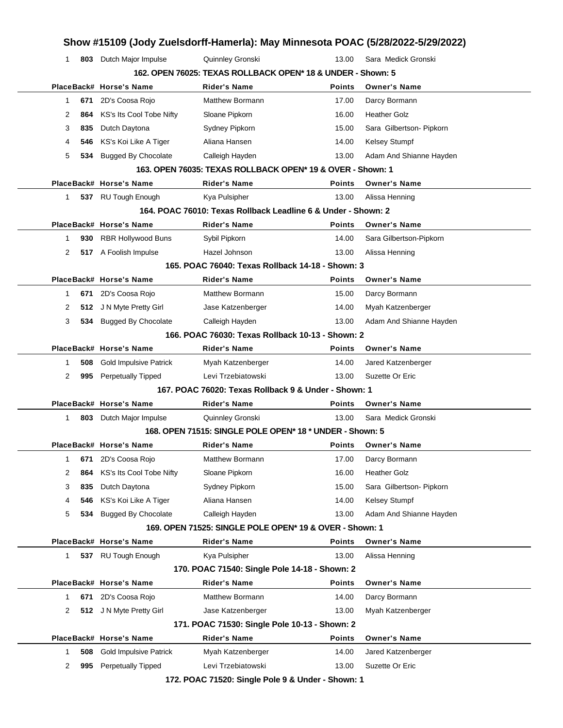| Place | Back# | Horse's Name | Rider's Name | Points | Owner's Name |
|---|---|---|---|---|---|
| 1 | 803 | Dutch Major Impulse | Quinnley Gronski | 13.00 | Sara Medick Gronski |

### 162. OPEN 76025: TEXAS ROLLBACK OPEN* 18 & UNDER - Shown: 5

| Place | Back# | Horse's Name | Rider's Name | Points | Owner's Name |
|---|---|---|---|---|---|
| 1 | 671 | 2D's Coosa Rojo | Matthew Bormann | 17.00 | Darcy Bormann |
| 2 | 864 | KS's Its Cool Tobe Nifty | Sloane Pipkorn | 16.00 | Heather Golz |
| 3 | 835 | Dutch Daytona | Sydney Pipkorn | 15.00 | Sara Gilbertson- Pipkorn |
| 4 | 546 | KS's Koi Like A Tiger | Aliana Hansen | 14.00 | Kelsey Stumpf |
| 5 | 534 | Bugged By Chocolate | Calleigh Hayden | 13.00 | Adam And Shianne Hayden |

### 163. OPEN 76035: TEXAS ROLLBACK OPEN* 19 & OVER - Shown: 1

| Place | Back# | Horse's Name | Rider's Name | Points | Owner's Name |
|---|---|---|---|---|---|
| 1 | 537 | RU Tough Enough | Kya Pulsipher | 13.00 | Alissa Henning |

### 164. POAC 76010: Texas Rollback Leadline 6 & Under - Shown: 2

| Place | Back# | Horse's Name | Rider's Name | Points | Owner's Name |
|---|---|---|---|---|---|
| 1 | 930 | RBR Hollywood Buns | Sybil Pipkorn | 14.00 | Sara Gilbertson-Pipkorn |
| 2 | 517 | A Foolish Impulse | Hazel Johnson | 13.00 | Alissa Henning |

### 165. POAC 76040: Texas Rollback 14-18 - Shown: 3

| Place | Back# | Horse's Name | Rider's Name | Points | Owner's Name |
|---|---|---|---|---|---|
| 1 | 671 | 2D's Coosa Rojo | Matthew Bormann | 15.00 | Darcy Bormann |
| 2 | 512 | J N Myte Pretty Girl | Jase Katzenberger | 14.00 | Myah Katzenberger |
| 3 | 534 | Bugged By Chocolate | Calleigh Hayden | 13.00 | Adam And Shianne Hayden |

### 166. POAC 76030: Texas Rollback 10-13 - Shown: 2

| Place | Back# | Horse's Name | Rider's Name | Points | Owner's Name |
|---|---|---|---|---|---|
| 1 | 508 | Gold Impulsive Patrick | Myah Katzenberger | 14.00 | Jared Katzenberger |
| 2 | 995 | Perpetually Tipped | Levi Trzebiatowski | 13.00 | Suzette Or Eric |

### 167. POAC 76020: Texas Rollback 9 & Under - Shown: 1

| Place | Back# | Horse's Name | Rider's Name | Points | Owner's Name |
|---|---|---|---|---|---|
| 1 | 803 | Dutch Major Impulse | Quinnley Gronski | 13.00 | Sara Medick Gronski |

### 168. OPEN 71515: SINGLE POLE OPEN* 18 * UNDER - Shown: 5

| Place | Back# | Horse's Name | Rider's Name | Points | Owner's Name |
|---|---|---|---|---|---|
| 1 | 671 | 2D's Coosa Rojo | Matthew Bormann | 17.00 | Darcy Bormann |
| 2 | 864 | KS's Its Cool Tobe Nifty | Sloane Pipkorn | 16.00 | Heather Golz |
| 3 | 835 | Dutch Daytona | Sydney Pipkorn | 15.00 | Sara Gilbertson- Pipkorn |
| 4 | 546 | KS's Koi Like A Tiger | Aliana Hansen | 14.00 | Kelsey Stumpf |
| 5 | 534 | Bugged By Chocolate | Calleigh Hayden | 13.00 | Adam And Shianne Hayden |

### 169. OPEN 71525: SINGLE POLE OPEN* 19 & OVER - Shown: 1

| Place | Back# | Horse's Name | Rider's Name | Points | Owner's Name |
|---|---|---|---|---|---|
| 1 | 537 | RU Tough Enough | Kya Pulsipher | 13.00 | Alissa Henning |

### 170. POAC 71540: Single Pole 14-18 - Shown: 2

| Place | Back# | Horse's Name | Rider's Name | Points | Owner's Name |
|---|---|---|---|---|---|
| 1 | 671 | 2D's Coosa Rojo | Matthew Bormann | 14.00 | Darcy Bormann |
| 2 | 512 | J N Myte Pretty Girl | Jase Katzenberger | 13.00 | Myah Katzenberger |

### 171. POAC 71530: Single Pole 10-13 - Shown: 2

| Place | Back# | Horse's Name | Rider's Name | Points | Owner's Name |
|---|---|---|---|---|---|
| 1 | 508 | Gold Impulsive Patrick | Myah Katzenberger | 14.00 | Jared Katzenberger |
| 2 | 995 | Perpetually Tipped | Levi Trzebiatowski | 13.00 | Suzette Or Eric |

### 172. POAC 71520: Single Pole 9 & Under - Shown: 1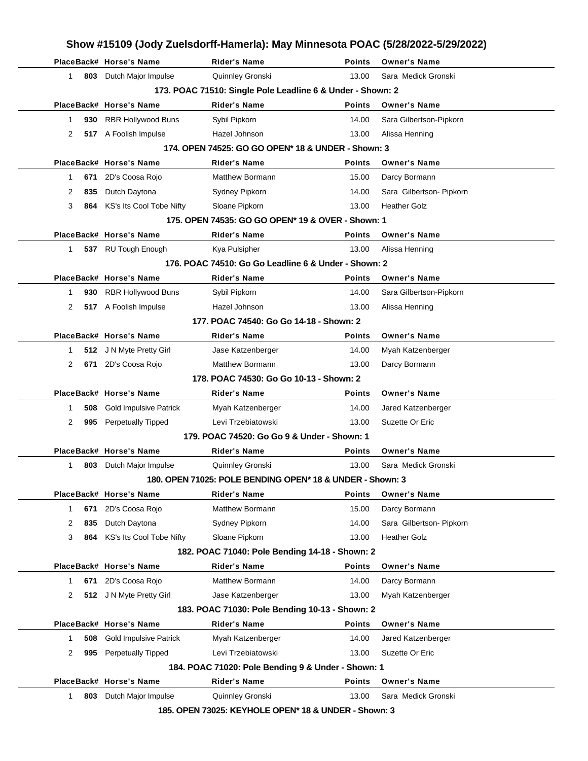# Show #15109 (Jody Zuelsdorff-Hamerla): May Minnesota POAC (5/28/2022-5/29/2022)

| Place | Back# | Horse's Name | Rider's Name | Points | Owner's Name |
|---|---|---|---|---|---|
| 1 | 803 | Dutch Major Impulse | Quinnley Gronski | 13.00 | Sara Medick Gronski |

### 173. POAC 71510: Single Pole Leadline 6 & Under - Shown: 2

| Place | Back# | Horse's Name | Rider's Name | Points | Owner's Name |
|---|---|---|---|---|---|
| 1 | 930 | RBR Hollywood Buns | Sybil Pipkorn | 14.00 | Sara Gilbertson-Pipkorn |
| 2 | 517 | A Foolish Impulse | Hazel Johnson | 13.00 | Alissa Henning |

### 174. OPEN 74525: GO GO OPEN* 18 & UNDER - Shown: 3

| Place | Back# | Horse's Name | Rider's Name | Points | Owner's Name |
|---|---|---|---|---|---|
| 1 | 671 | 2D's Coosa Rojo | Matthew Bormann | 15.00 | Darcy Bormann |
| 2 | 835 | Dutch Daytona | Sydney Pipkorn | 14.00 | Sara Gilbertson- Pipkorn |
| 3 | 864 | KS's Its Cool Tobe Nifty | Sloane Pipkorn | 13.00 | Heather Golz |

### 175. OPEN 74535: GO GO OPEN* 19 & OVER - Shown: 1

| Place | Back# | Horse's Name | Rider's Name | Points | Owner's Name |
|---|---|---|---|---|---|
| 1 | 537 | RU Tough Enough | Kya Pulsipher | 13.00 | Alissa Henning |

### 176. POAC 74510: Go Go Leadline 6 & Under - Shown: 2

| Place | Back# | Horse's Name | Rider's Name | Points | Owner's Name |
|---|---|---|---|---|---|
| 1 | 930 | RBR Hollywood Buns | Sybil Pipkorn | 14.00 | Sara Gilbertson-Pipkorn |
| 2 | 517 | A Foolish Impulse | Hazel Johnson | 13.00 | Alissa Henning |

### 177. POAC 74540: Go Go 14-18 - Shown: 2

| Place | Back# | Horse's Name | Rider's Name | Points | Owner's Name |
|---|---|---|---|---|---|
| 1 | 512 | J N Myte Pretty Girl | Jase Katzenberger | 14.00 | Myah Katzenberger |
| 2 | 671 | 2D's Coosa Rojo | Matthew Bormann | 13.00 | Darcy Bormann |

### 178. POAC 74530: Go Go 10-13 - Shown: 2

| Place | Back# | Horse's Name | Rider's Name | Points | Owner's Name |
|---|---|---|---|---|---|
| 1 | 508 | Gold Impulsive Patrick | Myah Katzenberger | 14.00 | Jared Katzenberger |
| 2 | 995 | Perpetually Tipped | Levi Trzebiatowski | 13.00 | Suzette Or Eric |

### 179. POAC 74520: Go Go 9 & Under - Shown: 1

| Place | Back# | Horse's Name | Rider's Name | Points | Owner's Name |
|---|---|---|---|---|---|
| 1 | 803 | Dutch Major Impulse | Quinnley Gronski | 13.00 | Sara Medick Gronski |

### 180. OPEN 71025: POLE BENDING OPEN* 18 & UNDER - Shown: 3

| Place | Back# | Horse's Name | Rider's Name | Points | Owner's Name |
|---|---|---|---|---|---|
| 1 | 671 | 2D's Coosa Rojo | Matthew Bormann | 15.00 | Darcy Bormann |
| 2 | 835 | Dutch Daytona | Sydney Pipkorn | 14.00 | Sara Gilbertson- Pipkorn |
| 3 | 864 | KS's Its Cool Tobe Nifty | Sloane Pipkorn | 13.00 | Heather Golz |

### 182. POAC 71040: Pole Bending 14-18 - Shown: 2

| Place | Back# | Horse's Name | Rider's Name | Points | Owner's Name |
|---|---|---|---|---|---|
| 1 | 671 | 2D's Coosa Rojo | Matthew Bormann | 14.00 | Darcy Bormann |
| 2 | 512 | J N Myte Pretty Girl | Jase Katzenberger | 13.00 | Myah Katzenberger |

### 183. POAC 71030: Pole Bending 10-13 - Shown: 2

| Place | Back# | Horse's Name | Rider's Name | Points | Owner's Name |
|---|---|---|---|---|---|
| 1 | 508 | Gold Impulsive Patrick | Myah Katzenberger | 14.00 | Jared Katzenberger |
| 2 | 995 | Perpetually Tipped | Levi Trzebiatowski | 13.00 | Suzette Or Eric |

### 184. POAC 71020: Pole Bending 9 & Under - Shown: 1

| Place | Back# | Horse's Name | Rider's Name | Points | Owner's Name |
|---|---|---|---|---|---|
| 1 | 803 | Dutch Major Impulse | Quinnley Gronski | 13.00 | Sara Medick Gronski |

### 185. OPEN 73025: KEYHOLE OPEN* 18 & UNDER - Shown: 3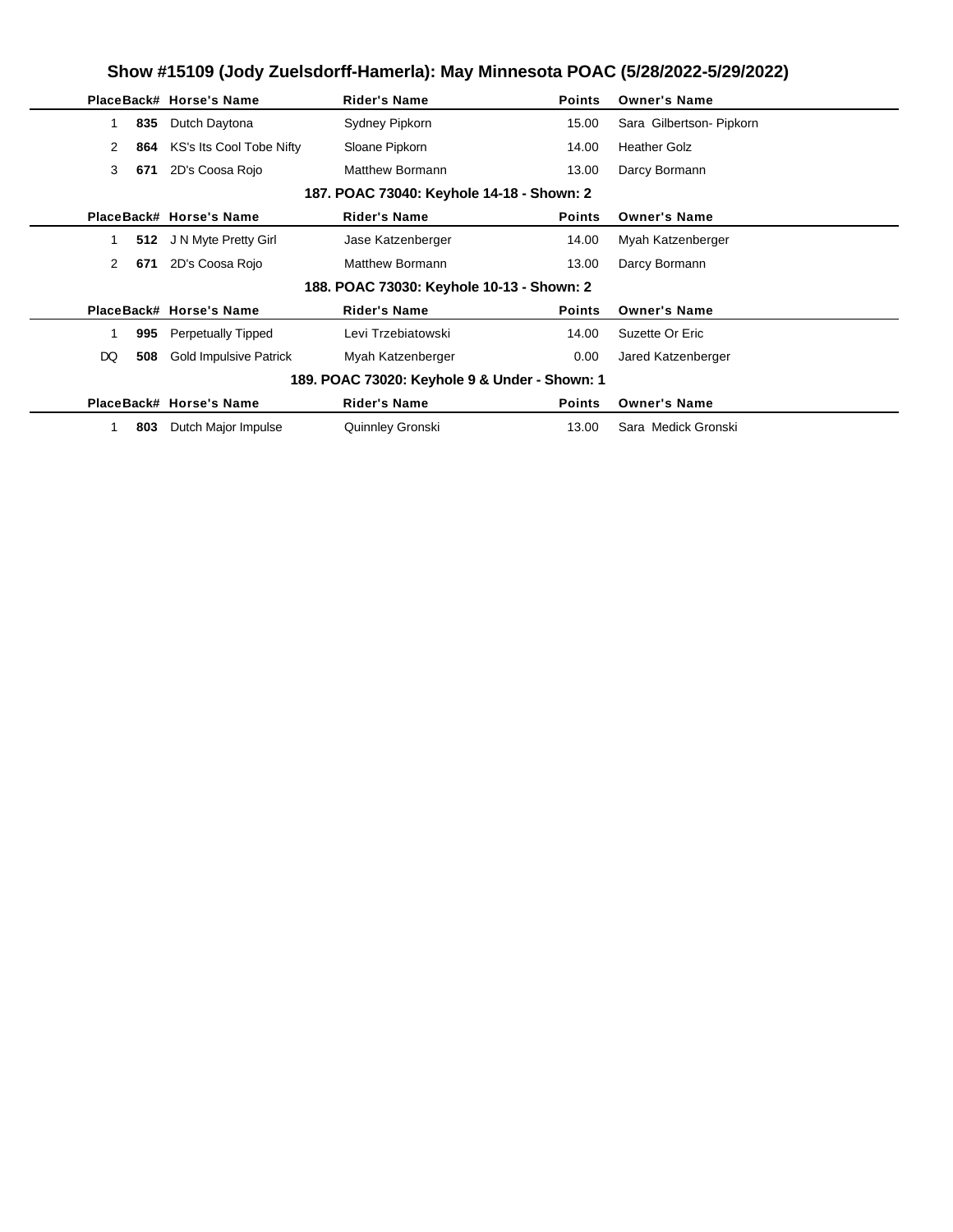# Show #15109 (Jody Zuelsdorff-Hamerla): May Minnesota POAC (5/28/2022-5/29/2022)

| Place | Back# | Horse's Name | Rider's Name | Points | Owner's Name |
|---|---|---|---|---|---|
| 1 | **835** | Dutch Daytona | Sydney Pipkorn | 15.00 | Sara Gilbertson- Pipkorn |
| 2 | **864** | KS's Its Cool Tobe Nifty | Sloane Pipkorn | 14.00 | Heather Golz |
| 3 | **671** | 2D's Coosa Rojo | Matthew Bormann | 13.00 | Darcy Bormann |

### 187. POAC 73040: Keyhole 14-18 - Shown: 2

| Place | Back# | Horse's Name | Rider's Name | Points | Owner's Name |
|---|---|---|---|---|---|
| 1 | **512** | J N Myte Pretty Girl | Jase Katzenberger | 14.00 | Myah Katzenberger |
| 2 | **671** | 2D's Coosa Rojo | Matthew Bormann | 13.00 | Darcy Bormann |

### 188. POAC 73030: Keyhole 10-13 - Shown: 2

| Place | Back# | Horse's Name | Rider's Name | Points | Owner's Name |
|---|---|---|---|---|---|
| 1 | **995** | Perpetually Tipped | Levi Trzebiatowski | 14.00 | Suzette Or Eric |
| DQ | **508** | Gold Impulsive Patrick | Myah Katzenberger | 0.00 | Jared Katzenberger |

### 189. POAC 73020: Keyhole 9 & Under - Shown: 1

| Place | Back# | Horse's Name | Rider's Name | Points | Owner's Name |
|---|---|---|---|---|---|
| 1 | **803** | Dutch Major Impulse | Quinnley Gronski | 13.00 | Sara Medick Gronski |